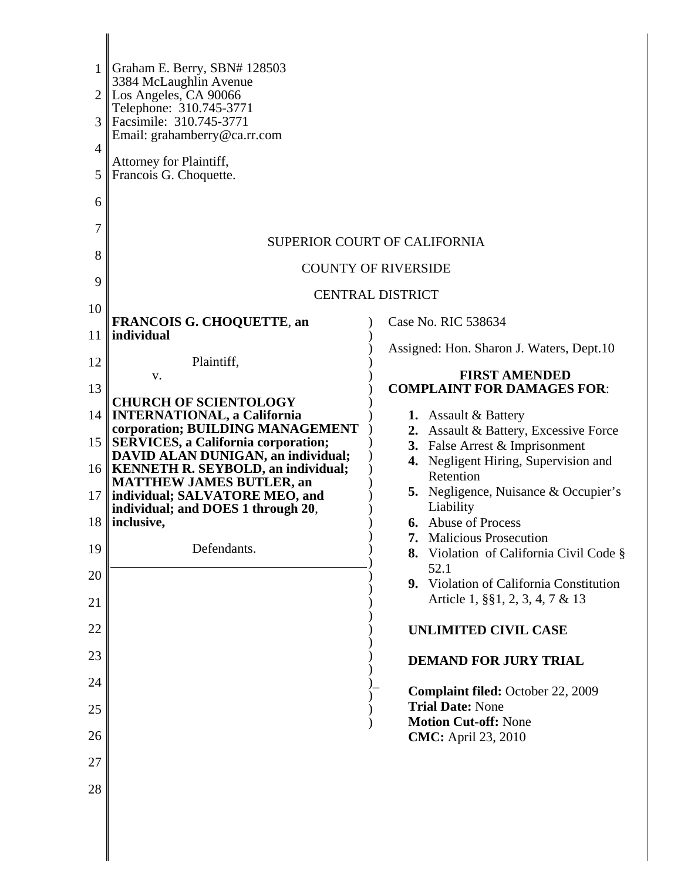Graham E. Berry, SBN# 128503
3384 McLaughlin Avenue
Los Angeles, CA 90066
Telephone: 310.745-3771
Facsimile: 310.745-3771
Email: grahamberry@ca.rr.com

Attorney for Plaintiff,
Francois G. Choquette.

SUPERIOR COURT OF CALIFORNIA

COUNTY OF RIVERSIDE

CENTRAL DISTRICT

**FRANCOIS G. CHOQUETTE**, **an individual**

Plaintiff,

v.

**CHURCH OF SCIENTOLOGY INTERNATIONAL, a California corporation; BUILDING MANAGEMENT SERVICES, a California corporation; DAVID ALAN DUNIGAN, an individual; KENNETH R. SEYBOLD, an individual; MATTHEW JAMES BUTLER, an individual; SALVATORE MEO, and individual; and DOES 1 through 20**, **inclusive,**

Defendants.

Case No. RIC 538634

Assigned: Hon. Sharon J. Waters, Dept.10

**FIRST AMENDED COMPLAINT FOR DAMAGES FOR**:

1. Assault & Battery
2. Assault & Battery, Excessive Force
3. False Arrest & Imprisonment
4. Negligent Hiring, Supervision and Retention
5. Negligence, Nuisance & Occupier's Liability
6. Abuse of Process
7. Malicious Prosecution
8. Violation of California Civil Code § 52.1
9. Violation of California Constitution Article 1, §§1, 2, 3, 4, 7 & 13

**UNLIMITED CIVIL CASE**

**DEMAND FOR JURY TRIAL**

**Complaint filed:** October 22, 2009
**Trial Date:** None
**Motion Cut-off:** None
**CMC:** April 23, 2010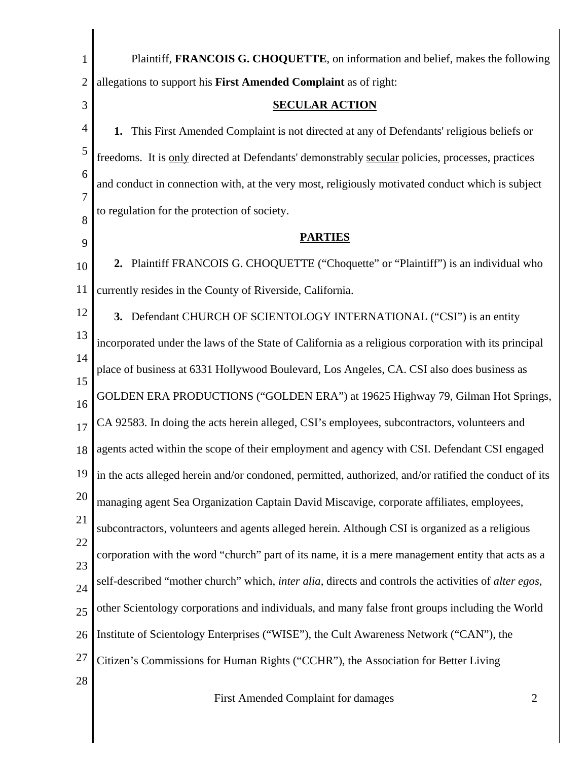Plaintiff, **FRANCOIS G. CHOQUETTE**, on information and belief, makes the following allegations to support his **First Amended Complaint** as of right:

## SECULAR ACTION

**1.** This First Amended Complaint is not directed at any of Defendants' religious beliefs or freedoms. It is only directed at Defendants' demonstrably secular policies, processes, practices and conduct in connection with, at the very most, religiously motivated conduct which is subject to regulation for the protection of society.

## PARTIES

**2.** Plaintiff FRANCOIS G. CHOQUETTE ("Choquette" or "Plaintiff") is an individual who currently resides in the County of Riverside, California.

**3.** Defendant CHURCH OF SCIENTOLOGY INTERNATIONAL ("CSI") is an entity incorporated under the laws of the State of California as a religious corporation with its principal place of business at 6331 Hollywood Boulevard, Los Angeles, CA. CSI also does business as GOLDEN ERA PRODUCTIONS ("GOLDEN ERA") at 19625 Highway 79, Gilman Hot Springs, CA 92583. In doing the acts herein alleged, CSI's employees, subcontractors, volunteers and agents acted within the scope of their employment and agency with CSI. Defendant CSI engaged in the acts alleged herein and/or condoned, permitted, authorized, and/or ratified the conduct of its managing agent Sea Organization Captain David Miscavige, corporate affiliates, employees, subcontractors, volunteers and agents alleged herein. Although CSI is organized as a religious corporation with the word "church" part of its name, it is a mere management entity that acts as a self-described "mother church" which, *inter alia*, directs and controls the activities of *alter egos*, other Scientology corporations and individuals, and many false front groups including the World Institute of Scientology Enterprises ("WISE"), the Cult Awareness Network ("CAN"), the Citizen's Commissions for Human Rights ("CCHR"), the Association for Better Living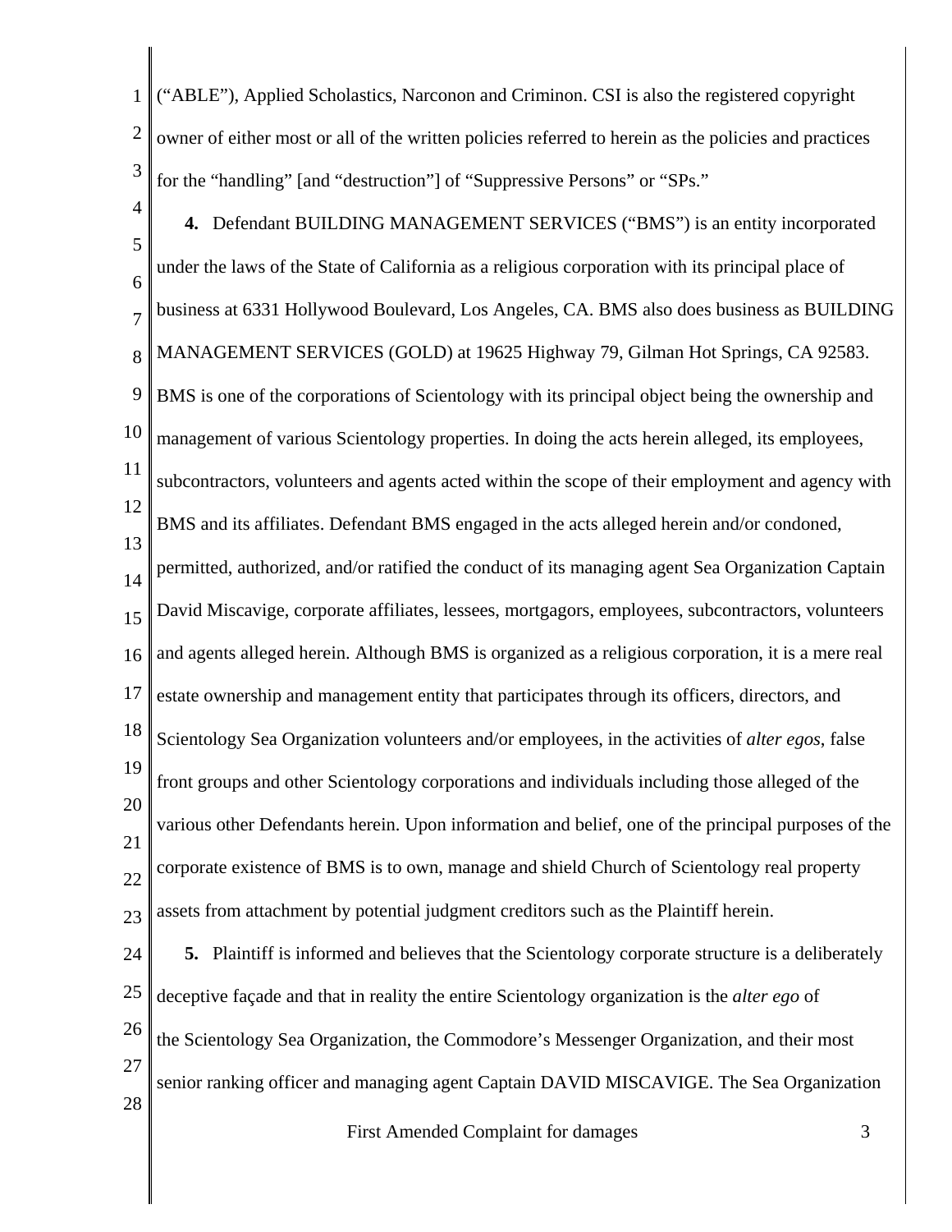("ABLE"), Applied Scholastics, Narconon and Criminon. CSI is also the registered copyright owner of either most or all of the written policies referred to herein as the policies and practices for the "handling" [and "destruction"] of "Suppressive Persons" or "SPs."

**4.** Defendant BUILDING MANAGEMENT SERVICES ("BMS") is an entity incorporated under the laws of the State of California as a religious corporation with its principal place of business at 6331 Hollywood Boulevard, Los Angeles, CA. BMS also does business as BUILDING MANAGEMENT SERVICES (GOLD) at 19625 Highway 79, Gilman Hot Springs, CA 92583. BMS is one of the corporations of Scientology with its principal object being the ownership and management of various Scientology properties. In doing the acts herein alleged, its employees, subcontractors, volunteers and agents acted within the scope of their employment and agency with BMS and its affiliates. Defendant BMS engaged in the acts alleged herein and/or condoned, permitted, authorized, and/or ratified the conduct of its managing agent Sea Organization Captain David Miscavige, corporate affiliates, lessees, mortgagors, employees, subcontractors, volunteers and agents alleged herein. Although BMS is organized as a religious corporation, it is a mere real estate ownership and management entity that participates through its officers, directors, and Scientology Sea Organization volunteers and/or employees, in the activities of *alter egos*, false front groups and other Scientology corporations and individuals including those alleged of the various other Defendants herein. Upon information and belief, one of the principal purposes of the corporate existence of BMS is to own, manage and shield Church of Scientology real property assets from attachment by potential judgment creditors such as the Plaintiff herein.

**5.** Plaintiff is informed and believes that the Scientology corporate structure is a deliberately deceptive façade and that in reality the entire Scientology organization is the *alter ego* of the Scientology Sea Organization, the Commodore's Messenger Organization, and their most senior ranking officer and managing agent Captain DAVID MISCAVIGE. The Sea Organization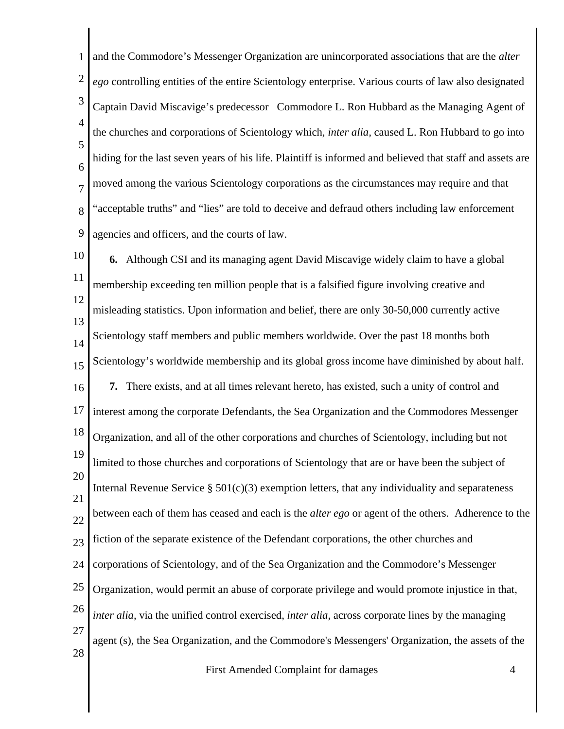and the Commodore's Messenger Organization are unincorporated associations that are the *alter ego* controlling entities of the entire Scientology enterprise. Various courts of law also designated Captain David Miscavige's predecessor Commodore L. Ron Hubbard as the Managing Agent of the churches and corporations of Scientology which, *inter alia*, caused L. Ron Hubbard to go into hiding for the last seven years of his life. Plaintiff is informed and believed that staff and assets are moved among the various Scientology corporations as the circumstances may require and that "acceptable truths" and "lies" are told to deceive and defraud others including law enforcement agencies and officers, and the courts of law.

**6.** Although CSI and its managing agent David Miscavige widely claim to have a global membership exceeding ten million people that is a falsified figure involving creative and misleading statistics. Upon information and belief, there are only 30-50,000 currently active Scientology staff members and public members worldwide. Over the past 18 months both Scientology's worldwide membership and its global gross income have diminished by about half.

**7.** There exists, and at all times relevant hereto, has existed, such a unity of control and interest among the corporate Defendants, the Sea Organization and the Commodores Messenger Organization, and all of the other corporations and churches of Scientology, including but not limited to those churches and corporations of Scientology that are or have been the subject of Internal Revenue Service § 501(c)(3) exemption letters, that any individuality and separateness between each of them has ceased and each is the *alter ego* or agent of the others. Adherence to the fiction of the separate existence of the Defendant corporations, the other churches and corporations of Scientology, and of the Sea Organization and the Commodore's Messenger Organization, would permit an abuse of corporate privilege and would promote injustice in that, *inter alia*, via the unified control exercised, *inter alia*, across corporate lines by the managing agent (s), the Sea Organization, and the Commodore's Messengers' Organization, the assets of the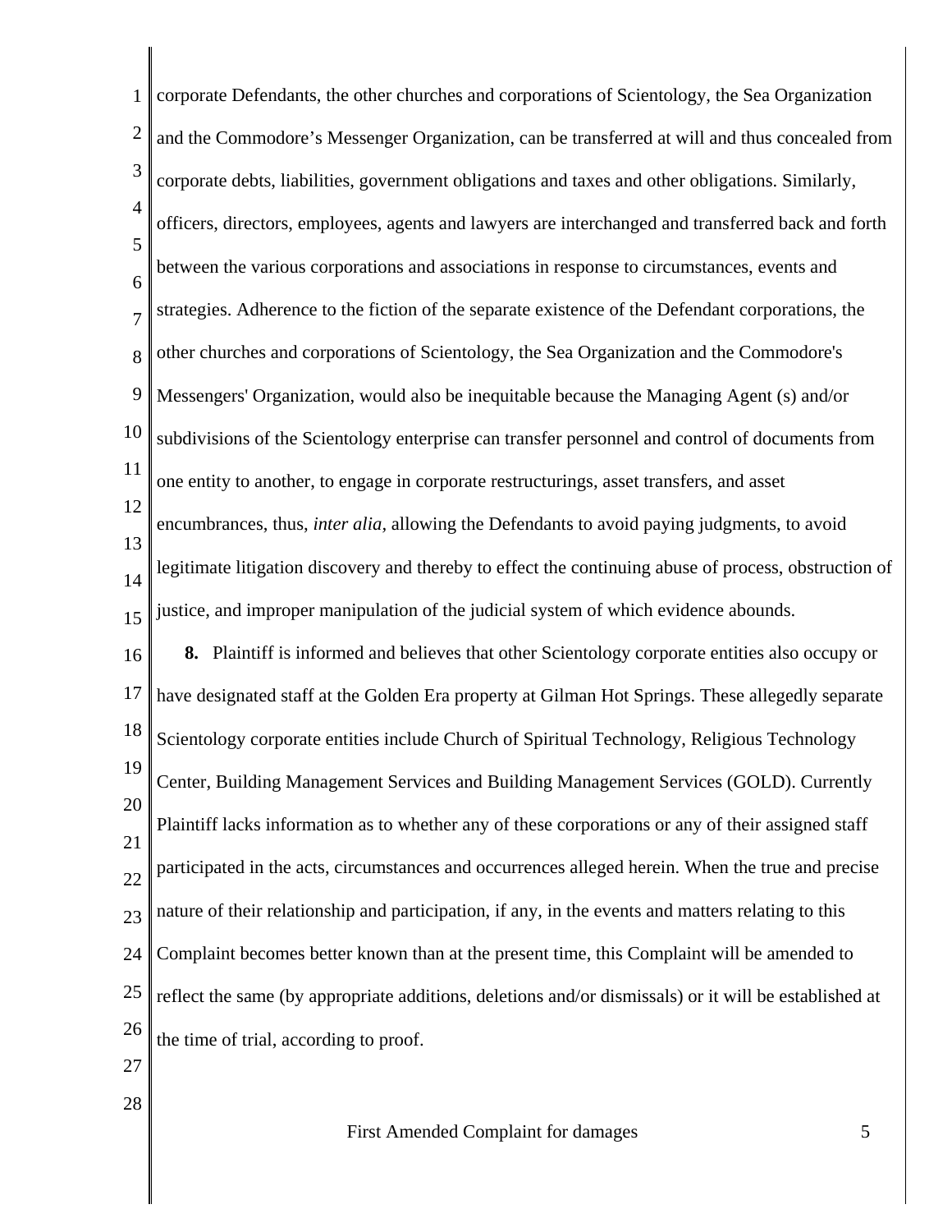corporate Defendants, the other churches and corporations of Scientology, the Sea Organization and the Commodore's Messenger Organization, can be transferred at will and thus concealed from corporate debts, liabilities, government obligations and taxes and other obligations. Similarly, officers, directors, employees, agents and lawyers are interchanged and transferred back and forth between the various corporations and associations in response to circumstances, events and strategies. Adherence to the fiction of the separate existence of the Defendant corporations, the other churches and corporations of Scientology, the Sea Organization and the Commodore's Messengers' Organization, would also be inequitable because the Managing Agent (s) and/or subdivisions of the Scientology enterprise can transfer personnel and control of documents from one entity to another, to engage in corporate restructurings, asset transfers, and asset encumbrances, thus, *inter alia,* allowing the Defendants to avoid paying judgments, to avoid legitimate litigation discovery and thereby to effect the continuing abuse of process, obstruction of justice, and improper manipulation of the judicial system of which evidence abounds.

**8.** Plaintiff is informed and believes that other Scientology corporate entities also occupy or have designated staff at the Golden Era property at Gilman Hot Springs. These allegedly separate Scientology corporate entities include Church of Spiritual Technology, Religious Technology Center, Building Management Services and Building Management Services (GOLD). Currently Plaintiff lacks information as to whether any of these corporations or any of their assigned staff participated in the acts, circumstances and occurrences alleged herein. When the true and precise nature of their relationship and participation, if any, in the events and matters relating to this Complaint becomes better known than at the present time, this Complaint will be amended to reflect the same (by appropriate additions, deletions and/or dismissals) or it will be established at the time of trial, according to proof.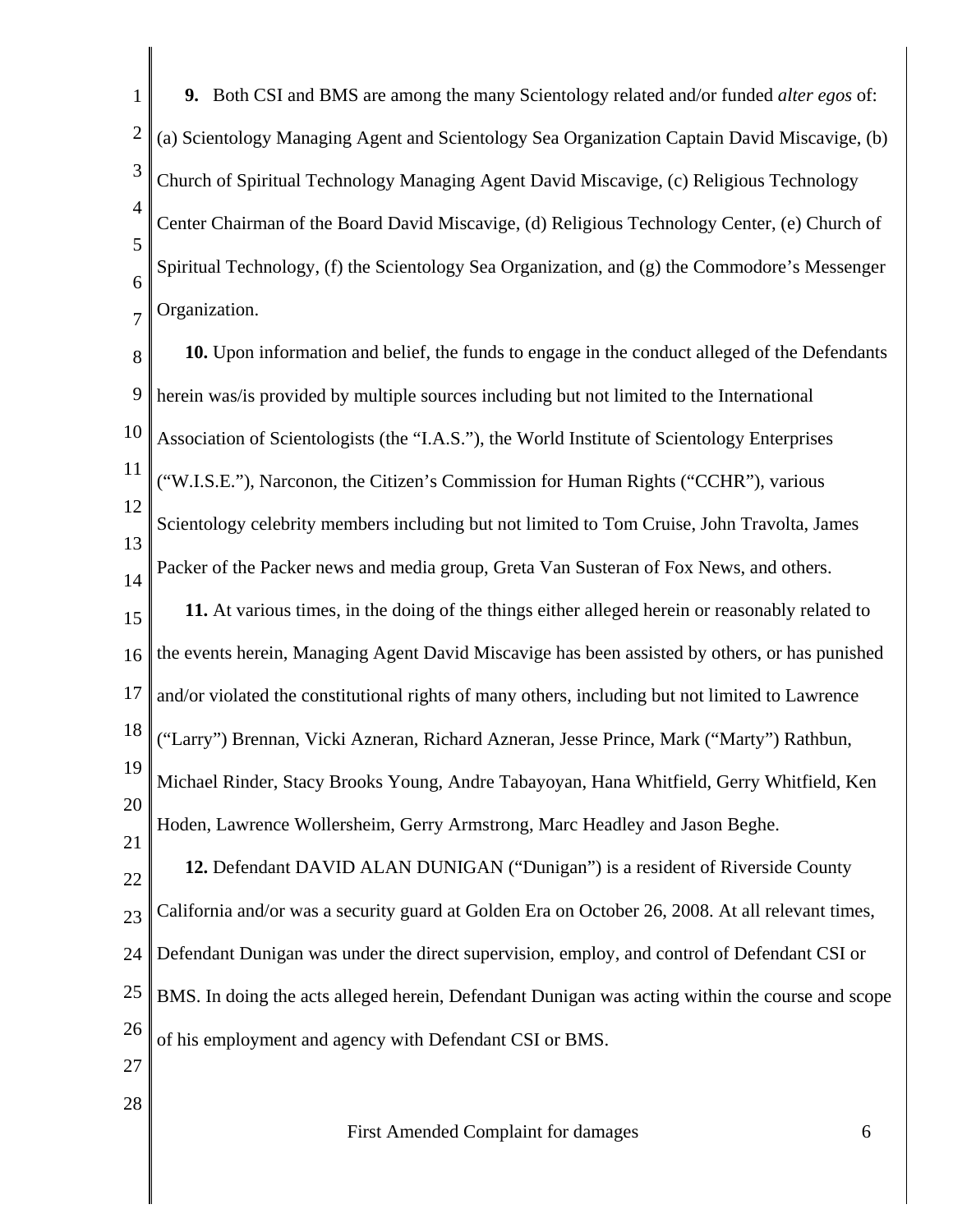**9.** Both CSI and BMS are among the many Scientology related and/or funded *alter egos* of: (a) Scientology Managing Agent and Scientology Sea Organization Captain David Miscavige, (b) Church of Spiritual Technology Managing Agent David Miscavige, (c) Religious Technology Center Chairman of the Board David Miscavige, (d) Religious Technology Center, (e) Church of Spiritual Technology, (f) the Scientology Sea Organization, and (g) the Commodore's Messenger Organization.

**10.** Upon information and belief, the funds to engage in the conduct alleged of the Defendants herein was/is provided by multiple sources including but not limited to the International Association of Scientologists (the "I.A.S."), the World Institute of Scientology Enterprises ("W.I.S.E."), Narconon, the Citizen's Commission for Human Rights ("CCHR"), various Scientology celebrity members including but not limited to Tom Cruise, John Travolta, James Packer of the Packer news and media group, Greta Van Susteran of Fox News, and others.

**11.** At various times, in the doing of the things either alleged herein or reasonably related to the events herein, Managing Agent David Miscavige has been assisted by others, or has punished and/or violated the constitutional rights of many others, including but not limited to Lawrence ("Larry") Brennan, Vicki Azneran, Richard Azneran, Jesse Prince, Mark ("Marty") Rathbun, Michael Rinder, Stacy Brooks Young, Andre Tabayoyan, Hana Whitfield, Gerry Whitfield, Ken Hoden, Lawrence Wollersheim, Gerry Armstrong, Marc Headley and Jason Beghe.

**12.** Defendant DAVID ALAN DUNIGAN ("Dunigan") is a resident of Riverside County California and/or was a security guard at Golden Era on October 26, 2008. At all relevant times, Defendant Dunigan was under the direct supervision, employ, and control of Defendant CSI or BMS. In doing the acts alleged herein, Defendant Dunigan was acting within the course and scope of his employment and agency with Defendant CSI or BMS.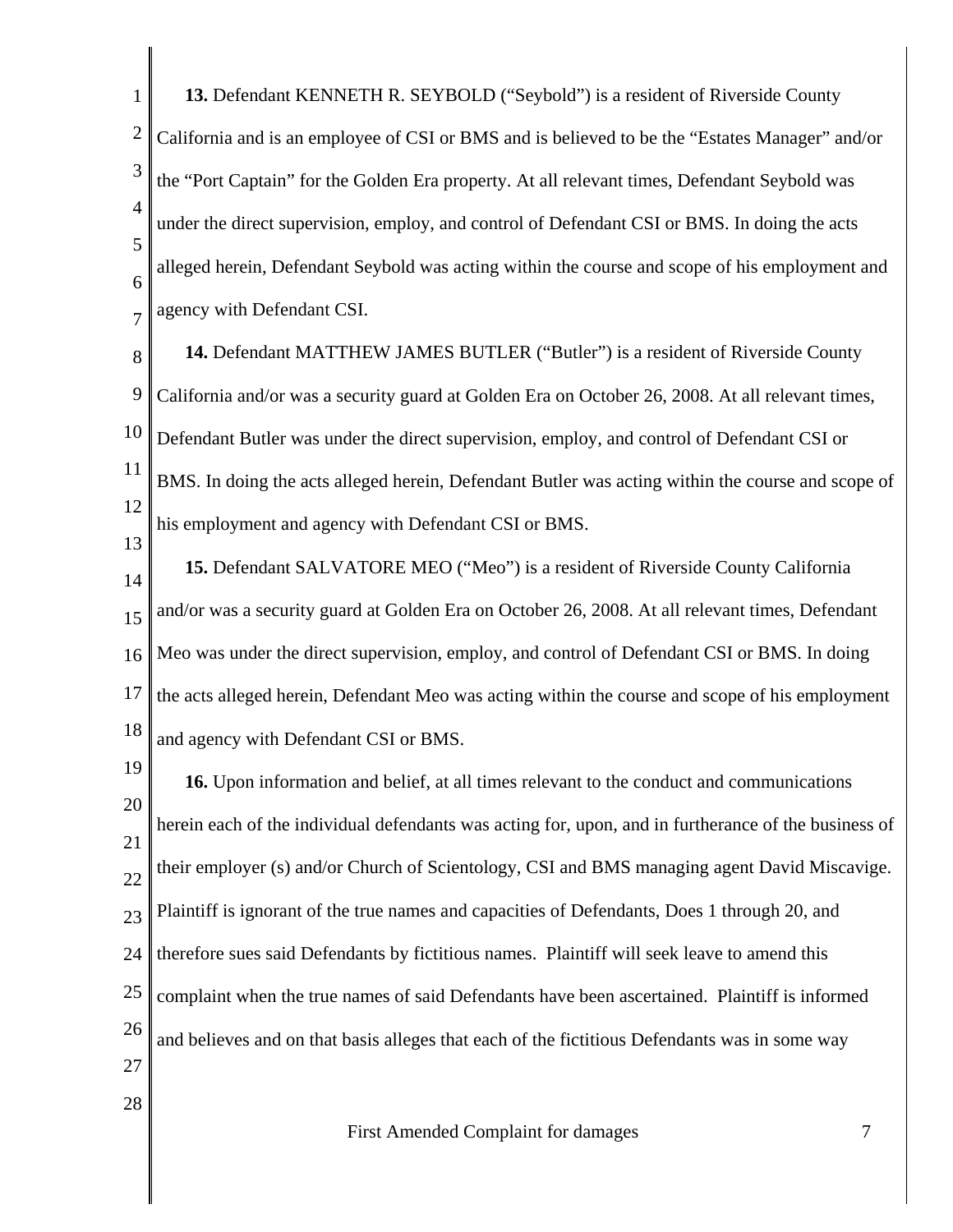**13.** Defendant KENNETH R. SEYBOLD ("Seybold") is a resident of Riverside County California and is an employee of CSI or BMS and is believed to be the "Estates Manager" and/or the "Port Captain" for the Golden Era property. At all relevant times, Defendant Seybold was under the direct supervision, employ, and control of Defendant CSI or BMS. In doing the acts alleged herein, Defendant Seybold was acting within the course and scope of his employment and agency with Defendant CSI.

**14.** Defendant MATTHEW JAMES BUTLER ("Butler") is a resident of Riverside County California and/or was a security guard at Golden Era on October 26, 2008. At all relevant times, Defendant Butler was under the direct supervision, employ, and control of Defendant CSI or BMS. In doing the acts alleged herein, Defendant Butler was acting within the course and scope of his employment and agency with Defendant CSI or BMS.

**15.** Defendant SALVATORE MEO ("Meo") is a resident of Riverside County California and/or was a security guard at Golden Era on October 26, 2008. At all relevant times, Defendant Meo was under the direct supervision, employ, and control of Defendant CSI or BMS. In doing the acts alleged herein, Defendant Meo was acting within the course and scope of his employment and agency with Defendant CSI or BMS.

**16.** Upon information and belief, at all times relevant to the conduct and communications herein each of the individual defendants was acting for, upon, and in furtherance of the business of their employer (s) and/or Church of Scientology, CSI and BMS managing agent David Miscavige. Plaintiff is ignorant of the true names and capacities of Defendants, Does 1 through 20, and therefore sues said Defendants by fictitious names. Plaintiff will seek leave to amend this complaint when the true names of said Defendants have been ascertained. Plaintiff is informed and believes and on that basis alleges that each of the fictitious Defendants was in some way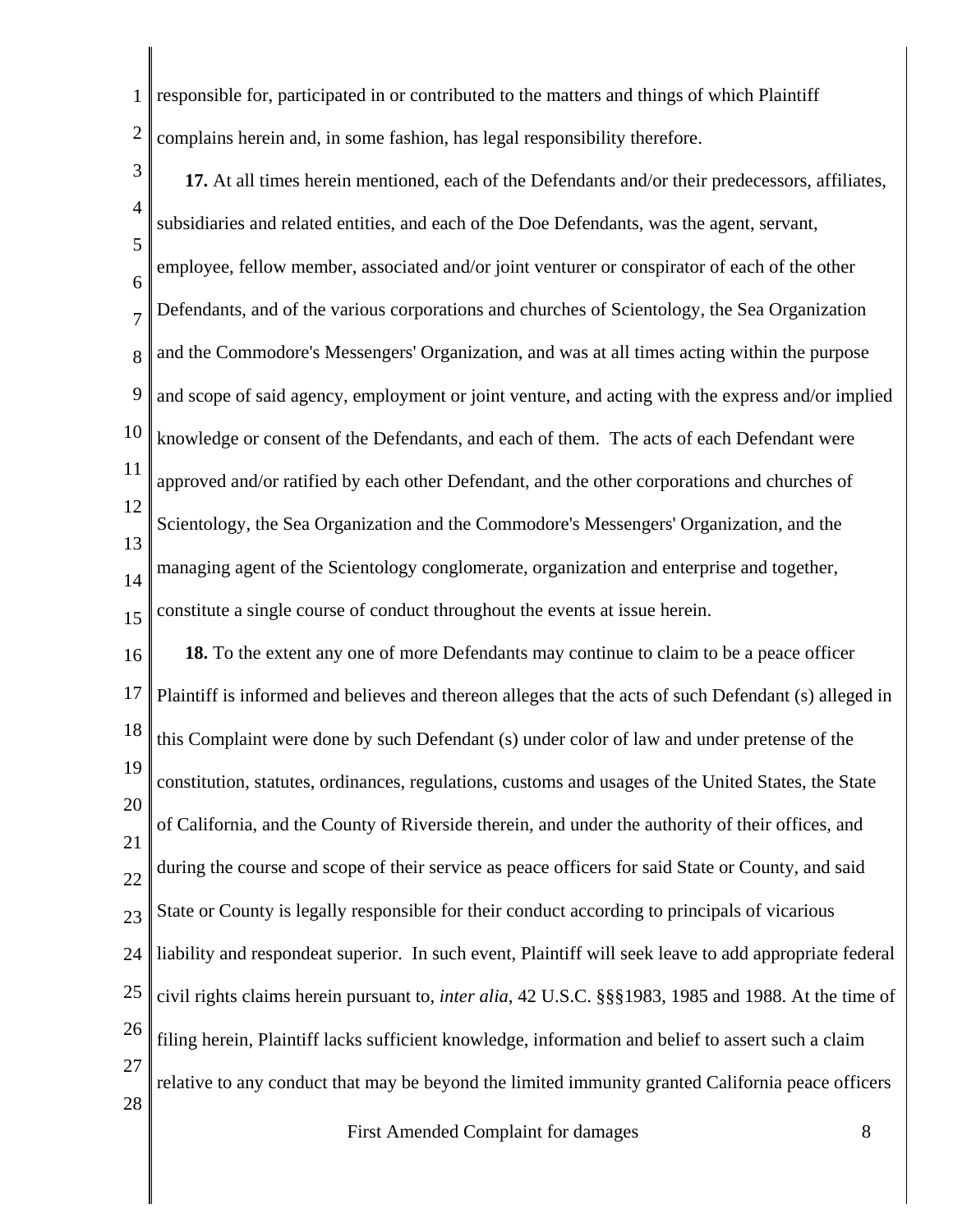responsible for, participated in or contributed to the matters and things of which Plaintiff complains herein and, in some fashion, has legal responsibility therefore.

**17.** At all times herein mentioned, each of the Defendants and/or their predecessors, affiliates, subsidiaries and related entities, and each of the Doe Defendants, was the agent, servant, employee, fellow member, associated and/or joint venturer or conspirator of each of the other Defendants, and of the various corporations and churches of Scientology, the Sea Organization and the Commodore's Messengers' Organization, and was at all times acting within the purpose and scope of said agency, employment or joint venture, and acting with the express and/or implied knowledge or consent of the Defendants, and each of them. The acts of each Defendant were approved and/or ratified by each other Defendant, and the other corporations and churches of Scientology, the Sea Organization and the Commodore's Messengers' Organization, and the managing agent of the Scientology conglomerate, organization and enterprise and together, constitute a single course of conduct throughout the events at issue herein.

**18.** To the extent any one of more Defendants may continue to claim to be a peace officer Plaintiff is informed and believes and thereon alleges that the acts of such Defendant (s) alleged in this Complaint were done by such Defendant (s) under color of law and under pretense of the constitution, statutes, ordinances, regulations, customs and usages of the United States, the State of California, and the County of Riverside therein, and under the authority of their offices, and during the course and scope of their service as peace officers for said State or County, and said State or County is legally responsible for their conduct according to principals of vicarious liability and respondeat superior. In such event, Plaintiff will seek leave to add appropriate federal civil rights claims herein pursuant to, *inter alia*, 42 U.S.C. §§§1983, 1985 and 1988. At the time of filing herein, Plaintiff lacks sufficient knowledge, information and belief to assert such a claim relative to any conduct that may be beyond the limited immunity granted California peace officers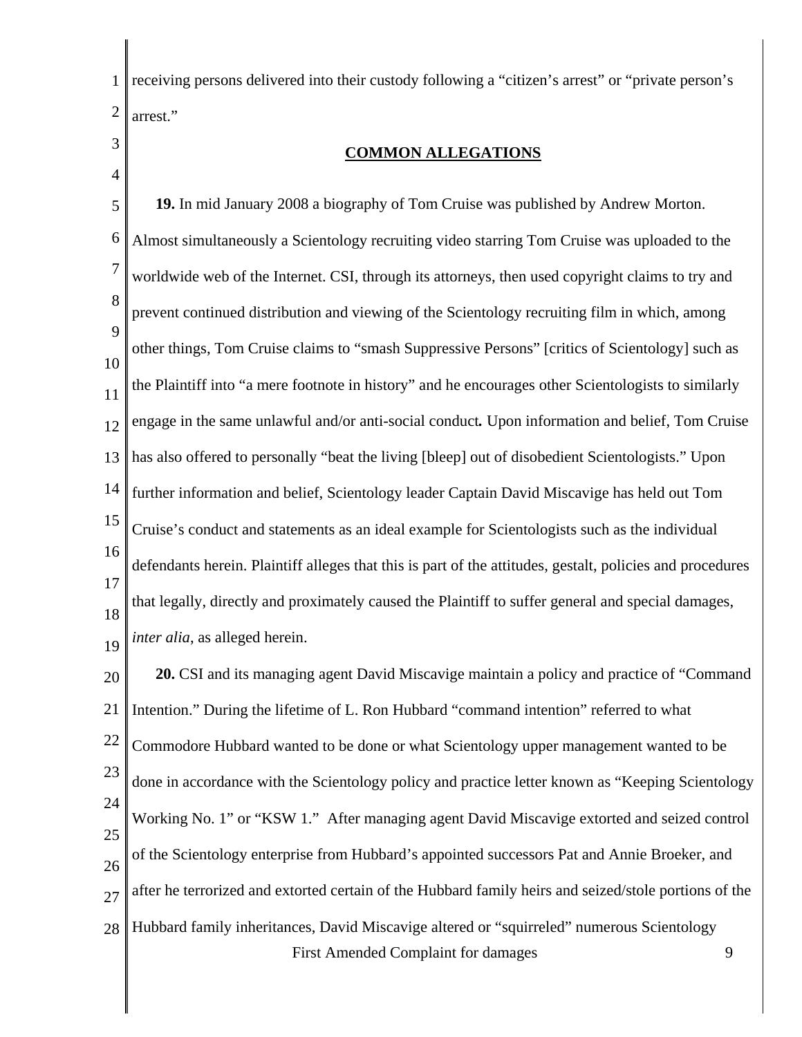receiving persons delivered into their custody following a "citizen's arrest" or "private person's arrest."

## COMMON ALLEGATIONS

**19.** In mid January 2008 a biography of Tom Cruise was published by Andrew Morton. Almost simultaneously a Scientology recruiting video starring Tom Cruise was uploaded to the worldwide web of the Internet. CSI, through its attorneys, then used copyright claims to try and prevent continued distribution and viewing of the Scientology recruiting film in which, among other things, Tom Cruise claims to "smash Suppressive Persons" [critics of Scientology] such as the Plaintiff into "a mere footnote in history" and he encourages other Scientologists to similarly engage in the same unlawful and/or anti-social conduct**.** Upon information and belief, Tom Cruise has also offered to personally "beat the living [bleep] out of disobedient Scientologists." Upon further information and belief, Scientology leader Captain David Miscavige has held out Tom Cruise's conduct and statements as an ideal example for Scientologists such as the individual defendants herein. Plaintiff alleges that this is part of the attitudes, gestalt, policies and procedures that legally, directly and proximately caused the Plaintiff to suffer general and special damages, *inter alia*, as alleged herein.

**20.** CSI and its managing agent David Miscavige maintain a policy and practice of "Command Intention." During the lifetime of L. Ron Hubbard "command intention" referred to what Commodore Hubbard wanted to be done or what Scientology upper management wanted to be done in accordance with the Scientology policy and practice letter known as "Keeping Scientology Working No. 1" or "KSW 1." After managing agent David Miscavige extorted and seized control of the Scientology enterprise from Hubbard's appointed successors Pat and Annie Broeker, and after he terrorized and extorted certain of the Hubbard family heirs and seized/stole portions of the Hubbard family inheritances, David Miscavige altered or "squirreled" numerous Scientology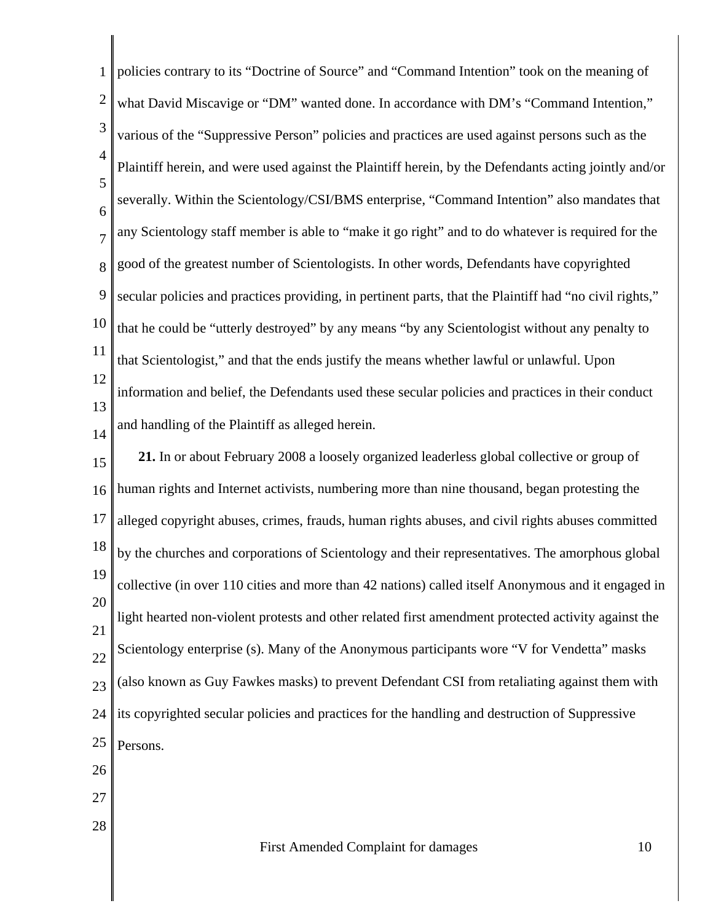policies contrary to its "Doctrine of Source" and "Command Intention" took on the meaning of what David Miscavige or "DM" wanted done. In accordance with DM's "Command Intention," various of the "Suppressive Person" policies and practices are used against persons such as the Plaintiff herein, and were used against the Plaintiff herein, by the Defendants acting jointly and/or severally. Within the Scientology/CSI/BMS enterprise, "Command Intention" also mandates that any Scientology staff member is able to "make it go right" and to do whatever is required for the good of the greatest number of Scientologists. In other words, Defendants have copyrighted secular policies and practices providing, in pertinent parts, that the Plaintiff had "no civil rights," that he could be "utterly destroyed" by any means "by any Scientologist without any penalty to that Scientologist," and that the ends justify the means whether lawful or unlawful. Upon information and belief, the Defendants used these secular policies and practices in their conduct and handling of the Plaintiff as alleged herein.

**21.** In or about February 2008 a loosely organized leaderless global collective or group of human rights and Internet activists, numbering more than nine thousand, began protesting the alleged copyright abuses, crimes, frauds, human rights abuses, and civil rights abuses committed by the churches and corporations of Scientology and their representatives. The amorphous global collective (in over 110 cities and more than 42 nations) called itself Anonymous and it engaged in light hearted non-violent protests and other related first amendment protected activity against the Scientology enterprise (s). Many of the Anonymous participants wore "V for Vendetta" masks (also known as Guy Fawkes masks) to prevent Defendant CSI from retaliating against them with its copyrighted secular policies and practices for the handling and destruction of Suppressive Persons.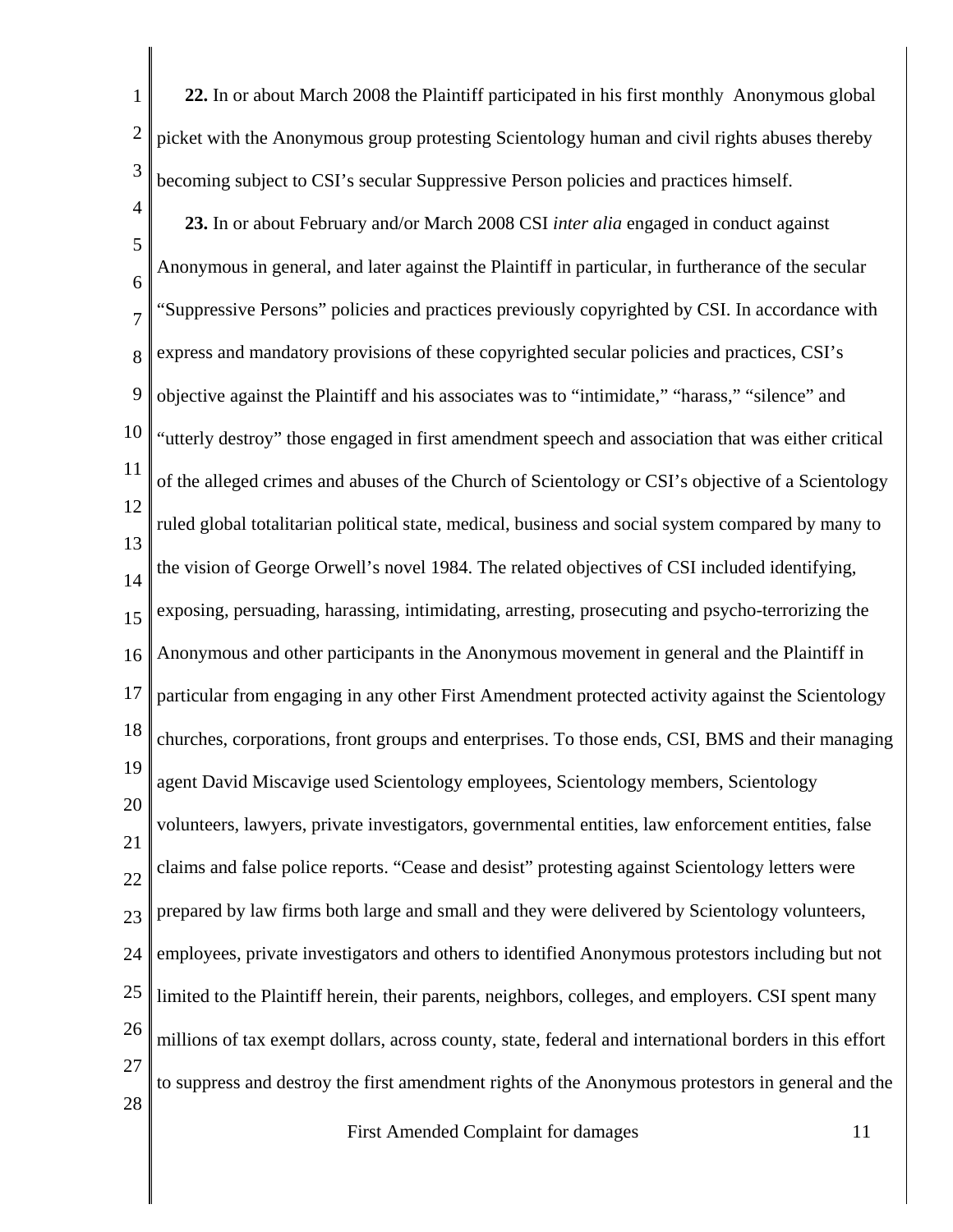**22.** In or about March 2008 the Plaintiff participated in his first monthly Anonymous global picket with the Anonymous group protesting Scientology human and civil rights abuses thereby becoming subject to CSI's secular Suppressive Person policies and practices himself.

**23.** In or about February and/or March 2008 CSI *inter alia* engaged in conduct against Anonymous in general, and later against the Plaintiff in particular, in furtherance of the secular "Suppressive Persons" policies and practices previously copyrighted by CSI. In accordance with express and mandatory provisions of these copyrighted secular policies and practices, CSI's objective against the Plaintiff and his associates was to "intimidate," "harass," "silence" and "utterly destroy" those engaged in first amendment speech and association that was either critical of the alleged crimes and abuses of the Church of Scientology or CSI's objective of a Scientology ruled global totalitarian political state, medical, business and social system compared by many to the vision of George Orwell's novel 1984. The related objectives of CSI included identifying, exposing, persuading, harassing, intimidating, arresting, prosecuting and psycho-terrorizing the Anonymous and other participants in the Anonymous movement in general and the Plaintiff in particular from engaging in any other First Amendment protected activity against the Scientology churches, corporations, front groups and enterprises. To those ends, CSI, BMS and their managing agent David Miscavige used Scientology employees, Scientology members, Scientology volunteers, lawyers, private investigators, governmental entities, law enforcement entities, false claims and false police reports. "Cease and desist" protesting against Scientology letters were prepared by law firms both large and small and they were delivered by Scientology volunteers, employees, private investigators and others to identified Anonymous protestors including but not limited to the Plaintiff herein, their parents, neighbors, colleges, and employers. CSI spent many millions of tax exempt dollars, across county, state, federal and international borders in this effort to suppress and destroy the first amendment rights of the Anonymous protestors in general and the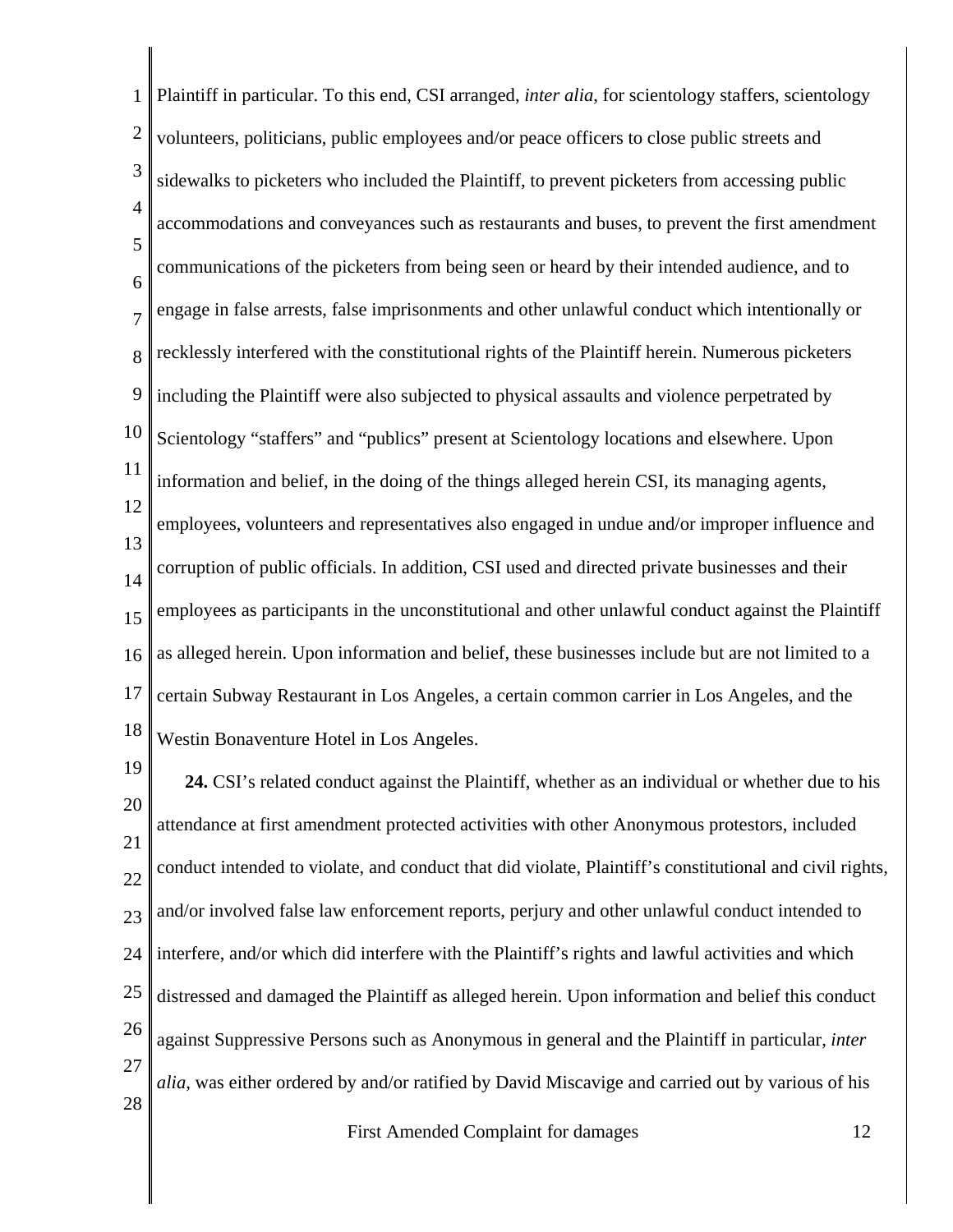Plaintiff in particular. To this end, CSI arranged, *inter alia*, for scientology staffers, scientology volunteers, politicians, public employees and/or peace officers to close public streets and sidewalks to picketers who included the Plaintiff, to prevent picketers from accessing public accommodations and conveyances such as restaurants and buses, to prevent the first amendment communications of the picketers from being seen or heard by their intended audience, and to engage in false arrests, false imprisonments and other unlawful conduct which intentionally or recklessly interfered with the constitutional rights of the Plaintiff herein. Numerous picketers including the Plaintiff were also subjected to physical assaults and violence perpetrated by Scientology "staffers" and "publics" present at Scientology locations and elsewhere. Upon information and belief, in the doing of the things alleged herein CSI, its managing agents, employees, volunteers and representatives also engaged in undue and/or improper influence and corruption of public officials. In addition, CSI used and directed private businesses and their employees as participants in the unconstitutional and other unlawful conduct against the Plaintiff as alleged herein. Upon information and belief, these businesses include but are not limited to a certain Subway Restaurant in Los Angeles, a certain common carrier in Los Angeles, and the Westin Bonaventure Hotel in Los Angeles.

**24.** CSI's related conduct against the Plaintiff, whether as an individual or whether due to his attendance at first amendment protected activities with other Anonymous protestors, included conduct intended to violate, and conduct that did violate, Plaintiff's constitutional and civil rights, and/or involved false law enforcement reports, perjury and other unlawful conduct intended to interfere, and/or which did interfere with the Plaintiff's rights and lawful activities and which distressed and damaged the Plaintiff as alleged herein. Upon information and belief this conduct against Suppressive Persons such as Anonymous in general and the Plaintiff in particular, *inter alia*, was either ordered by and/or ratified by David Miscavige and carried out by various of his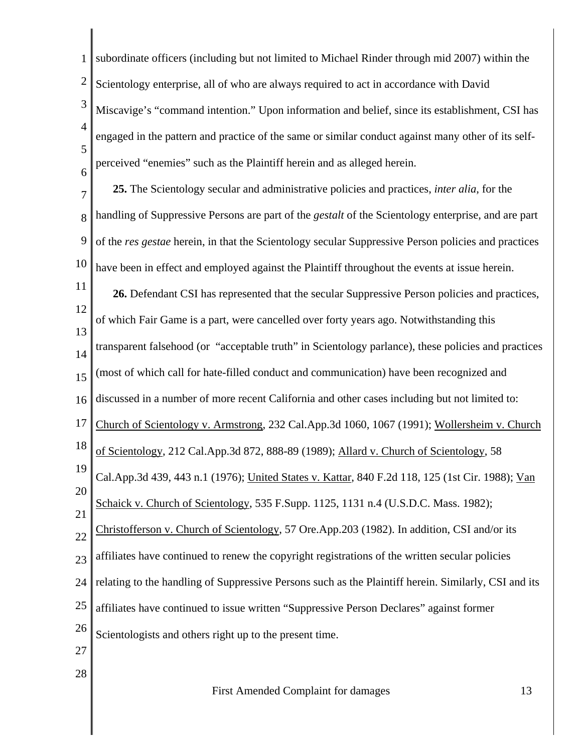subordinate officers (including but not limited to Michael Rinder through mid 2007) within the Scientology enterprise, all of who are always required to act in accordance with David Miscavige's "command intention." Upon information and belief, since its establishment, CSI has engaged in the pattern and practice of the same or similar conduct against many other of its self-perceived "enemies" such as the Plaintiff herein and as alleged herein.

**25.** The Scientology secular and administrative policies and practices, *inter alia*, for the handling of Suppressive Persons are part of the *gestalt* of the Scientology enterprise, and are part of the *res gestae* herein, in that the Scientology secular Suppressive Person policies and practices have been in effect and employed against the Plaintiff throughout the events at issue herein.

**26.** Defendant CSI has represented that the secular Suppressive Person policies and practices, of which Fair Game is a part, were cancelled over forty years ago. Notwithstanding this transparent falsehood (or "acceptable truth" in Scientology parlance), these policies and practices (most of which call for hate-filled conduct and communication) have been recognized and discussed in a number of more recent California and other cases including but not limited to: Church of Scientology v. Armstrong, 232 Cal.App.3d 1060, 1067 (1991); Wollersheim v. Church of Scientology, 212 Cal.App.3d 872, 888-89 (1989); Allard v. Church of Scientology, 58 Cal.App.3d 439, 443 n.1 (1976); United States v. Kattar, 840 F.2d 118, 125 (1st Cir. 1988); Van Schaick v. Church of Scientology, 535 F.Supp. 1125, 1131 n.4 (U.S.D.C. Mass. 1982); Christofferson v. Church of Scientology, 57 Ore.App.203 (1982). In addition, CSI and/or its affiliates have continued to renew the copyright registrations of the written secular policies relating to the handling of Suppressive Persons such as the Plaintiff herein. Similarly, CSI and its affiliates have continued to issue written "Suppressive Person Declares" against former Scientologists and others right up to the present time.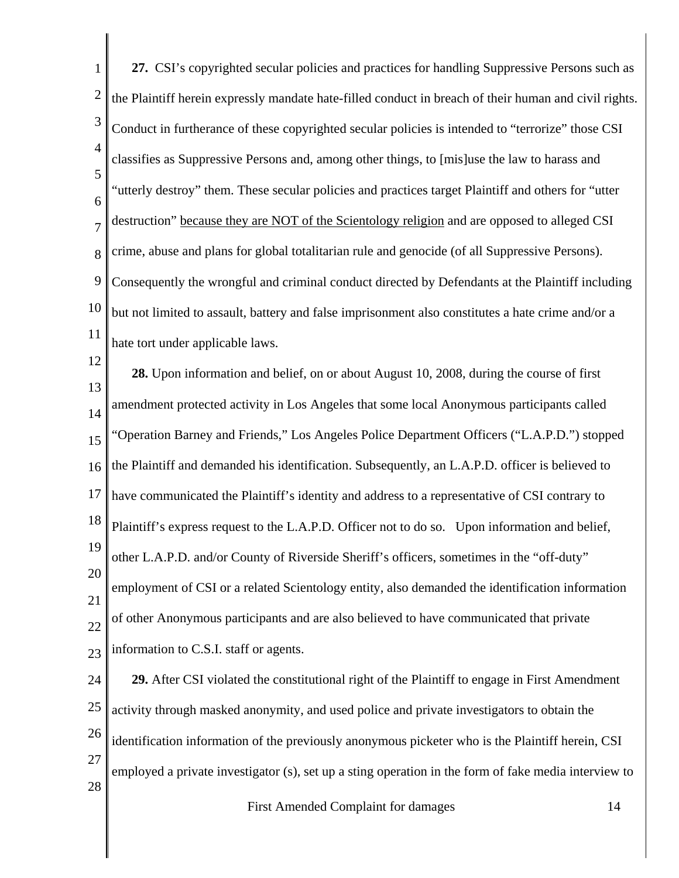**27.** CSI's copyrighted secular policies and practices for handling Suppressive Persons such as the Plaintiff herein expressly mandate hate-filled conduct in breach of their human and civil rights. Conduct in furtherance of these copyrighted secular policies is intended to "terrorize" those CSI classifies as Suppressive Persons and, among other things, to [mis]use the law to harass and "utterly destroy" them. These secular policies and practices target Plaintiff and others for "utter destruction" <u>because they are NOT of the Scientology religion</u> and are opposed to alleged CSI crime, abuse and plans for global totalitarian rule and genocide (of all Suppressive Persons). Consequently the wrongful and criminal conduct directed by Defendants at the Plaintiff including but not limited to assault, battery and false imprisonment also constitutes a hate crime and/or a hate tort under applicable laws.

**28.** Upon information and belief, on or about August 10, 2008, during the course of first amendment protected activity in Los Angeles that some local Anonymous participants called "Operation Barney and Friends," Los Angeles Police Department Officers ("L.A.P.D.") stopped the Plaintiff and demanded his identification. Subsequently, an L.A.P.D. officer is believed to have communicated the Plaintiff's identity and address to a representative of CSI contrary to Plaintiff's express request to the L.A.P.D. Officer not to do so. Upon information and belief, other L.A.P.D. and/or County of Riverside Sheriff's officers, sometimes in the "off-duty" employment of CSI or a related Scientology entity, also demanded the identification information of other Anonymous participants and are also believed to have communicated that private information to C.S.I. staff or agents.

**29.** After CSI violated the constitutional right of the Plaintiff to engage in First Amendment activity through masked anonymity, and used police and private investigators to obtain the identification information of the previously anonymous picketer who is the Plaintiff herein, CSI employed a private investigator (s), set up a sting operation in the form of fake media interview to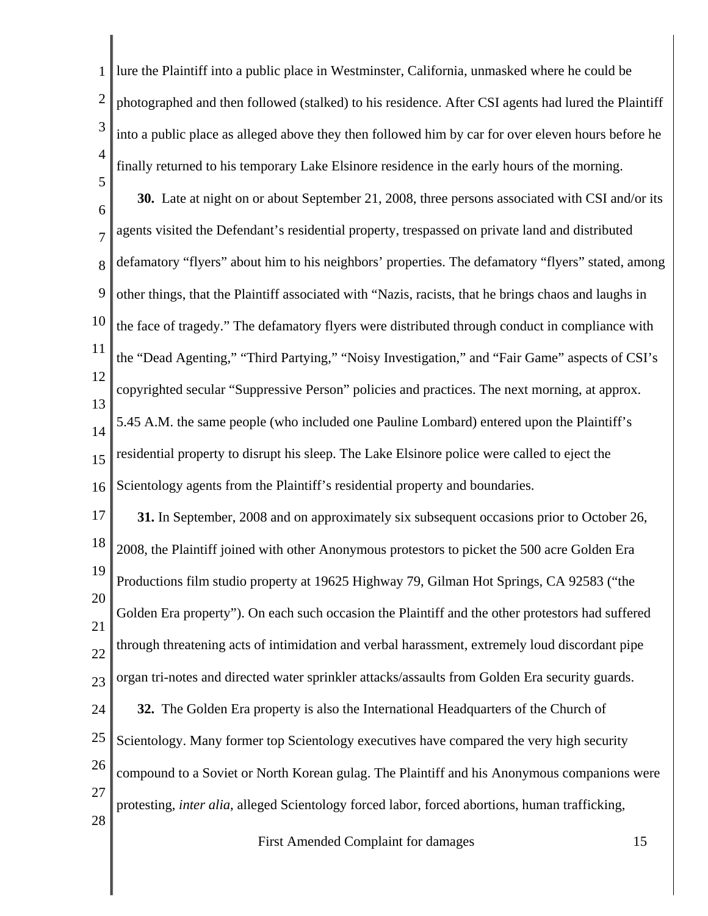lure the Plaintiff into a public place in Westminster, California, unmasked where he could be photographed and then followed (stalked) to his residence. After CSI agents had lured the Plaintiff into a public place as alleged above they then followed him by car for over eleven hours before he finally returned to his temporary Lake Elsinore residence in the early hours of the morning.

**30.** Late at night on or about September 21, 2008, three persons associated with CSI and/or its agents visited the Defendant's residential property, trespassed on private land and distributed defamatory "flyers" about him to his neighbors' properties. The defamatory "flyers" stated, among other things, that the Plaintiff associated with "Nazis, racists, that he brings chaos and laughs in the face of tragedy." The defamatory flyers were distributed through conduct in compliance with the "Dead Agenting," "Third Partying," "Noisy Investigation," and "Fair Game" aspects of CSI's copyrighted secular "Suppressive Person" policies and practices. The next morning, at approx. 5.45 A.M. the same people (who included one Pauline Lombard) entered upon the Plaintiff's residential property to disrupt his sleep. The Lake Elsinore police were called to eject the Scientology agents from the Plaintiff's residential property and boundaries.

**31.** In September, 2008 and on approximately six subsequent occasions prior to October 26, 2008, the Plaintiff joined with other Anonymous protestors to picket the 500 acre Golden Era Productions film studio property at 19625 Highway 79, Gilman Hot Springs, CA 92583 ("the Golden Era property"). On each such occasion the Plaintiff and the other protestors had suffered through threatening acts of intimidation and verbal harassment, extremely loud discordant pipe organ tri-notes and directed water sprinkler attacks/assaults from Golden Era security guards.

**32.** The Golden Era property is also the International Headquarters of the Church of Scientology. Many former top Scientology executives have compared the very high security compound to a Soviet or North Korean gulag. The Plaintiff and his Anonymous companions were protesting, *inter alia*, alleged Scientology forced labor, forced abortions, human trafficking,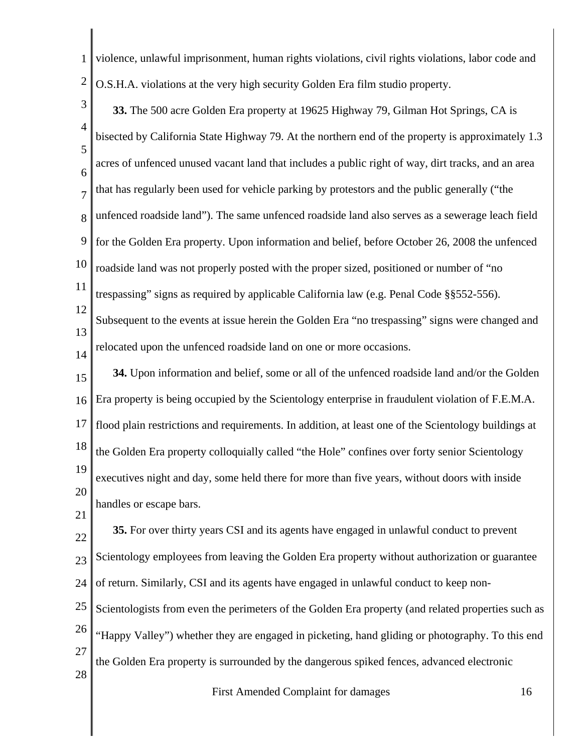violence, unlawful imprisonment, human rights violations, civil rights violations, labor code and O.S.H.A. violations at the very high security Golden Era film studio property.

**33.** The 500 acre Golden Era property at 19625 Highway 79, Gilman Hot Springs, CA is bisected by California State Highway 79. At the northern end of the property is approximately 1.3 acres of unfenced unused vacant land that includes a public right of way, dirt tracks, and an area that has regularly been used for vehicle parking by protestors and the public generally ("the unfenced roadside land"). The same unfenced roadside land also serves as a sewerage leach field for the Golden Era property. Upon information and belief, before October 26, 2008 the unfenced roadside land was not properly posted with the proper sized, positioned or number of "no trespassing" signs as required by applicable California law (e.g. Penal Code §§552-556). Subsequent to the events at issue herein the Golden Era "no trespassing" signs were changed and relocated upon the unfenced roadside land on one or more occasions.

**34.** Upon information and belief, some or all of the unfenced roadside land and/or the Golden Era property is being occupied by the Scientology enterprise in fraudulent violation of F.E.M.A. flood plain restrictions and requirements. In addition, at least one of the Scientology buildings at the Golden Era property colloquially called "the Hole" confines over forty senior Scientology executives night and day, some held there for more than five years, without doors with inside handles or escape bars.

**35.** For over thirty years CSI and its agents have engaged in unlawful conduct to prevent Scientology employees from leaving the Golden Era property without authorization or guarantee of return. Similarly, CSI and its agents have engaged in unlawful conduct to keep non-Scientologists from even the perimeters of the Golden Era property (and related properties such as "Happy Valley") whether they are engaged in picketing, hand gliding or photography. To this end the Golden Era property is surrounded by the dangerous spiked fences, advanced electronic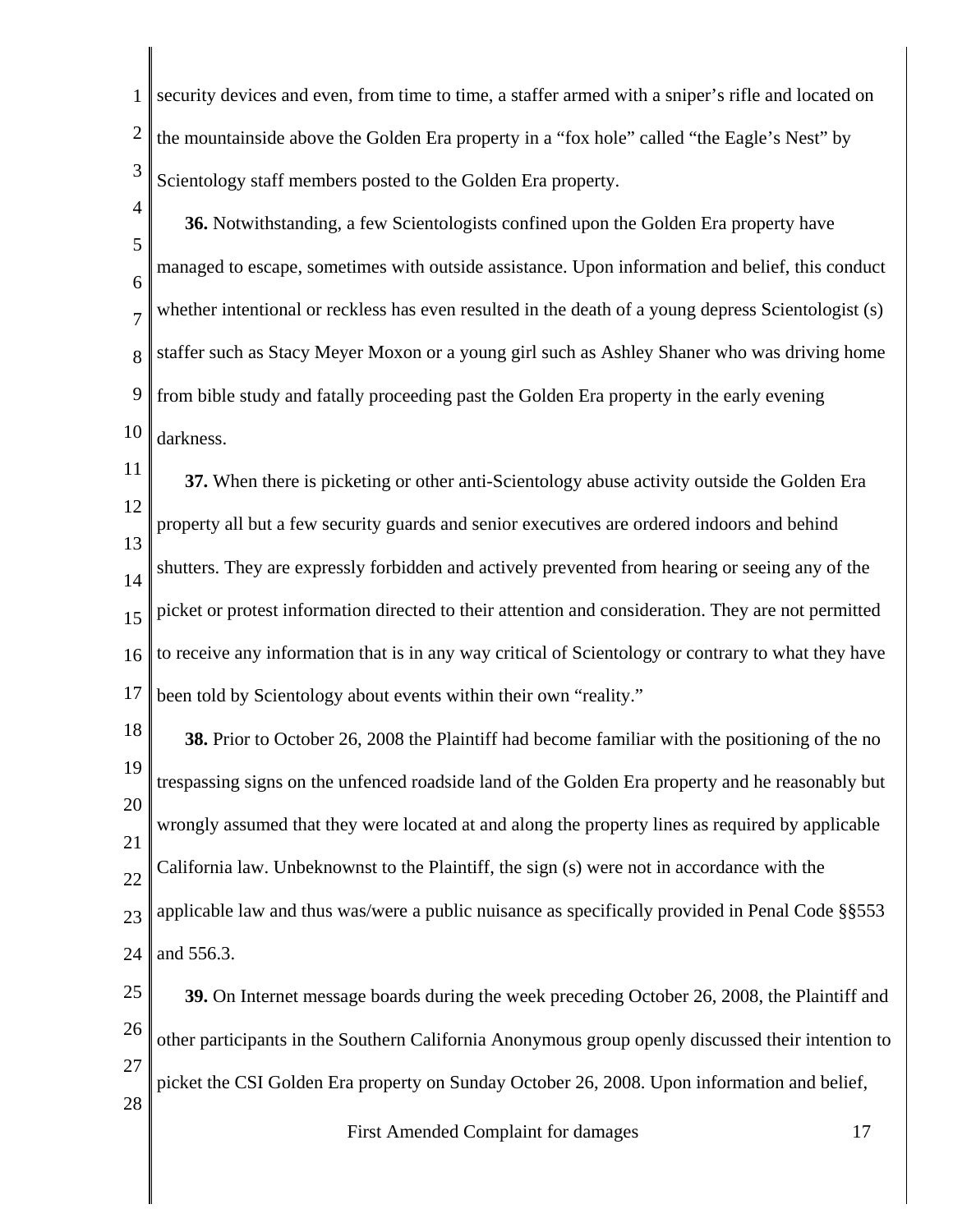security devices and even, from time to time, a staffer armed with a sniper's rifle and located on the mountainside above the Golden Era property in a "fox hole" called "the Eagle's Nest" by Scientology staff members posted to the Golden Era property.

**36.** Notwithstanding, a few Scientologists confined upon the Golden Era property have managed to escape, sometimes with outside assistance. Upon information and belief, this conduct whether intentional or reckless has even resulted in the death of a young depress Scientologist (s) staffer such as Stacy Meyer Moxon or a young girl such as Ashley Shaner who was driving home from bible study and fatally proceeding past the Golden Era property in the early evening darkness.

**37.** When there is picketing or other anti-Scientology abuse activity outside the Golden Era property all but a few security guards and senior executives are ordered indoors and behind shutters. They are expressly forbidden and actively prevented from hearing or seeing any of the picket or protest information directed to their attention and consideration. They are not permitted to receive any information that is in any way critical of Scientology or contrary to what they have been told by Scientology about events within their own "reality."

**38.** Prior to October 26, 2008 the Plaintiff had become familiar with the positioning of the no trespassing signs on the unfenced roadside land of the Golden Era property and he reasonably but wrongly assumed that they were located at and along the property lines as required by applicable California law. Unbeknownst to the Plaintiff, the sign (s) were not in accordance with the applicable law and thus was/were a public nuisance as specifically provided in Penal Code §§553 and 556.3.

**39.** On Internet message boards during the week preceding October 26, 2008, the Plaintiff and other participants in the Southern California Anonymous group openly discussed their intention to picket the CSI Golden Era property on Sunday October 26, 2008. Upon information and belief,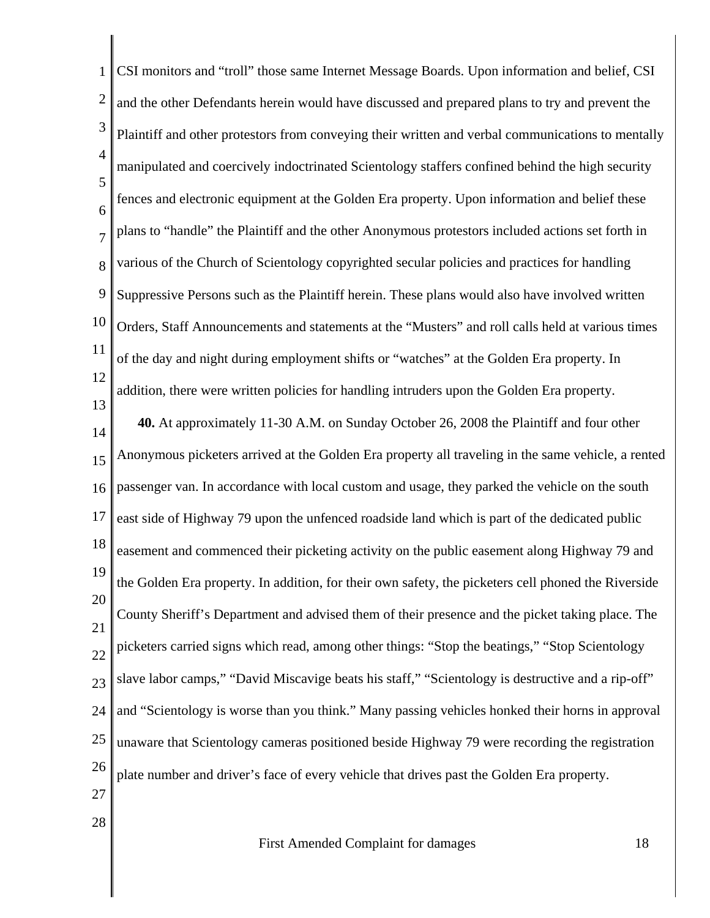CSI monitors and "troll" those same Internet Message Boards. Upon information and belief, CSI and the other Defendants herein would have discussed and prepared plans to try and prevent the Plaintiff and other protestors from conveying their written and verbal communications to mentally manipulated and coercively indoctrinated Scientology staffers confined behind the high security fences and electronic equipment at the Golden Era property. Upon information and belief these plans to "handle" the Plaintiff and the other Anonymous protestors included actions set forth in various of the Church of Scientology copyrighted secular policies and practices for handling Suppressive Persons such as the Plaintiff herein. These plans would also have involved written Orders, Staff Announcements and statements at the "Musters" and roll calls held at various times of the day and night during employment shifts or "watches" at the Golden Era property. In addition, there were written policies for handling intruders upon the Golden Era property.

**40.** At approximately 11-30 A.M. on Sunday October 26, 2008 the Plaintiff and four other Anonymous picketers arrived at the Golden Era property all traveling in the same vehicle, a rented passenger van. In accordance with local custom and usage, they parked the vehicle on the south east side of Highway 79 upon the unfenced roadside land which is part of the dedicated public easement and commenced their picketing activity on the public easement along Highway 79 and the Golden Era property. In addition, for their own safety, the picketers cell phoned the Riverside County Sheriff's Department and advised them of their presence and the picket taking place. The picketers carried signs which read, among other things: "Stop the beatings," "Stop Scientology slave labor camps," "David Miscavige beats his staff," "Scientology is destructive and a rip-off" and "Scientology is worse than you think." Many passing vehicles honked their horns in approval unaware that Scientology cameras positioned beside Highway 79 were recording the registration plate number and driver's face of every vehicle that drives past the Golden Era property.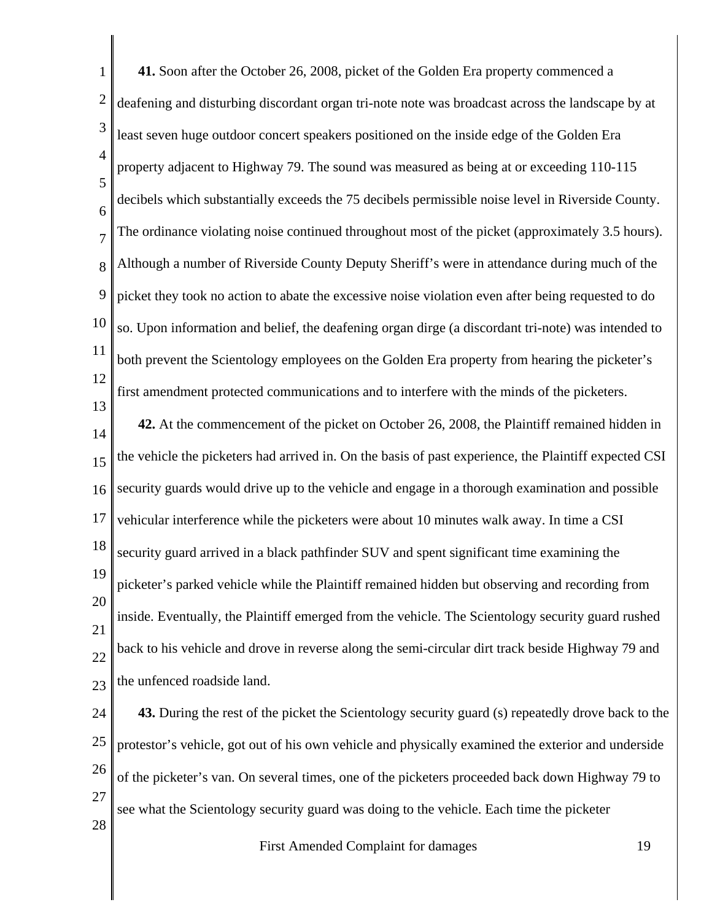**41.** Soon after the October 26, 2008, picket of the Golden Era property commenced a deafening and disturbing discordant organ tri-note note was broadcast across the landscape by at least seven huge outdoor concert speakers positioned on the inside edge of the Golden Era property adjacent to Highway 79. The sound was measured as being at or exceeding 110-115 decibels which substantially exceeds the 75 decibels permissible noise level in Riverside County. The ordinance violating noise continued throughout most of the picket (approximately 3.5 hours). Although a number of Riverside County Deputy Sheriff's were in attendance during much of the picket they took no action to abate the excessive noise violation even after being requested to do so. Upon information and belief, the deafening organ dirge (a discordant tri-note) was intended to both prevent the Scientology employees on the Golden Era property from hearing the picketer's first amendment protected communications and to interfere with the minds of the picketers.

**42.** At the commencement of the picket on October 26, 2008, the Plaintiff remained hidden in the vehicle the picketers had arrived in. On the basis of past experience, the Plaintiff expected CSI security guards would drive up to the vehicle and engage in a thorough examination and possible vehicular interference while the picketers were about 10 minutes walk away. In time a CSI security guard arrived in a black pathfinder SUV and spent significant time examining the picketer's parked vehicle while the Plaintiff remained hidden but observing and recording from inside. Eventually, the Plaintiff emerged from the vehicle. The Scientology security guard rushed back to his vehicle and drove in reverse along the semi-circular dirt track beside Highway 79 and the unfenced roadside land.

**43.** During the rest of the picket the Scientology security guard (s) repeatedly drove back to the protestor's vehicle, got out of his own vehicle and physically examined the exterior and underside of the picketer's van. On several times, one of the picketers proceeded back down Highway 79 to see what the Scientology security guard was doing to the vehicle. Each time the picketer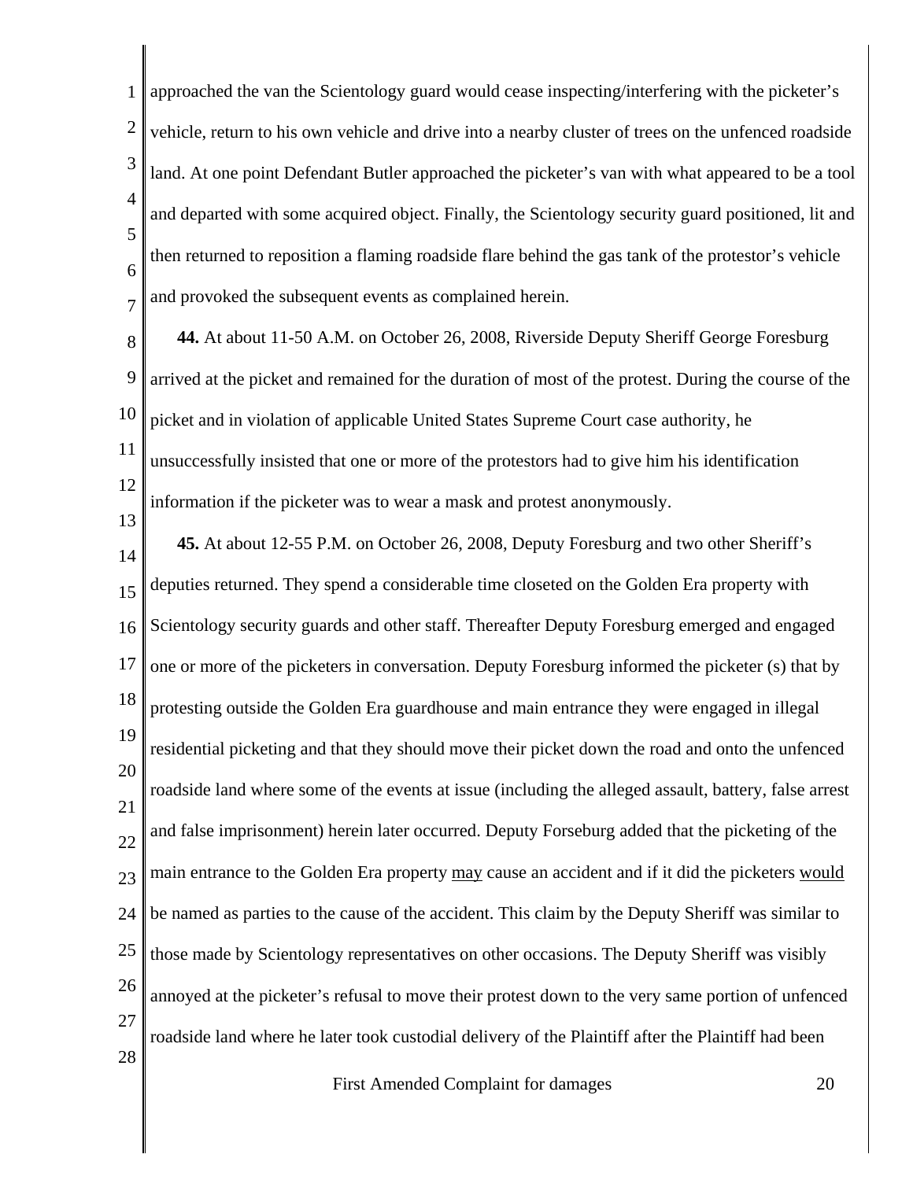approached the van the Scientology guard would cease inspecting/interfering with the picketer's vehicle, return to his own vehicle and drive into a nearby cluster of trees on the unfenced roadside land. At one point Defendant Butler approached the picketer's van with what appeared to be a tool and departed with some acquired object. Finally, the Scientology security guard positioned, lit and then returned to reposition a flaming roadside flare behind the gas tank of the protestor's vehicle and provoked the subsequent events as complained herein.

**44.** At about 11-50 A.M. on October 26, 2008, Riverside Deputy Sheriff George Foresburg arrived at the picket and remained for the duration of most of the protest. During the course of the picket and in violation of applicable United States Supreme Court case authority, he unsuccessfully insisted that one or more of the protestors had to give him his identification information if the picketer was to wear a mask and protest anonymously.

**45.** At about 12-55 P.M. on October 26, 2008, Deputy Foresburg and two other Sheriff's deputies returned. They spend a considerable time closeted on the Golden Era property with Scientology security guards and other staff. Thereafter Deputy Foresburg emerged and engaged one or more of the picketers in conversation. Deputy Foresburg informed the picketer (s) that by protesting outside the Golden Era guardhouse and main entrance they were engaged in illegal residential picketing and that they should move their picket down the road and onto the unfenced roadside land where some of the events at issue (including the alleged assault, battery, false arrest and false imprisonment) herein later occurred. Deputy Forseburg added that the picketing of the main entrance to the Golden Era property <u>may</u> cause an accident and if it did the picketers <u>would</u> be named as parties to the cause of the accident. This claim by the Deputy Sheriff was similar to those made by Scientology representatives on other occasions. The Deputy Sheriff was visibly annoyed at the picketer's refusal to move their protest down to the very same portion of unfenced roadside land where he later took custodial delivery of the Plaintiff after the Plaintiff had been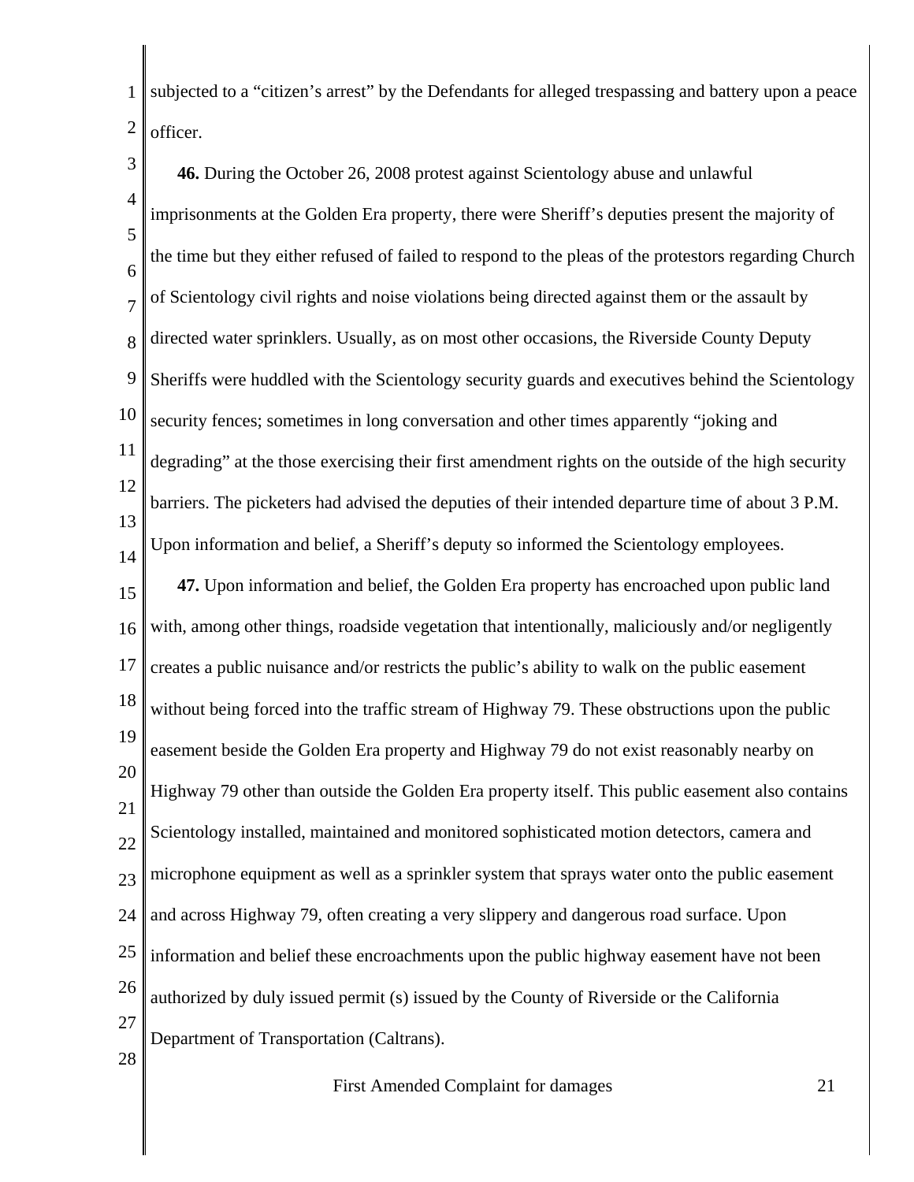subjected to a "citizen's arrest" by the Defendants for alleged trespassing and battery upon a peace officer.

**46.** During the October 26, 2008 protest against Scientology abuse and unlawful imprisonments at the Golden Era property, there were Sheriff's deputies present the majority of the time but they either refused of failed to respond to the pleas of the protestors regarding Church of Scientology civil rights and noise violations being directed against them or the assault by directed water sprinklers. Usually, as on most other occasions, the Riverside County Deputy Sheriffs were huddled with the Scientology security guards and executives behind the Scientology security fences; sometimes in long conversation and other times apparently "joking and degrading" at the those exercising their first amendment rights on the outside of the high security barriers. The picketers had advised the deputies of their intended departure time of about 3 P.M. Upon information and belief, a Sheriff's deputy so informed the Scientology employees.

**47.** Upon information and belief, the Golden Era property has encroached upon public land with, among other things, roadside vegetation that intentionally, maliciously and/or negligently creates a public nuisance and/or restricts the public's ability to walk on the public easement without being forced into the traffic stream of Highway 79. These obstructions upon the public easement beside the Golden Era property and Highway 79 do not exist reasonably nearby on Highway 79 other than outside the Golden Era property itself. This public easement also contains Scientology installed, maintained and monitored sophisticated motion detectors, camera and microphone equipment as well as a sprinkler system that sprays water onto the public easement and across Highway 79, often creating a very slippery and dangerous road surface. Upon information and belief these encroachments upon the public highway easement have not been authorized by duly issued permit (s) issued by the County of Riverside or the California Department of Transportation (Caltrans).

First Amended Complaint for damages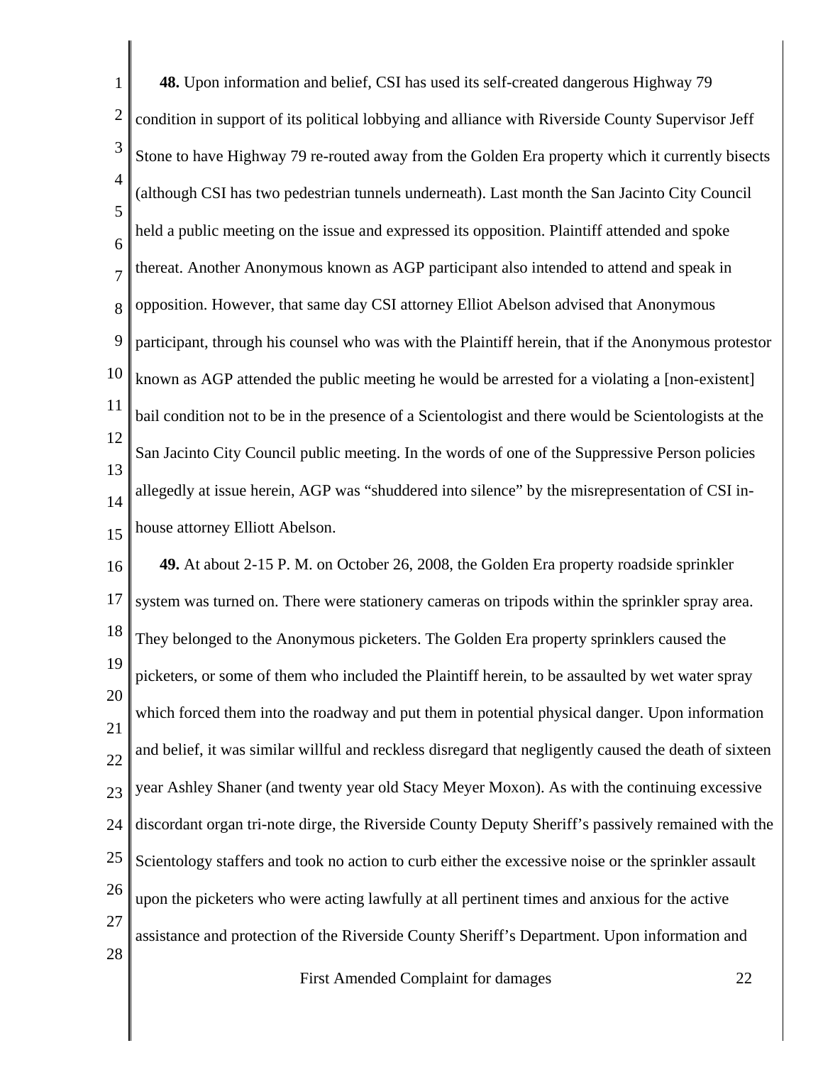**48.** Upon information and belief, CSI has used its self-created dangerous Highway 79 condition in support of its political lobbying and alliance with Riverside County Supervisor Jeff Stone to have Highway 79 re-routed away from the Golden Era property which it currently bisects (although CSI has two pedestrian tunnels underneath). Last month the San Jacinto City Council held a public meeting on the issue and expressed its opposition. Plaintiff attended and spoke thereat. Another Anonymous known as AGP participant also intended to attend and speak in opposition. However, that same day CSI attorney Elliot Abelson advised that Anonymous participant, through his counsel who was with the Plaintiff herein, that if the Anonymous protestor known as AGP attended the public meeting he would be arrested for a violating a [non-existent] bail condition not to be in the presence of a Scientologist and there would be Scientologists at the San Jacinto City Council public meeting. In the words of one of the Suppressive Person policies allegedly at issue herein, AGP was "shuddered into silence" by the misrepresentation of CSI in-house attorney Elliott Abelson.

**49.** At about 2-15 P. M. on October 26, 2008, the Golden Era property roadside sprinkler system was turned on. There were stationery cameras on tripods within the sprinkler spray area. They belonged to the Anonymous picketers. The Golden Era property sprinklers caused the picketers, or some of them who included the Plaintiff herein, to be assaulted by wet water spray which forced them into the roadway and put them in potential physical danger. Upon information and belief, it was similar willful and reckless disregard that negligently caused the death of sixteen year Ashley Shaner (and twenty year old Stacy Meyer Moxon). As with the continuing excessive discordant organ tri-note dirge, the Riverside County Deputy Sheriff's passively remained with the Scientology staffers and took no action to curb either the excessive noise or the sprinkler assault upon the picketers who were acting lawfully at all pertinent times and anxious for the active assistance and protection of the Riverside County Sheriff's Department. Upon information and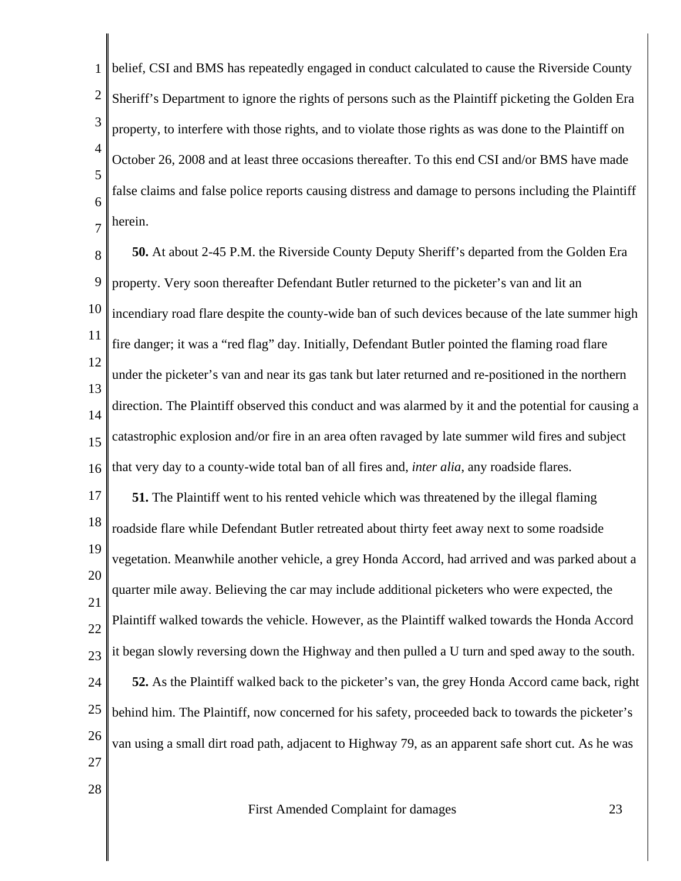belief, CSI and BMS has repeatedly engaged in conduct calculated to cause the Riverside County Sheriff's Department to ignore the rights of persons such as the Plaintiff picketing the Golden Era property, to interfere with those rights, and to violate those rights as was done to the Plaintiff on October 26, 2008 and at least three occasions thereafter. To this end CSI and/or BMS have made false claims and false police reports causing distress and damage to persons including the Plaintiff herein.

**50.** At about 2-45 P.M. the Riverside County Deputy Sheriff's departed from the Golden Era property. Very soon thereafter Defendant Butler returned to the picketer's van and lit an incendiary road flare despite the county-wide ban of such devices because of the late summer high fire danger; it was a "red flag" day. Initially, Defendant Butler pointed the flaming road flare under the picketer's van and near its gas tank but later returned and re-positioned in the northern direction. The Plaintiff observed this conduct and was alarmed by it and the potential for causing a catastrophic explosion and/or fire in an area often ravaged by late summer wild fires and subject that very day to a county-wide total ban of all fires and, *inter alia*, any roadside flares.

**51.** The Plaintiff went to his rented vehicle which was threatened by the illegal flaming roadside flare while Defendant Butler retreated about thirty feet away next to some roadside vegetation. Meanwhile another vehicle, a grey Honda Accord, had arrived and was parked about a quarter mile away. Believing the car may include additional picketers who were expected, the Plaintiff walked towards the vehicle. However, as the Plaintiff walked towards the Honda Accord it began slowly reversing down the Highway and then pulled a U turn and sped away to the south.

**52.** As the Plaintiff walked back to the picketer's van, the grey Honda Accord came back, right behind him. The Plaintiff, now concerned for his safety, proceeded back to towards the picketer's van using a small dirt road path, adjacent to Highway 79, as an apparent safe short cut. As he was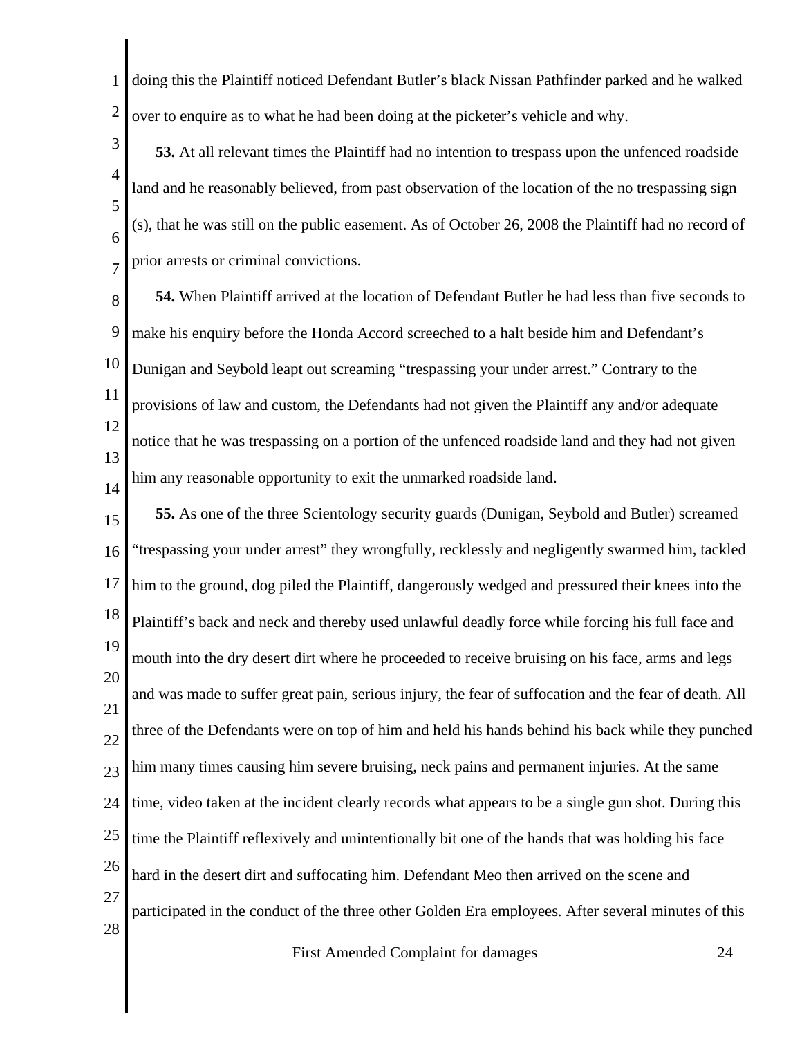doing this the Plaintiff noticed Defendant Butler's black Nissan Pathfinder parked and he walked over to enquire as to what he had been doing at the picketer's vehicle and why.

**53.** At all relevant times the Plaintiff had no intention to trespass upon the unfenced roadside land and he reasonably believed, from past observation of the location of the no trespassing sign (s), that he was still on the public easement. As of October 26, 2008 the Plaintiff had no record of prior arrests or criminal convictions.

**54.** When Plaintiff arrived at the location of Defendant Butler he had less than five seconds to make his enquiry before the Honda Accord screeched to a halt beside him and Defendant's Dunigan and Seybold leapt out screaming "trespassing your under arrest." Contrary to the provisions of law and custom, the Defendants had not given the Plaintiff any and/or adequate notice that he was trespassing on a portion of the unfenced roadside land and they had not given him any reasonable opportunity to exit the unmarked roadside land.

**55.** As one of the three Scientology security guards (Dunigan, Seybold and Butler) screamed "trespassing your under arrest" they wrongfully, recklessly and negligently swarmed him, tackled him to the ground, dog piled the Plaintiff, dangerously wedged and pressured their knees into the Plaintiff's back and neck and thereby used unlawful deadly force while forcing his full face and mouth into the dry desert dirt where he proceeded to receive bruising on his face, arms and legs and was made to suffer great pain, serious injury, the fear of suffocation and the fear of death. All three of the Defendants were on top of him and held his hands behind his back while they punched him many times causing him severe bruising, neck pains and permanent injuries. At the same time, video taken at the incident clearly records what appears to be a single gun shot. During this time the Plaintiff reflexively and unintentionally bit one of the hands that was holding his face hard in the desert dirt and suffocating him. Defendant Meo then arrived on the scene and participated in the conduct of the three other Golden Era employees. After several minutes of this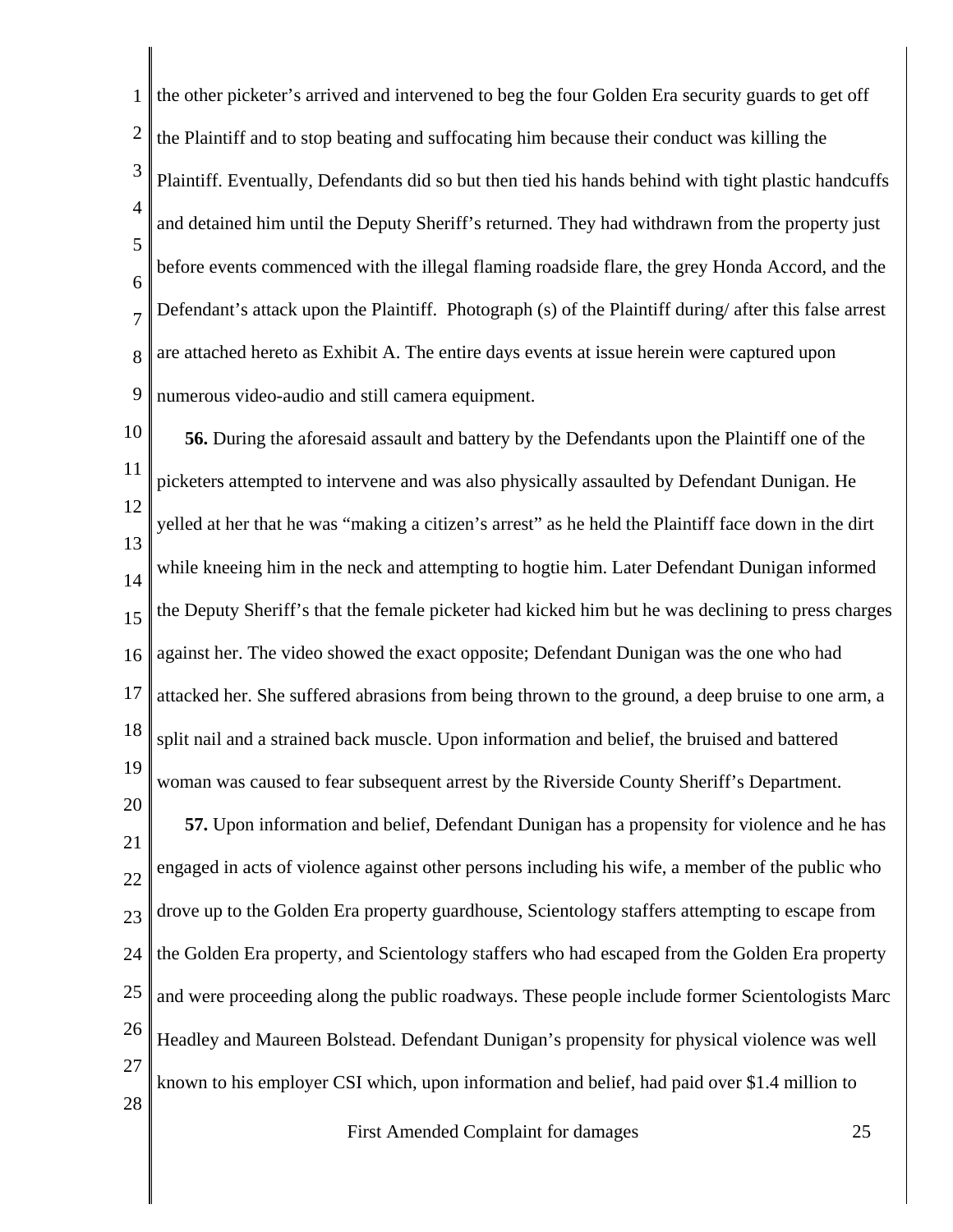the other picketer's arrived and intervened to beg the four Golden Era security guards to get off the Plaintiff and to stop beating and suffocating him because their conduct was killing the Plaintiff. Eventually, Defendants did so but then tied his hands behind with tight plastic handcuffs and detained him until the Deputy Sheriff's returned. They had withdrawn from the property just before events commenced with the illegal flaming roadside flare, the grey Honda Accord, and the Defendant's attack upon the Plaintiff. Photograph (s) of the Plaintiff during/ after this false arrest are attached hereto as Exhibit A. The entire days events at issue herein were captured upon numerous video-audio and still camera equipment.

**56.** During the aforesaid assault and battery by the Defendants upon the Plaintiff one of the picketers attempted to intervene and was also physically assaulted by Defendant Dunigan. He yelled at her that he was "making a citizen's arrest" as he held the Plaintiff face down in the dirt while kneeing him in the neck and attempting to hogtie him. Later Defendant Dunigan informed the Deputy Sheriff's that the female picketer had kicked him but he was declining to press charges against her. The video showed the exact opposite; Defendant Dunigan was the one who had attacked her. She suffered abrasions from being thrown to the ground, a deep bruise to one arm, a split nail and a strained back muscle. Upon information and belief, the bruised and battered woman was caused to fear subsequent arrest by the Riverside County Sheriff's Department.

**57.** Upon information and belief, Defendant Dunigan has a propensity for violence and he has engaged in acts of violence against other persons including his wife, a member of the public who drove up to the Golden Era property guardhouse, Scientology staffers attempting to escape from the Golden Era property, and Scientology staffers who had escaped from the Golden Era property and were proceeding along the public roadways. These people include former Scientologists Marc Headley and Maureen Bolstead. Defendant Dunigan's propensity for physical violence was well known to his employer CSI which, upon information and belief, had paid over $1.4 million to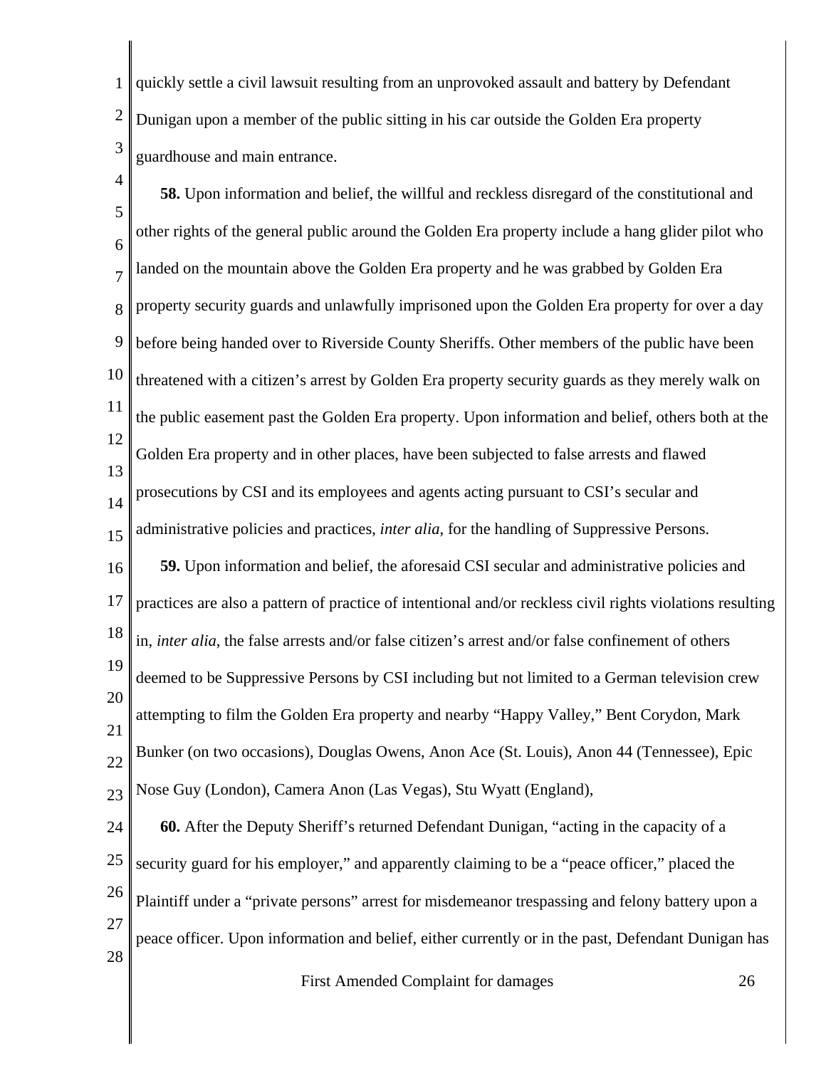quickly settle a civil lawsuit resulting from an unprovoked assault and battery by Defendant Dunigan upon a member of the public sitting in his car outside the Golden Era property guardhouse and main entrance.

**58.** Upon information and belief, the willful and reckless disregard of the constitutional and other rights of the general public around the Golden Era property include a hang glider pilot who landed on the mountain above the Golden Era property and he was grabbed by Golden Era property security guards and unlawfully imprisoned upon the Golden Era property for over a day before being handed over to Riverside County Sheriffs. Other members of the public have been threatened with a citizen's arrest by Golden Era property security guards as they merely walk on the public easement past the Golden Era property. Upon information and belief, others both at the Golden Era property and in other places, have been subjected to false arrests and flawed prosecutions by CSI and its employees and agents acting pursuant to CSI's secular and administrative policies and practices, *inter alia*, for the handling of Suppressive Persons.

**59.** Upon information and belief, the aforesaid CSI secular and administrative policies and practices are also a pattern of practice of intentional and/or reckless civil rights violations resulting in, *inter alia*, the false arrests and/or false citizen's arrest and/or false confinement of others deemed to be Suppressive Persons by CSI including but not limited to a German television crew attempting to film the Golden Era property and nearby "Happy Valley," Bent Corydon, Mark Bunker (on two occasions), Douglas Owens, Anon Ace (St. Louis), Anon 44 (Tennessee), Epic Nose Guy (London), Camera Anon (Las Vegas), Stu Wyatt (England),

**60.** After the Deputy Sheriff's returned Defendant Dunigan, "acting in the capacity of a security guard for his employer," and apparently claiming to be a "peace officer," placed the Plaintiff under a "private persons" arrest for misdemeanor trespassing and felony battery upon a peace officer. Upon information and belief, either currently or in the past, Defendant Dunigan has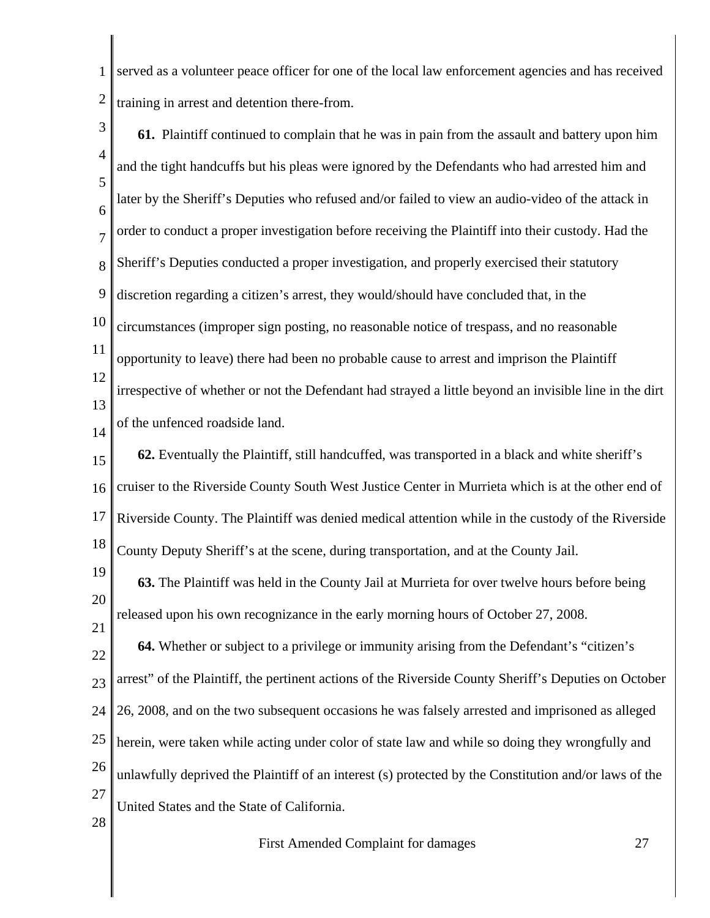served as a volunteer peace officer for one of the local law enforcement agencies and has received training in arrest and detention there-from.

**61.** Plaintiff continued to complain that he was in pain from the assault and battery upon him and the tight handcuffs but his pleas were ignored by the Defendants who had arrested him and later by the Sheriff's Deputies who refused and/or failed to view an audio-video of the attack in order to conduct a proper investigation before receiving the Plaintiff into their custody. Had the Sheriff's Deputies conducted a proper investigation, and properly exercised their statutory discretion regarding a citizen's arrest, they would/should have concluded that, in the circumstances (improper sign posting, no reasonable notice of trespass, and no reasonable opportunity to leave) there had been no probable cause to arrest and imprison the Plaintiff irrespective of whether or not the Defendant had strayed a little beyond an invisible line in the dirt of the unfenced roadside land.

**62.** Eventually the Plaintiff, still handcuffed, was transported in a black and white sheriff's cruiser to the Riverside County South West Justice Center in Murrieta which is at the other end of Riverside County. The Plaintiff was denied medical attention while in the custody of the Riverside County Deputy Sheriff's at the scene, during transportation, and at the County Jail.

**63.** The Plaintiff was held in the County Jail at Murrieta for over twelve hours before being released upon his own recognizance in the early morning hours of October 27, 2008.

**64.** Whether or subject to a privilege or immunity arising from the Defendant's "citizen's arrest" of the Plaintiff, the pertinent actions of the Riverside County Sheriff's Deputies on October 26, 2008, and on the two subsequent occasions he was falsely arrested and imprisoned as alleged herein, were taken while acting under color of state law and while so doing they wrongfully and unlawfully deprived the Plaintiff of an interest (s) protected by the Constitution and/or laws of the United States and the State of California.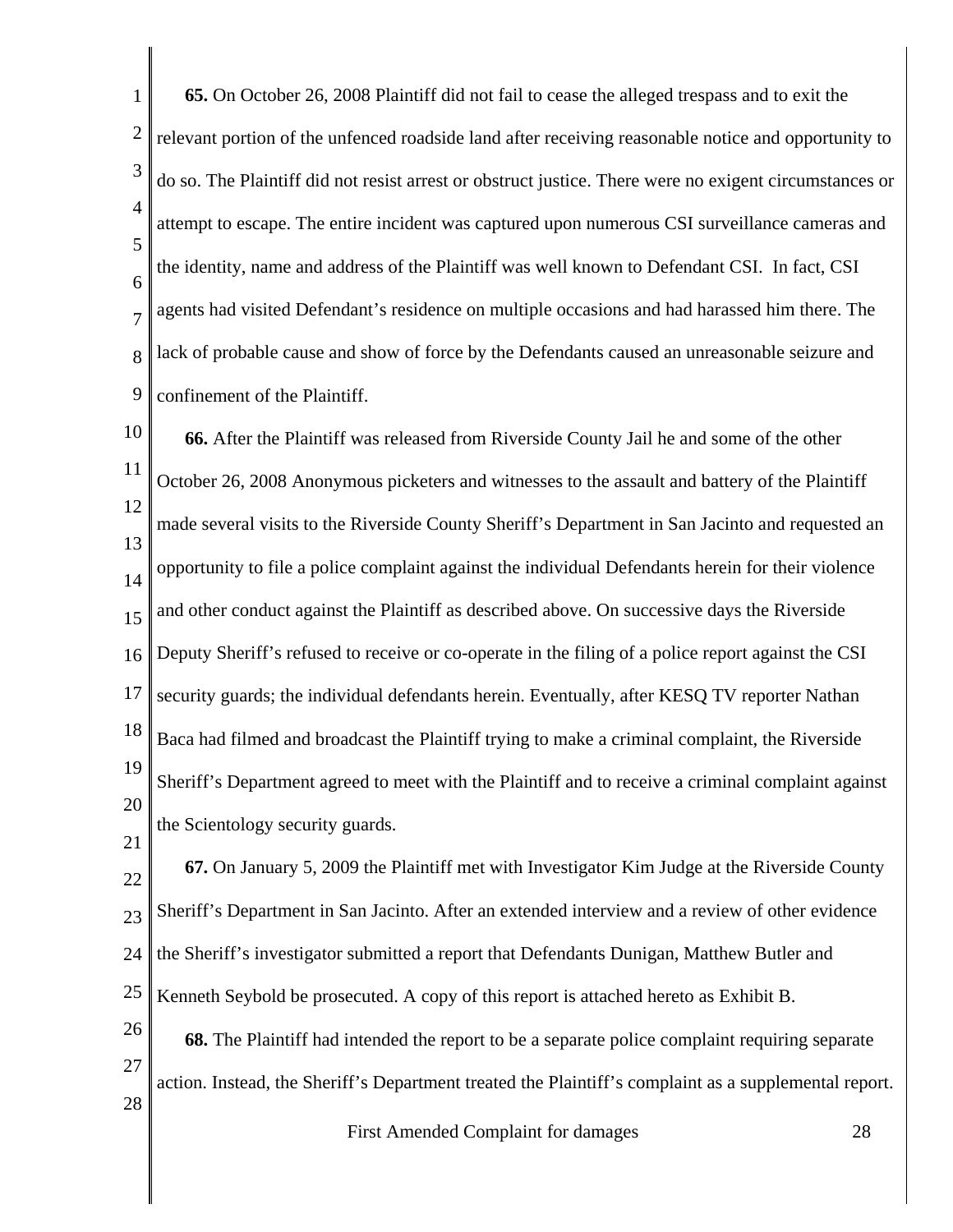**65.** On October 26, 2008 Plaintiff did not fail to cease the alleged trespass and to exit the relevant portion of the unfenced roadside land after receiving reasonable notice and opportunity to do so. The Plaintiff did not resist arrest or obstruct justice. There were no exigent circumstances or attempt to escape. The entire incident was captured upon numerous CSI surveillance cameras and the identity, name and address of the Plaintiff was well known to Defendant CSI. In fact, CSI agents had visited Defendant's residence on multiple occasions and had harassed him there. The lack of probable cause and show of force by the Defendants caused an unreasonable seizure and confinement of the Plaintiff.

**66.** After the Plaintiff was released from Riverside County Jail he and some of the other October 26, 2008 Anonymous picketers and witnesses to the assault and battery of the Plaintiff made several visits to the Riverside County Sheriff's Department in San Jacinto and requested an opportunity to file a police complaint against the individual Defendants herein for their violence and other conduct against the Plaintiff as described above. On successive days the Riverside Deputy Sheriff's refused to receive or co-operate in the filing of a police report against the CSI security guards; the individual defendants herein. Eventually, after KESQ TV reporter Nathan Baca had filmed and broadcast the Plaintiff trying to make a criminal complaint, the Riverside Sheriff's Department agreed to meet with the Plaintiff and to receive a criminal complaint against the Scientology security guards.

**67.** On January 5, 2009 the Plaintiff met with Investigator Kim Judge at the Riverside County Sheriff's Department in San Jacinto. After an extended interview and a review of other evidence the Sheriff's investigator submitted a report that Defendants Dunigan, Matthew Butler and Kenneth Seybold be prosecuted. A copy of this report is attached hereto as Exhibit B.

**68.** The Plaintiff had intended the report to be a separate police complaint requiring separate action. Instead, the Sheriff's Department treated the Plaintiff's complaint as a supplemental report.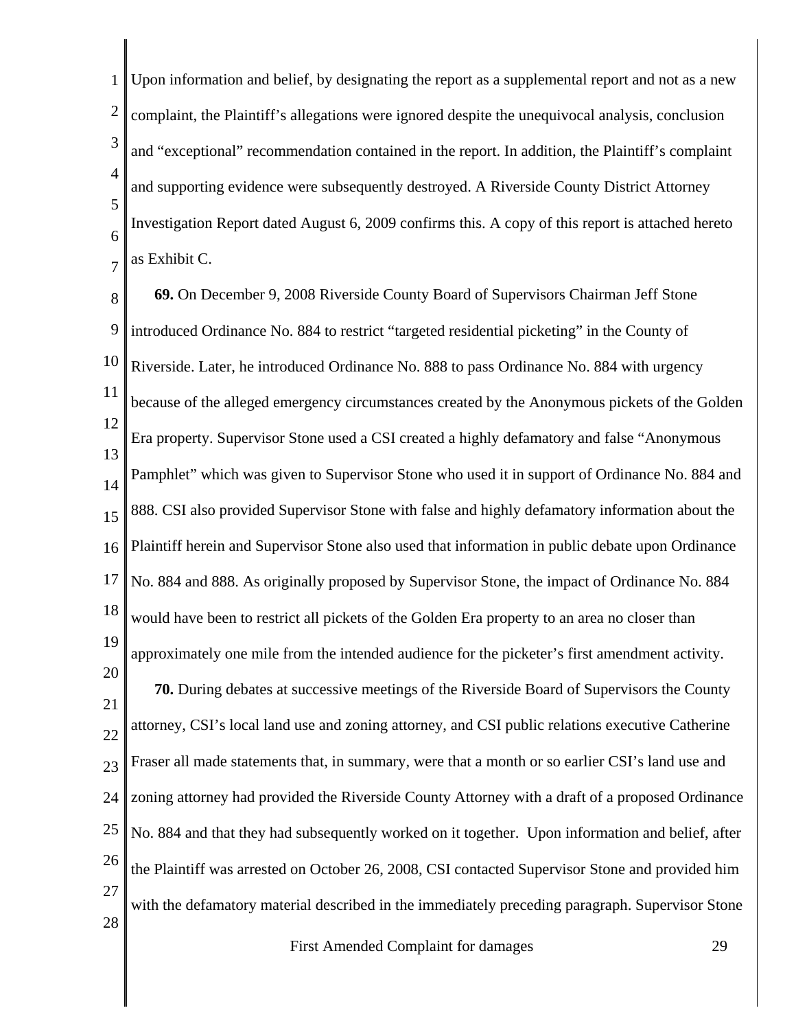Upon information and belief, by designating the report as a supplemental report and not as a new complaint, the Plaintiff's allegations were ignored despite the unequivocal analysis, conclusion and "exceptional" recommendation contained in the report. In addition, the Plaintiff's complaint and supporting evidence were subsequently destroyed. A Riverside County District Attorney Investigation Report dated August 6, 2009 confirms this. A copy of this report is attached hereto as Exhibit C.

**69.** On December 9, 2008 Riverside County Board of Supervisors Chairman Jeff Stone introduced Ordinance No. 884 to restrict "targeted residential picketing" in the County of Riverside. Later, he introduced Ordinance No. 888 to pass Ordinance No. 884 with urgency because of the alleged emergency circumstances created by the Anonymous pickets of the Golden Era property. Supervisor Stone used a CSI created a highly defamatory and false "Anonymous Pamphlet" which was given to Supervisor Stone who used it in support of Ordinance No. 884 and 888. CSI also provided Supervisor Stone with false and highly defamatory information about the Plaintiff herein and Supervisor Stone also used that information in public debate upon Ordinance No. 884 and 888. As originally proposed by Supervisor Stone, the impact of Ordinance No. 884 would have been to restrict all pickets of the Golden Era property to an area no closer than approximately one mile from the intended audience for the picketer's first amendment activity.

**70.** During debates at successive meetings of the Riverside Board of Supervisors the County attorney, CSI's local land use and zoning attorney, and CSI public relations executive Catherine Fraser all made statements that, in summary, were that a month or so earlier CSI's land use and zoning attorney had provided the Riverside County Attorney with a draft of a proposed Ordinance No. 884 and that they had subsequently worked on it together. Upon information and belief, after the Plaintiff was arrested on October 26, 2008, CSI contacted Supervisor Stone and provided him with the defamatory material described in the immediately preceding paragraph. Supervisor Stone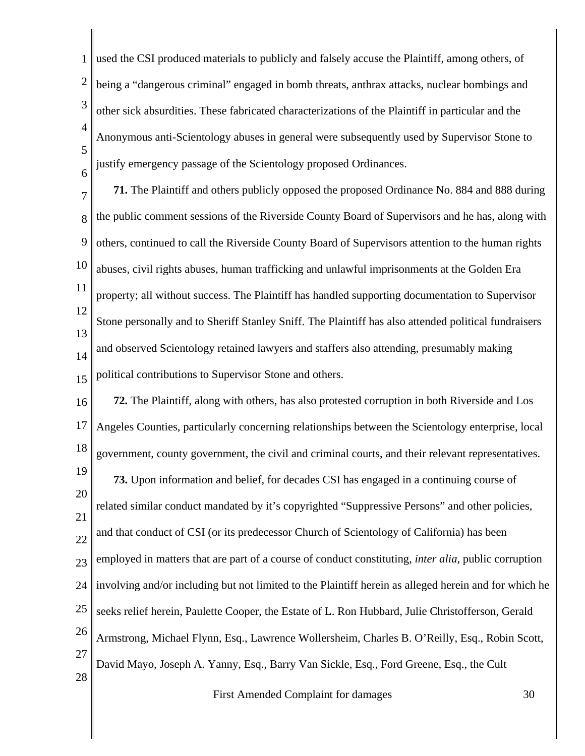used the CSI produced materials to publicly and falsely accuse the Plaintiff, among others, of being a "dangerous criminal" engaged in bomb threats, anthrax attacks, nuclear bombings and other sick absurdities. These fabricated characterizations of the Plaintiff in particular and the Anonymous anti-Scientology abuses in general were subsequently used by Supervisor Stone to justify emergency passage of the Scientology proposed Ordinances.

**71.** The Plaintiff and others publicly opposed the proposed Ordinance No. 884 and 888 during the public comment sessions of the Riverside County Board of Supervisors and he has, along with others, continued to call the Riverside County Board of Supervisors attention to the human rights abuses, civil rights abuses, human trafficking and unlawful imprisonments at the Golden Era property; all without success. The Plaintiff has handled supporting documentation to Supervisor Stone personally and to Sheriff Stanley Sniff. The Plaintiff has also attended political fundraisers and observed Scientology retained lawyers and staffers also attending, presumably making political contributions to Supervisor Stone and others.

**72.** The Plaintiff, along with others, has also protested corruption in both Riverside and Los Angeles Counties, particularly concerning relationships between the Scientology enterprise, local government, county government, the civil and criminal courts, and their relevant representatives.

**73.** Upon information and belief, for decades CSI has engaged in a continuing course of related similar conduct mandated by it's copyrighted "Suppressive Persons" and other policies, and that conduct of CSI (or its predecessor Church of Scientology of California) has been employed in matters that are part of a course of conduct constituting, *inter alia*, public corruption involving and/or including but not limited to the Plaintiff herein as alleged herein and for which he seeks relief herein, Paulette Cooper, the Estate of L. Ron Hubbard, Julie Christofferson, Gerald Armstrong, Michael Flynn, Esq., Lawrence Wollersheim, Charles B. O'Reilly, Esq., Robin Scott, David Mayo, Joseph A. Yanny, Esq., Barry Van Sickle, Esq., Ford Greene, Esq., the Cult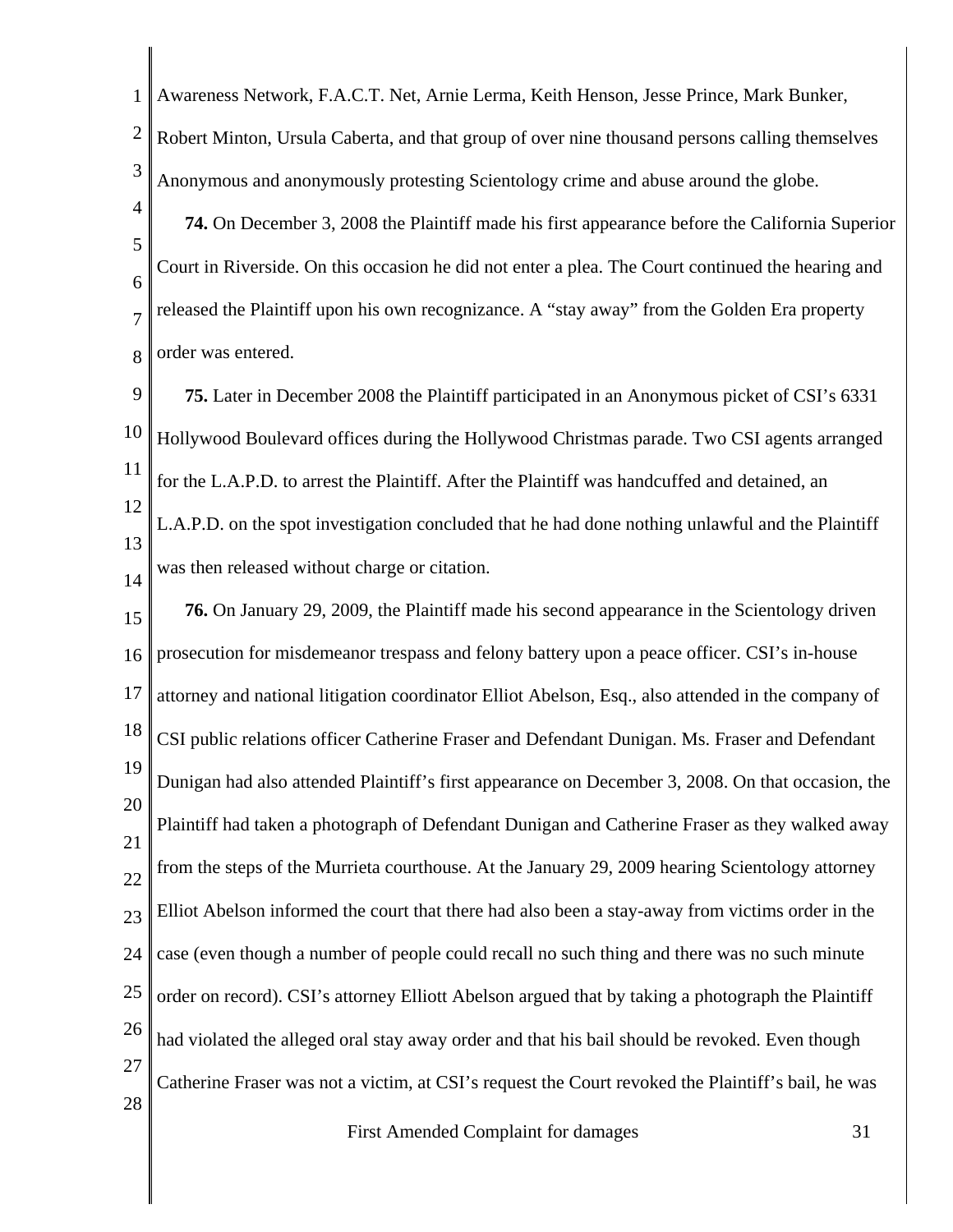Awareness Network, F.A.C.T. Net, Arnie Lerma, Keith Henson, Jesse Prince, Mark Bunker, Robert Minton, Ursula Caberta, and that group of over nine thousand persons calling themselves Anonymous and anonymously protesting Scientology crime and abuse around the globe.

**74.** On December 3, 2008 the Plaintiff made his first appearance before the California Superior Court in Riverside. On this occasion he did not enter a plea. The Court continued the hearing and released the Plaintiff upon his own recognizance. A "stay away" from the Golden Era property order was entered.

**75.** Later in December 2008 the Plaintiff participated in an Anonymous picket of CSI's 6331 Hollywood Boulevard offices during the Hollywood Christmas parade. Two CSI agents arranged for the L.A.P.D. to arrest the Plaintiff. After the Plaintiff was handcuffed and detained, an L.A.P.D. on the spot investigation concluded that he had done nothing unlawful and the Plaintiff was then released without charge or citation.

**76.** On January 29, 2009, the Plaintiff made his second appearance in the Scientology driven prosecution for misdemeanor trespass and felony battery upon a peace officer. CSI's in-house attorney and national litigation coordinator Elliot Abelson, Esq., also attended in the company of CSI public relations officer Catherine Fraser and Defendant Dunigan. Ms. Fraser and Defendant Dunigan had also attended Plaintiff's first appearance on December 3, 2008. On that occasion, the Plaintiff had taken a photograph of Defendant Dunigan and Catherine Fraser as they walked away from the steps of the Murrieta courthouse. At the January 29, 2009 hearing Scientology attorney Elliot Abelson informed the court that there had also been a stay-away from victims order in the case (even though a number of people could recall no such thing and there was no such minute order on record). CSI's attorney Elliott Abelson argued that by taking a photograph the Plaintiff had violated the alleged oral stay away order and that his bail should be revoked. Even though Catherine Fraser was not a victim, at CSI's request the Court revoked the Plaintiff's bail, he was

First Amended Complaint for damages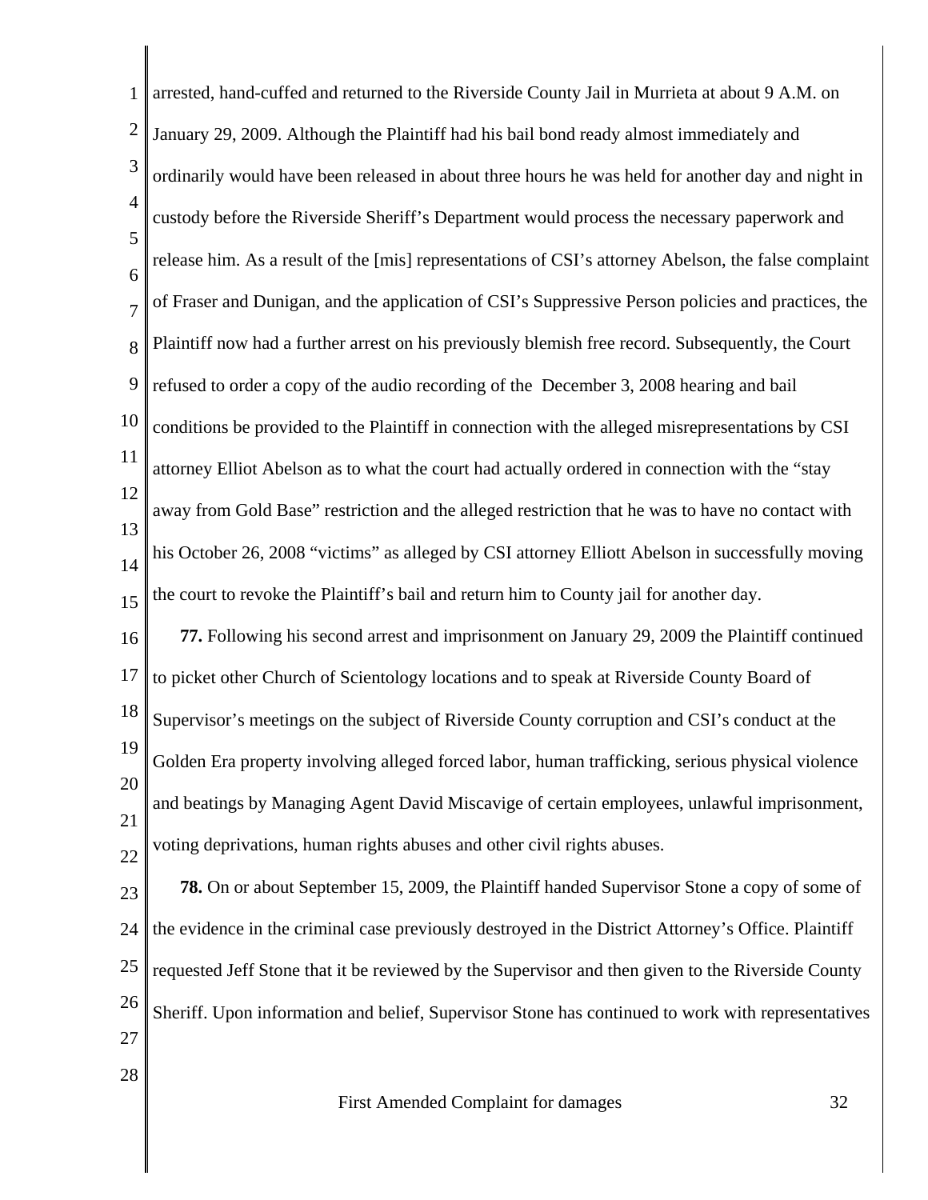arrested, hand-cuffed and returned to the Riverside County Jail in Murrieta at about 9 A.M. on January 29, 2009. Although the Plaintiff had his bail bond ready almost immediately and ordinarily would have been released in about three hours he was held for another day and night in custody before the Riverside Sheriff's Department would process the necessary paperwork and release him. As a result of the [mis] representations of CSI's attorney Abelson, the false complaint of Fraser and Dunigan, and the application of CSI's Suppressive Person policies and practices, the Plaintiff now had a further arrest on his previously blemish free record. Subsequently, the Court refused to order a copy of the audio recording of the December 3, 2008 hearing and bail conditions be provided to the Plaintiff in connection with the alleged misrepresentations by CSI attorney Elliot Abelson as to what the court had actually ordered in connection with the "stay away from Gold Base" restriction and the alleged restriction that he was to have no contact with his October 26, 2008 "victims" as alleged by CSI attorney Elliott Abelson in successfully moving the court to revoke the Plaintiff's bail and return him to County jail for another day.

**77.** Following his second arrest and imprisonment on January 29, 2009 the Plaintiff continued to picket other Church of Scientology locations and to speak at Riverside County Board of Supervisor's meetings on the subject of Riverside County corruption and CSI's conduct at the Golden Era property involving alleged forced labor, human trafficking, serious physical violence and beatings by Managing Agent David Miscavige of certain employees, unlawful imprisonment, voting deprivations, human rights abuses and other civil rights abuses.

**78.** On or about September 15, 2009, the Plaintiff handed Supervisor Stone a copy of some of the evidence in the criminal case previously destroyed in the District Attorney's Office. Plaintiff requested Jeff Stone that it be reviewed by the Supervisor and then given to the Riverside County Sheriff. Upon information and belief, Supervisor Stone has continued to work with representatives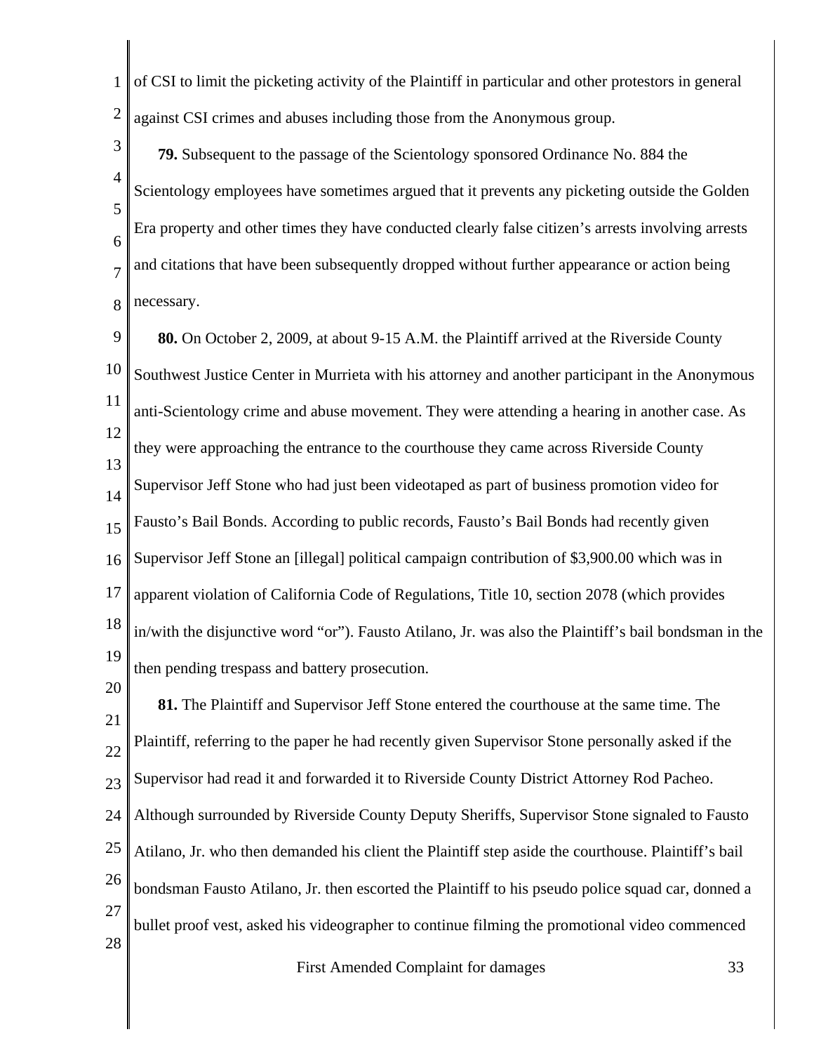of CSI to limit the picketing activity of the Plaintiff in particular and other protestors in general against CSI crimes and abuses including those from the Anonymous group.

**79.** Subsequent to the passage of the Scientology sponsored Ordinance No. 884 the Scientology employees have sometimes argued that it prevents any picketing outside the Golden Era property and other times they have conducted clearly false citizen's arrests involving arrests and citations that have been subsequently dropped without further appearance or action being necessary.

**80.** On October 2, 2009, at about 9-15 A.M. the Plaintiff arrived at the Riverside County Southwest Justice Center in Murrieta with his attorney and another participant in the Anonymous anti-Scientology crime and abuse movement. They were attending a hearing in another case. As they were approaching the entrance to the courthouse they came across Riverside County Supervisor Jeff Stone who had just been videotaped as part of business promotion video for Fausto's Bail Bonds. According to public records, Fausto's Bail Bonds had recently given Supervisor Jeff Stone an [illegal] political campaign contribution of $3,900.00 which was in apparent violation of California Code of Regulations, Title 10, section 2078 (which provides in/with the disjunctive word "or"). Fausto Atilano, Jr. was also the Plaintiff's bail bondsman in the then pending trespass and battery prosecution.

**81.** The Plaintiff and Supervisor Jeff Stone entered the courthouse at the same time. The Plaintiff, referring to the paper he had recently given Supervisor Stone personally asked if the Supervisor had read it and forwarded it to Riverside County District Attorney Rod Pacheo. Although surrounded by Riverside County Deputy Sheriffs, Supervisor Stone signaled to Fausto Atilano, Jr. who then demanded his client the Plaintiff step aside the courthouse. Plaintiff's bail bondsman Fausto Atilano, Jr. then escorted the Plaintiff to his pseudo police squad car, donned a bullet proof vest, asked his videographer to continue filming the promotional video commenced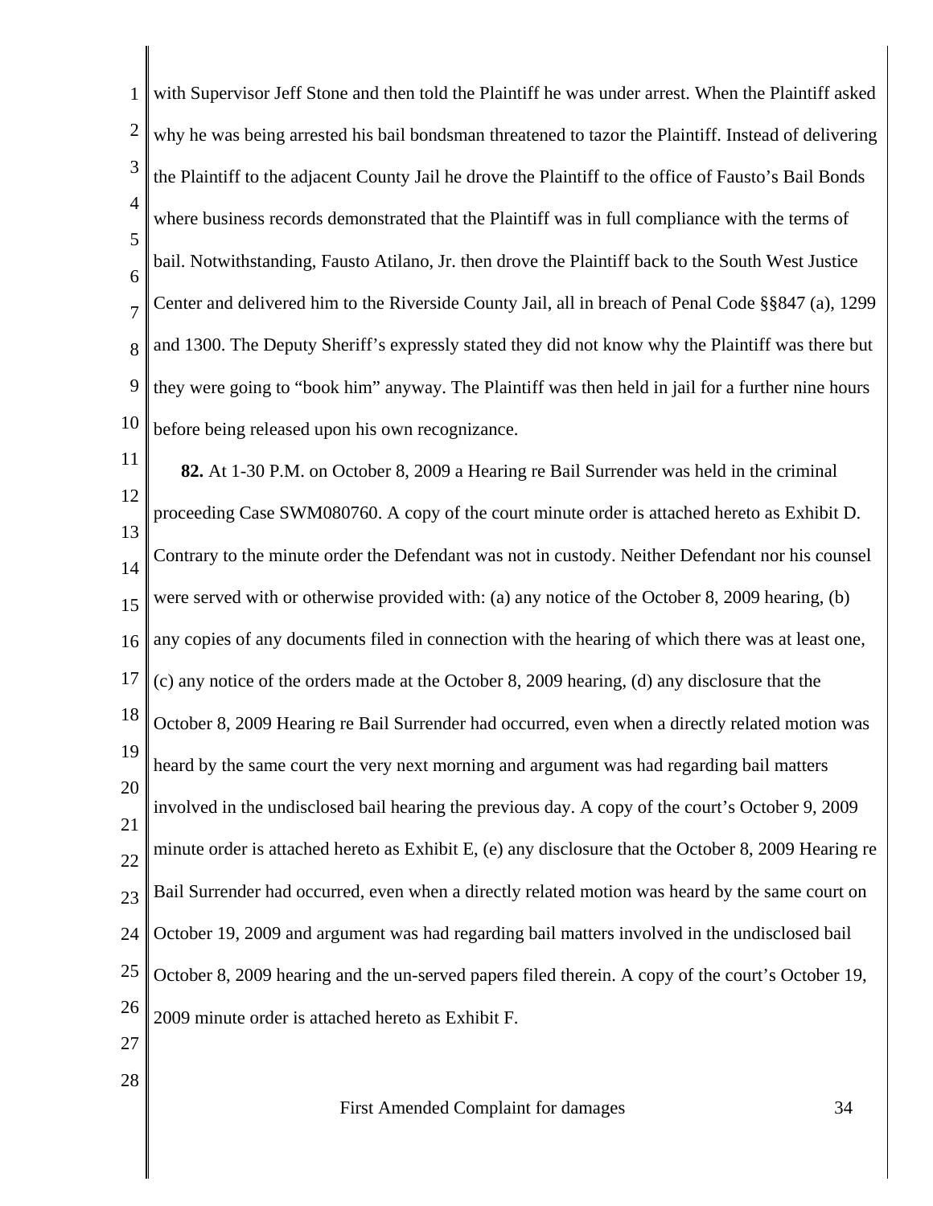with Supervisor Jeff Stone and then told the Plaintiff he was under arrest. When the Plaintiff asked why he was being arrested his bail bondsman threatened to tazor the Plaintiff. Instead of delivering the Plaintiff to the adjacent County Jail he drove the Plaintiff to the office of Fausto's Bail Bonds where business records demonstrated that the Plaintiff was in full compliance with the terms of bail. Notwithstanding, Fausto Atilano, Jr. then drove the Plaintiff back to the South West Justice Center and delivered him to the Riverside County Jail, all in breach of Penal Code §§847 (a), 1299 and 1300. The Deputy Sheriff's expressly stated they did not know why the Plaintiff was there but they were going to "book him" anyway. The Plaintiff was then held in jail for a further nine hours before being released upon his own recognizance.

**82.** At 1-30 P.M. on October 8, 2009 a Hearing re Bail Surrender was held in the criminal proceeding Case SWM080760. A copy of the court minute order is attached hereto as Exhibit D. Contrary to the minute order the Defendant was not in custody. Neither Defendant nor his counsel were served with or otherwise provided with: (a) any notice of the October 8, 2009 hearing, (b) any copies of any documents filed in connection with the hearing of which there was at least one, (c) any notice of the orders made at the October 8, 2009 hearing, (d) any disclosure that the October 8, 2009 Hearing re Bail Surrender had occurred, even when a directly related motion was heard by the same court the very next morning and argument was had regarding bail matters involved in the undisclosed bail hearing the previous day. A copy of the court's October 9, 2009 minute order is attached hereto as Exhibit E, (e) any disclosure that the October 8, 2009 Hearing re Bail Surrender had occurred, even when a directly related motion was heard by the same court on October 19, 2009 and argument was had regarding bail matters involved in the undisclosed bail October 8, 2009 hearing and the un-served papers filed therein. A copy of the court's October 19, 2009 minute order is attached hereto as Exhibit F.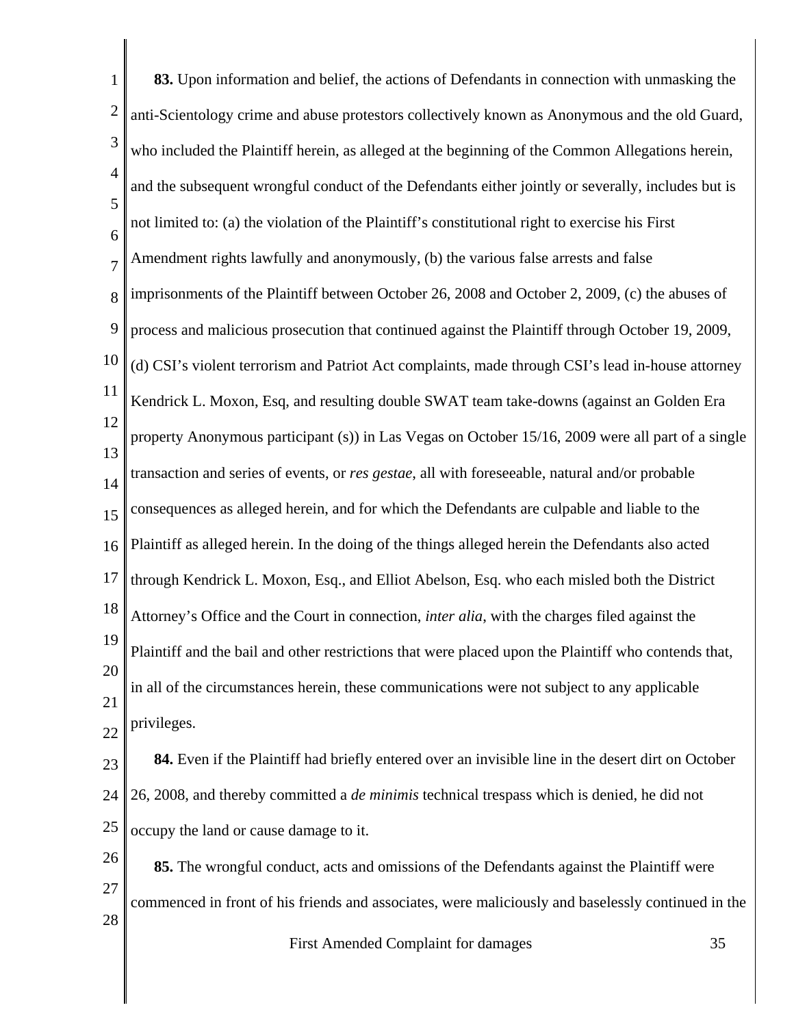**83.** Upon information and belief, the actions of Defendants in connection with unmasking the anti-Scientology crime and abuse protestors collectively known as Anonymous and the old Guard, who included the Plaintiff herein, as alleged at the beginning of the Common Allegations herein, and the subsequent wrongful conduct of the Defendants either jointly or severally, includes but is not limited to: (a) the violation of the Plaintiff's constitutional right to exercise his First Amendment rights lawfully and anonymously, (b) the various false arrests and false imprisonments of the Plaintiff between October 26, 2008 and October 2, 2009, (c) the abuses of process and malicious prosecution that continued against the Plaintiff through October 19, 2009, (d) CSI's violent terrorism and Patriot Act complaints, made through CSI's lead in-house attorney Kendrick L. Moxon, Esq, and resulting double SWAT team take-downs (against an Golden Era property Anonymous participant (s)) in Las Vegas on October 15/16, 2009 were all part of a single transaction and series of events, or *res gestae*, all with foreseeable, natural and/or probable consequences as alleged herein, and for which the Defendants are culpable and liable to the Plaintiff as alleged herein. In the doing of the things alleged herein the Defendants also acted through Kendrick L. Moxon, Esq., and Elliot Abelson, Esq. who each misled both the District Attorney's Office and the Court in connection, *inter alia*, with the charges filed against the Plaintiff and the bail and other restrictions that were placed upon the Plaintiff who contends that, in all of the circumstances herein, these communications were not subject to any applicable privileges.

**84.** Even if the Plaintiff had briefly entered over an invisible line in the desert dirt on October 26, 2008, and thereby committed a *de minimis* technical trespass which is denied, he did not occupy the land or cause damage to it.

**85.** The wrongful conduct, acts and omissions of the Defendants against the Plaintiff were commenced in front of his friends and associates, were maliciously and baselessly continued in the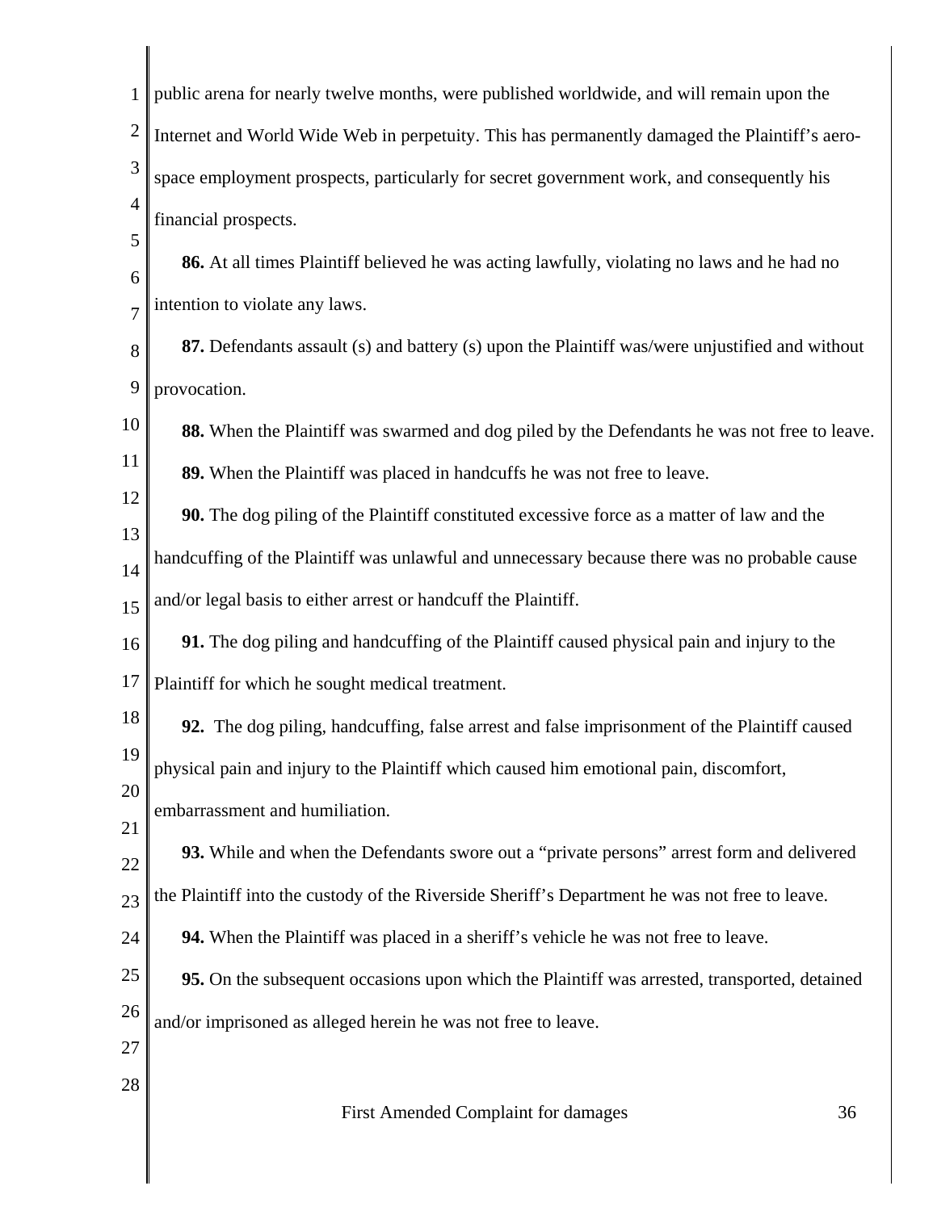public arena for nearly twelve months, were published worldwide, and will remain upon the Internet and World Wide Web in perpetuity. This has permanently damaged the Plaintiff's aero-space employment prospects, particularly for secret government work, and consequently his financial prospects.

**86.** At all times Plaintiff believed he was acting lawfully, violating no laws and he had no intention to violate any laws.

**87.** Defendants assault (s) and battery (s) upon the Plaintiff was/were unjustified and without provocation.

**88.** When the Plaintiff was swarmed and dog piled by the Defendants he was not free to leave.

**89.** When the Plaintiff was placed in handcuffs he was not free to leave.

**90.** The dog piling of the Plaintiff constituted excessive force as a matter of law and the handcuffing of the Plaintiff was unlawful and unnecessary because there was no probable cause and/or legal basis to either arrest or handcuff the Plaintiff.

**91.** The dog piling and handcuffing of the Plaintiff caused physical pain and injury to the Plaintiff for which he sought medical treatment.

**92.** The dog piling, handcuffing, false arrest and false imprisonment of the Plaintiff caused physical pain and injury to the Plaintiff which caused him emotional pain, discomfort, embarrassment and humiliation.

**93.** While and when the Defendants swore out a "private persons" arrest form and delivered the Plaintiff into the custody of the Riverside Sheriff's Department he was not free to leave.

**94.** When the Plaintiff was placed in a sheriff's vehicle he was not free to leave.

**95.** On the subsequent occasions upon which the Plaintiff was arrested, transported, detained and/or imprisoned as alleged herein he was not free to leave.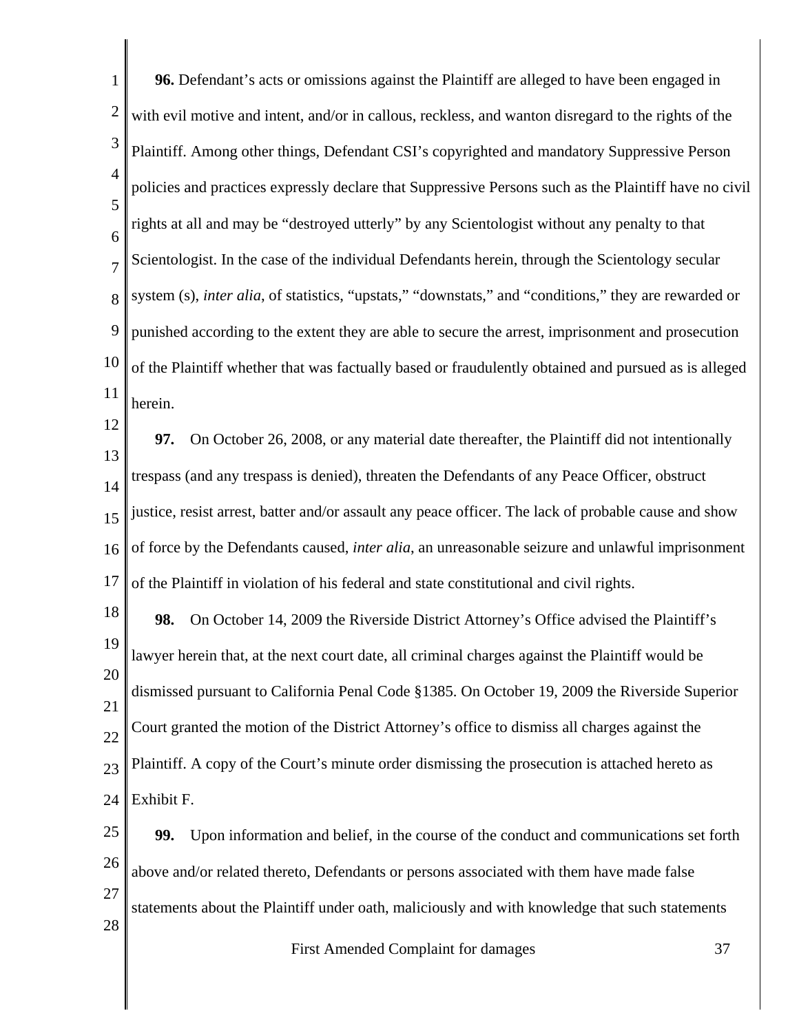**96.** Defendant's acts or omissions against the Plaintiff are alleged to have been engaged in with evil motive and intent, and/or in callous, reckless, and wanton disregard to the rights of the Plaintiff. Among other things, Defendant CSI's copyrighted and mandatory Suppressive Person policies and practices expressly declare that Suppressive Persons such as the Plaintiff have no civil rights at all and may be "destroyed utterly" by any Scientologist without any penalty to that Scientologist. In the case of the individual Defendants herein, through the Scientology secular system (s), *inter alia*, of statistics, "upstats," "downstats," and "conditions," they are rewarded or punished according to the extent they are able to secure the arrest, imprisonment and prosecution of the Plaintiff whether that was factually based or fraudulently obtained and pursued as is alleged herein.

**97.** On October 26, 2008, or any material date thereafter, the Plaintiff did not intentionally trespass (and any trespass is denied), threaten the Defendants of any Peace Officer, obstruct justice, resist arrest, batter and/or assault any peace officer. The lack of probable cause and show of force by the Defendants caused, *inter alia*, an unreasonable seizure and unlawful imprisonment of the Plaintiff in violation of his federal and state constitutional and civil rights.

**98.** On October 14, 2009 the Riverside District Attorney's Office advised the Plaintiff's lawyer herein that, at the next court date, all criminal charges against the Plaintiff would be dismissed pursuant to California Penal Code §1385. On October 19, 2009 the Riverside Superior Court granted the motion of the District Attorney's office to dismiss all charges against the Plaintiff. A copy of the Court's minute order dismissing the prosecution is attached hereto as Exhibit F.

**99.** Upon information and belief, in the course of the conduct and communications set forth above and/or related thereto, Defendants or persons associated with them have made false statements about the Plaintiff under oath, maliciously and with knowledge that such statements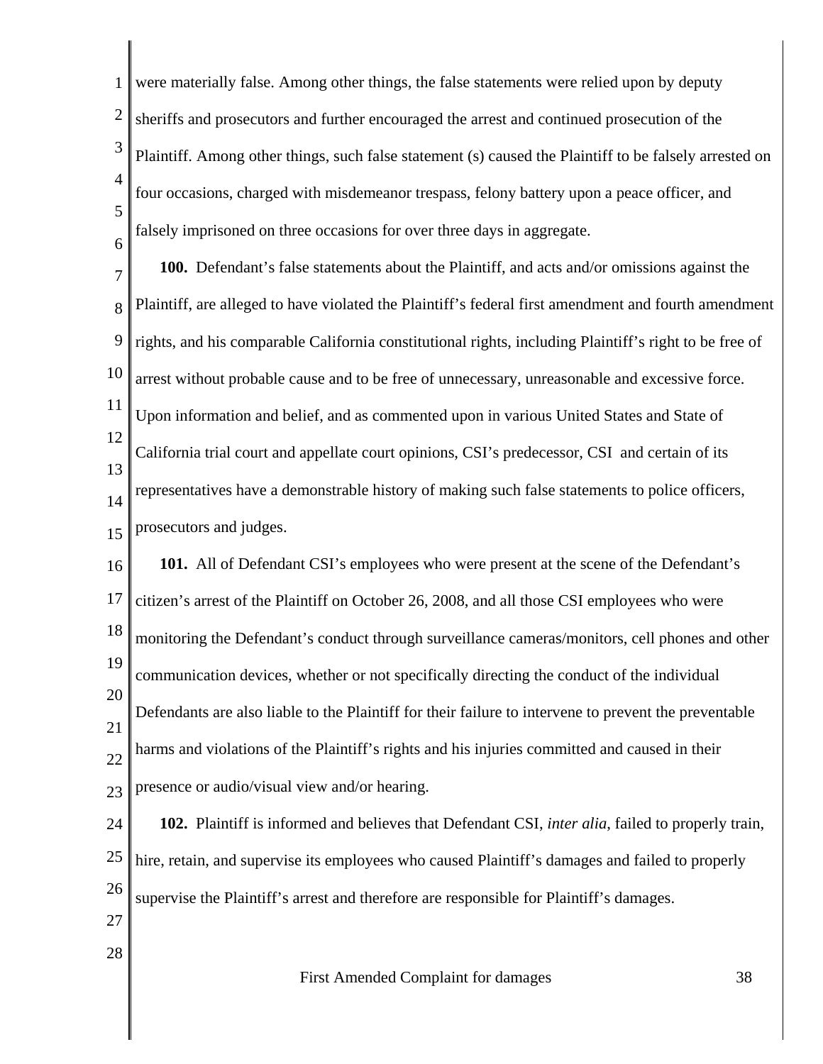were materially false. Among other things, the false statements were relied upon by deputy sheriffs and prosecutors and further encouraged the arrest and continued prosecution of the Plaintiff. Among other things, such false statement (s) caused the Plaintiff to be falsely arrested on four occasions, charged with misdemeanor trespass, felony battery upon a peace officer, and falsely imprisoned on three occasions for over three days in aggregate.

**100.** Defendant's false statements about the Plaintiff, and acts and/or omissions against the Plaintiff, are alleged to have violated the Plaintiff's federal first amendment and fourth amendment rights, and his comparable California constitutional rights, including Plaintiff's right to be free of arrest without probable cause and to be free of unnecessary, unreasonable and excessive force. Upon information and belief, and as commented upon in various United States and State of California trial court and appellate court opinions, CSI's predecessor, CSI and certain of its representatives have a demonstrable history of making such false statements to police officers, prosecutors and judges.

**101.** All of Defendant CSI's employees who were present at the scene of the Defendant's citizen's arrest of the Plaintiff on October 26, 2008, and all those CSI employees who were monitoring the Defendant's conduct through surveillance cameras/monitors, cell phones and other communication devices, whether or not specifically directing the conduct of the individual Defendants are also liable to the Plaintiff for their failure to intervene to prevent the preventable harms and violations of the Plaintiff's rights and his injuries committed and caused in their presence or audio/visual view and/or hearing.

**102.** Plaintiff is informed and believes that Defendant CSI, *inter alia*, failed to properly train, hire, retain, and supervise its employees who caused Plaintiff's damages and failed to properly supervise the Plaintiff's arrest and therefore are responsible for Plaintiff's damages.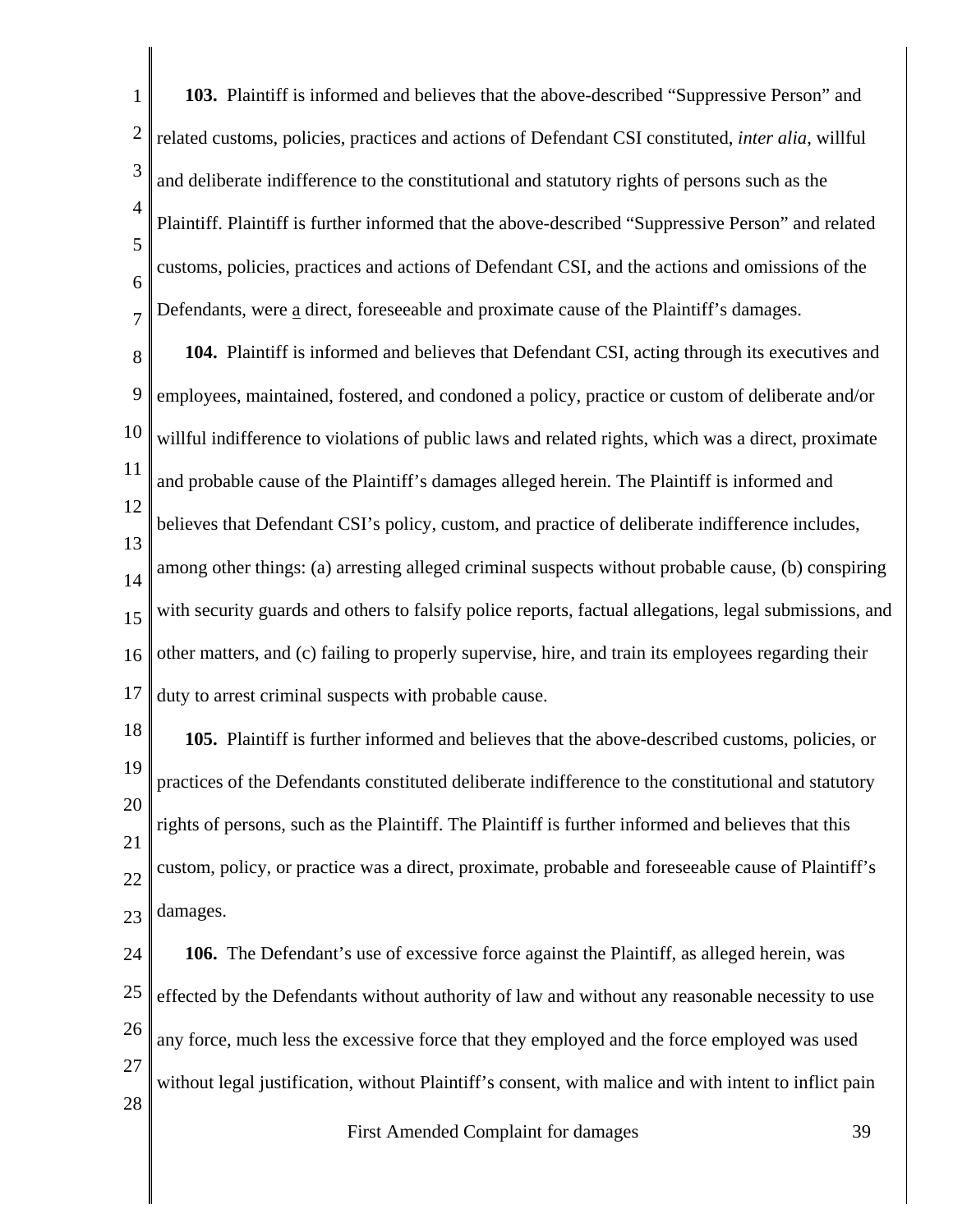**103.** Plaintiff is informed and believes that the above-described "Suppressive Person" and related customs, policies, practices and actions of Defendant CSI constituted, *inter alia*, willful and deliberate indifference to the constitutional and statutory rights of persons such as the Plaintiff. Plaintiff is further informed that the above-described "Suppressive Person" and related customs, policies, practices and actions of Defendant CSI, and the actions and omissions of the Defendants, were a direct, foreseeable and proximate cause of the Plaintiff's damages.

**104.** Plaintiff is informed and believes that Defendant CSI, acting through its executives and employees, maintained, fostered, and condoned a policy, practice or custom of deliberate and/or willful indifference to violations of public laws and related rights, which was a direct, proximate and probable cause of the Plaintiff's damages alleged herein. The Plaintiff is informed and believes that Defendant CSI's policy, custom, and practice of deliberate indifference includes, among other things: (a) arresting alleged criminal suspects without probable cause, (b) conspiring with security guards and others to falsify police reports, factual allegations, legal submissions, and other matters, and (c) failing to properly supervise, hire, and train its employees regarding their duty to arrest criminal suspects with probable cause.

**105.** Plaintiff is further informed and believes that the above-described customs, policies, or practices of the Defendants constituted deliberate indifference to the constitutional and statutory rights of persons, such as the Plaintiff. The Plaintiff is further informed and believes that this custom, policy, or practice was a direct, proximate, probable and foreseeable cause of Plaintiff's damages.

**106.** The Defendant's use of excessive force against the Plaintiff, as alleged herein, was effected by the Defendants without authority of law and without any reasonable necessity to use any force, much less the excessive force that they employed and the force employed was used without legal justification, without Plaintiff's consent, with malice and with intent to inflict pain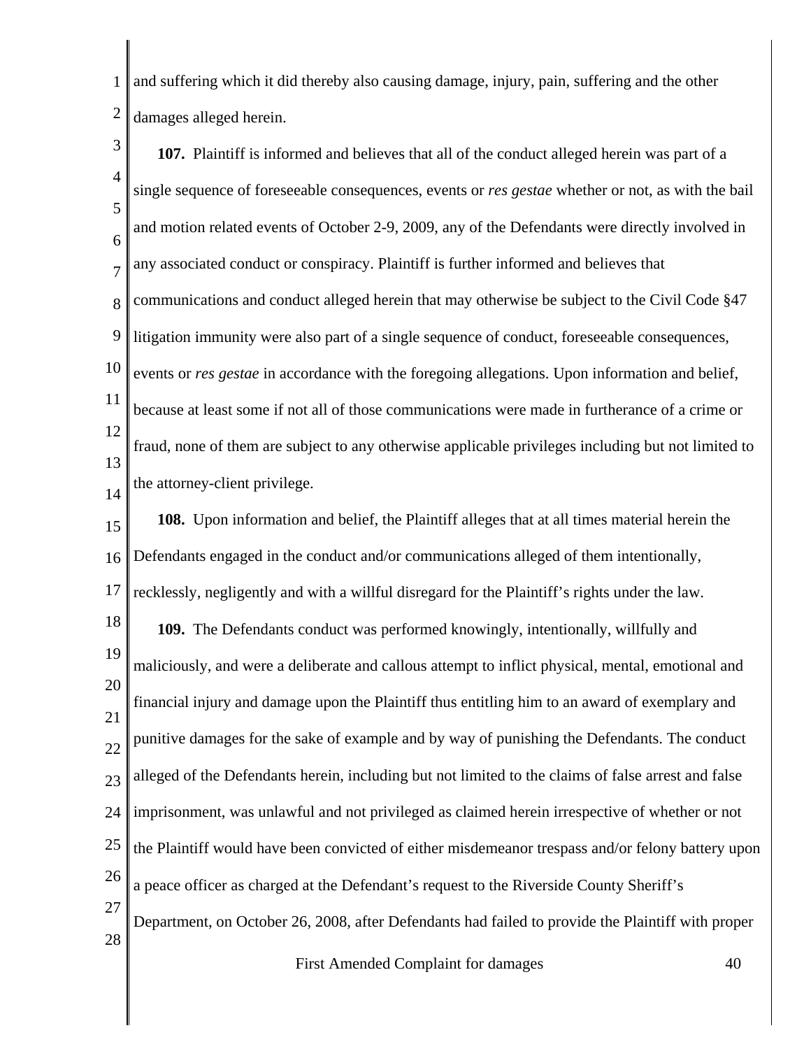and suffering which it did thereby also causing damage, injury, pain, suffering and the other damages alleged herein.

**107.** Plaintiff is informed and believes that all of the conduct alleged herein was part of a single sequence of foreseeable consequences, events or *res gestae* whether or not, as with the bail and motion related events of October 2-9, 2009, any of the Defendants were directly involved in any associated conduct or conspiracy. Plaintiff is further informed and believes that communications and conduct alleged herein that may otherwise be subject to the Civil Code §47 litigation immunity were also part of a single sequence of conduct, foreseeable consequences, events or *res gestae* in accordance with the foregoing allegations. Upon information and belief, because at least some if not all of those communications were made in furtherance of a crime or fraud, none of them are subject to any otherwise applicable privileges including but not limited to the attorney-client privilege.

**108.** Upon information and belief, the Plaintiff alleges that at all times material herein the Defendants engaged in the conduct and/or communications alleged of them intentionally, recklessly, negligently and with a willful disregard for the Plaintiff's rights under the law.

**109.** The Defendants conduct was performed knowingly, intentionally, willfully and maliciously, and were a deliberate and callous attempt to inflict physical, mental, emotional and financial injury and damage upon the Plaintiff thus entitling him to an award of exemplary and punitive damages for the sake of example and by way of punishing the Defendants. The conduct alleged of the Defendants herein, including but not limited to the claims of false arrest and false imprisonment, was unlawful and not privileged as claimed herein irrespective of whether or not the Plaintiff would have been convicted of either misdemeanor trespass and/or felony battery upon a peace officer as charged at the Defendant's request to the Riverside County Sheriff's Department, on October 26, 2008, after Defendants had failed to provide the Plaintiff with proper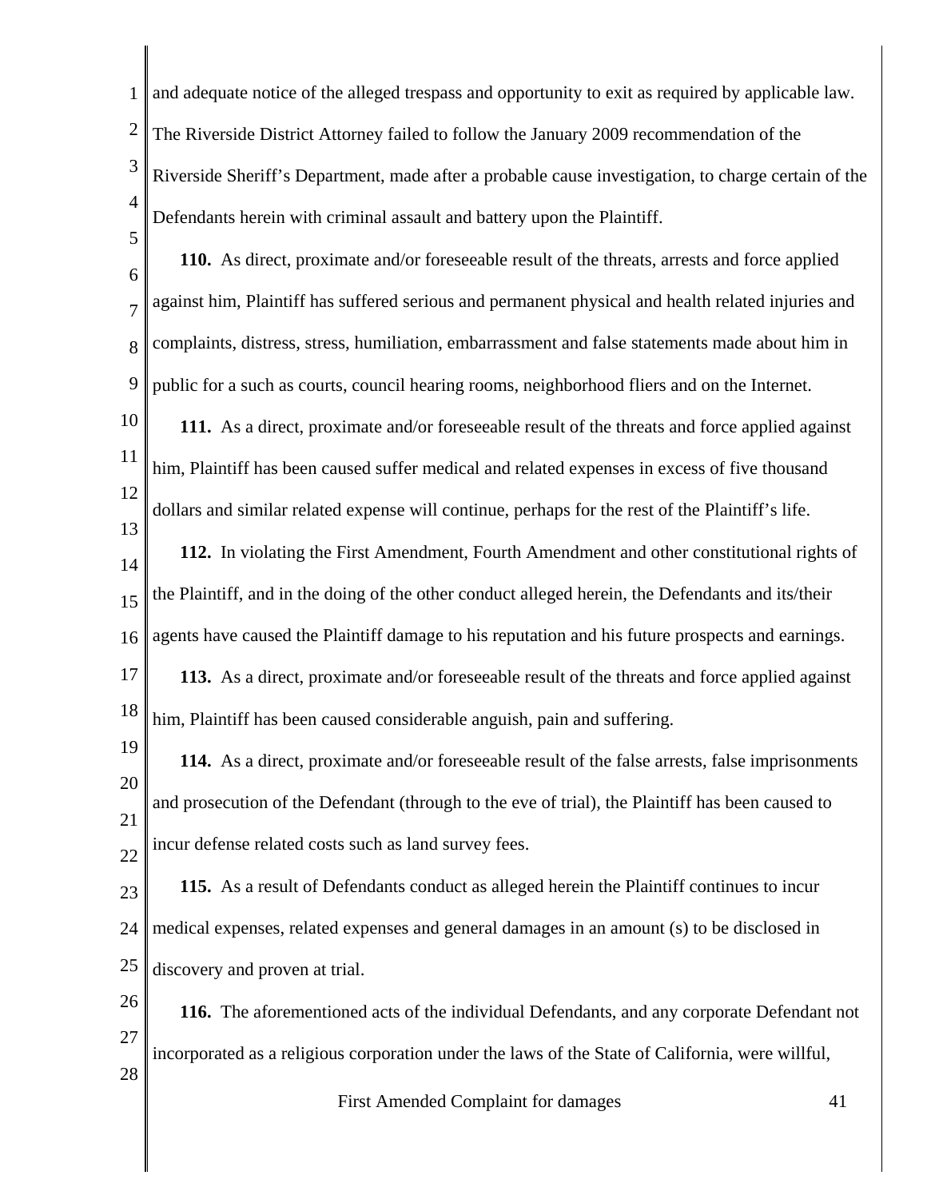and adequate notice of the alleged trespass and opportunity to exit as required by applicable law. The Riverside District Attorney failed to follow the January 2009 recommendation of the Riverside Sheriff's Department, made after a probable cause investigation, to charge certain of the Defendants herein with criminal assault and battery upon the Plaintiff.

**110.** As direct, proximate and/or foreseeable result of the threats, arrests and force applied against him, Plaintiff has suffered serious and permanent physical and health related injuries and complaints, distress, stress, humiliation, embarrassment and false statements made about him in public for a such as courts, council hearing rooms, neighborhood fliers and on the Internet.

**111.** As a direct, proximate and/or foreseeable result of the threats and force applied against him, Plaintiff has been caused suffer medical and related expenses in excess of five thousand dollars and similar related expense will continue, perhaps for the rest of the Plaintiff's life.

**112.** In violating the First Amendment, Fourth Amendment and other constitutional rights of the Plaintiff, and in the doing of the other conduct alleged herein, the Defendants and its/their agents have caused the Plaintiff damage to his reputation and his future prospects and earnings.

**113.** As a direct, proximate and/or foreseeable result of the threats and force applied against him, Plaintiff has been caused considerable anguish, pain and suffering.

**114.** As a direct, proximate and/or foreseeable result of the false arrests, false imprisonments and prosecution of the Defendant (through to the eve of trial), the Plaintiff has been caused to incur defense related costs such as land survey fees.

**115.** As a result of Defendants conduct as alleged herein the Plaintiff continues to incur medical expenses, related expenses and general damages in an amount (s) to be disclosed in discovery and proven at trial.

**116.** The aforementioned acts of the individual Defendants, and any corporate Defendant not incorporated as a religious corporation under the laws of the State of California, were willful,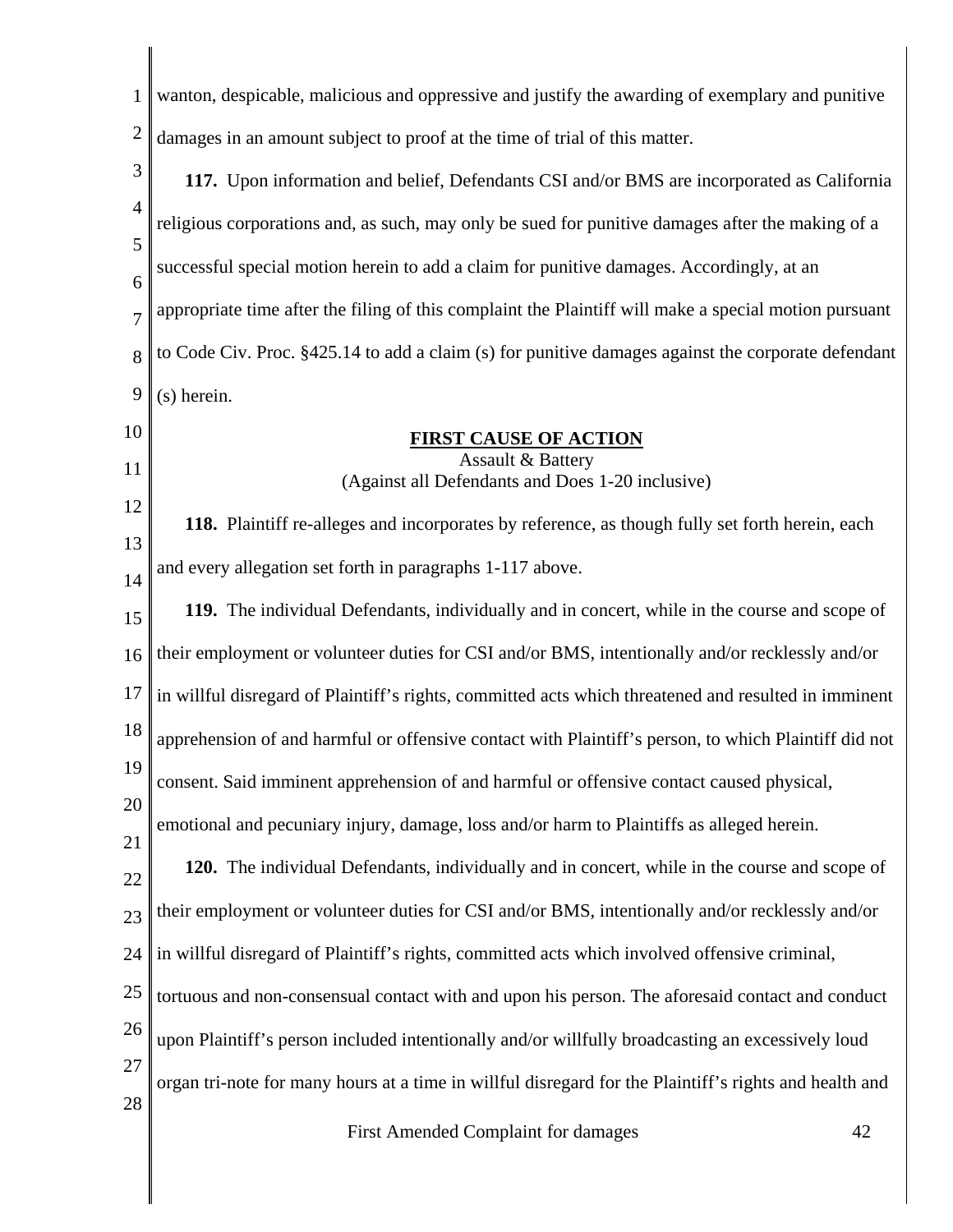wanton, despicable, malicious and oppressive and justify the awarding of exemplary and punitive damages in an amount subject to proof at the time of trial of this matter.

**117.** Upon information and belief, Defendants CSI and/or BMS are incorporated as California religious corporations and, as such, may only be sued for punitive damages after the making of a successful special motion herein to add a claim for punitive damages. Accordingly, at an appropriate time after the filing of this complaint the Plaintiff will make a special motion pursuant to Code Civ. Proc. §425.14 to add a claim (s) for punitive damages against the corporate defendant (s) herein.

## FIRST CAUSE OF ACTION

Assault & Battery

(Against all Defendants and Does 1-20 inclusive)

**118.** Plaintiff re-alleges and incorporates by reference, as though fully set forth herein, each and every allegation set forth in paragraphs 1-117 above.

**119.** The individual Defendants, individually and in concert, while in the course and scope of their employment or volunteer duties for CSI and/or BMS, intentionally and/or recklessly and/or in willful disregard of Plaintiff's rights, committed acts which threatened and resulted in imminent apprehension of and harmful or offensive contact with Plaintiff's person, to which Plaintiff did not consent. Said imminent apprehension of and harmful or offensive contact caused physical, emotional and pecuniary injury, damage, loss and/or harm to Plaintiffs as alleged herein.

**120.** The individual Defendants, individually and in concert, while in the course and scope of their employment or volunteer duties for CSI and/or BMS, intentionally and/or recklessly and/or in willful disregard of Plaintiff's rights, committed acts which involved offensive criminal, tortuous and non-consensual contact with and upon his person. The aforesaid contact and conduct upon Plaintiff's person included intentionally and/or willfully broadcasting an excessively loud organ tri-note for many hours at a time in willful disregard for the Plaintiff's rights and health and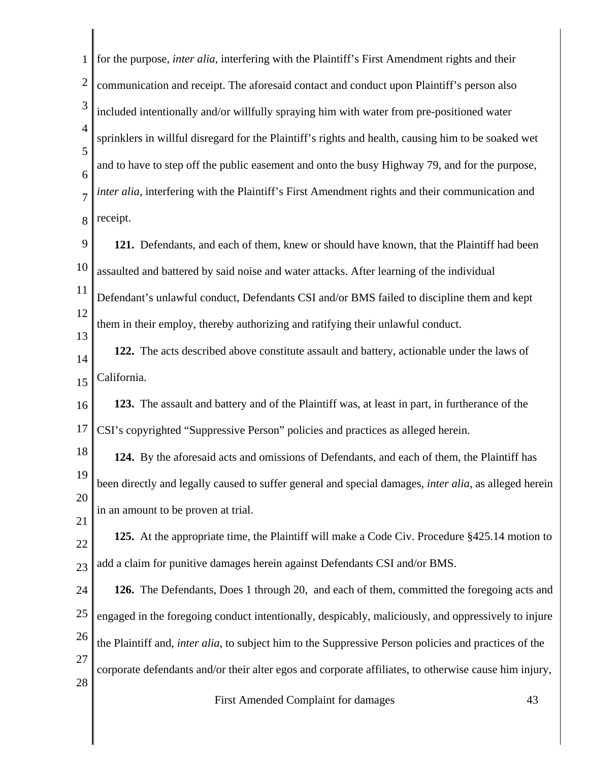for the purpose, *inter alia*, interfering with the Plaintiff's First Amendment rights and their communication and receipt. The aforesaid contact and conduct upon Plaintiff's person also included intentionally and/or willfully spraying him with water from pre-positioned water sprinklers in willful disregard for the Plaintiff's rights and health, causing him to be soaked wet and to have to step off the public easement and onto the busy Highway 79, and for the purpose, *inter alia*, interfering with the Plaintiff's First Amendment rights and their communication and receipt.

**121.** Defendants, and each of them, knew or should have known, that the Plaintiff had been assaulted and battered by said noise and water attacks. After learning of the individual Defendant's unlawful conduct, Defendants CSI and/or BMS failed to discipline them and kept them in their employ, thereby authorizing and ratifying their unlawful conduct.

**122.** The acts described above constitute assault and battery, actionable under the laws of California.

**123.** The assault and battery and of the Plaintiff was, at least in part, in furtherance of the CSI's copyrighted "Suppressive Person" policies and practices as alleged herein.

**124.** By the aforesaid acts and omissions of Defendants, and each of them, the Plaintiff has been directly and legally caused to suffer general and special damages, *inter alia*, as alleged herein in an amount to be proven at trial.

**125.** At the appropriate time, the Plaintiff will make a Code Civ. Procedure §425.14 motion to add a claim for punitive damages herein against Defendants CSI and/or BMS.

**126.** The Defendants, Does 1 through 20, and each of them, committed the foregoing acts and engaged in the foregoing conduct intentionally, despicably, maliciously, and oppressively to injure the Plaintiff and, *inter alia*, to subject him to the Suppressive Person policies and practices of the corporate defendants and/or their alter egos and corporate affiliates, to otherwise cause him injury,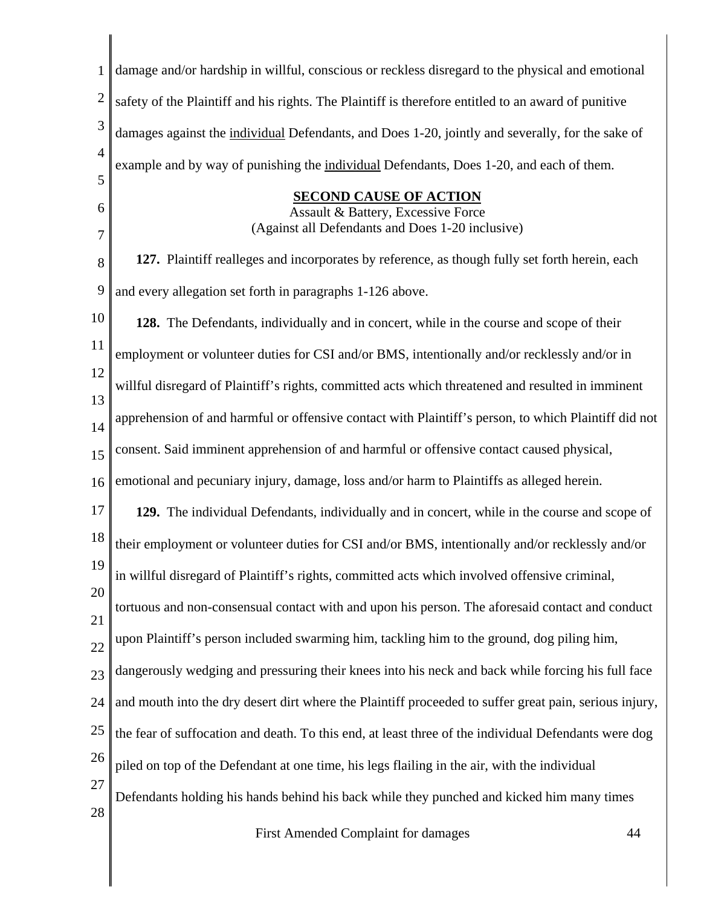damage and/or hardship in willful, conscious or reckless disregard to the physical and emotional safety of the Plaintiff and his rights. The Plaintiff is therefore entitled to an award of punitive damages against the individual Defendants, and Does 1-20, jointly and severally, for the sake of example and by way of punishing the individual Defendants, Does 1-20, and each of them.

**SECOND CAUSE OF ACTION**

Assault & Battery, Excessive Force

(Against all Defendants and Does 1-20 inclusive)

**127.** Plaintiff realleges and incorporates by reference, as though fully set forth herein, each and every allegation set forth in paragraphs 1-126 above.

**128.** The Defendants, individually and in concert, while in the course and scope of their employment or volunteer duties for CSI and/or BMS, intentionally and/or recklessly and/or in willful disregard of Plaintiff's rights, committed acts which threatened and resulted in imminent apprehension of and harmful or offensive contact with Plaintiff's person, to which Plaintiff did not consent. Said imminent apprehension of and harmful or offensive contact caused physical, emotional and pecuniary injury, damage, loss and/or harm to Plaintiffs as alleged herein.

**129.** The individual Defendants, individually and in concert, while in the course and scope of their employment or volunteer duties for CSI and/or BMS, intentionally and/or recklessly and/or in willful disregard of Plaintiff's rights, committed acts which involved offensive criminal, tortuous and non-consensual contact with and upon his person. The aforesaid contact and conduct upon Plaintiff's person included swarming him, tackling him to the ground, dog piling him, dangerously wedging and pressuring their knees into his neck and back while forcing his full face and mouth into the dry desert dirt where the Plaintiff proceeded to suffer great pain, serious injury, the fear of suffocation and death. To this end, at least three of the individual Defendants were dog piled on top of the Defendant at one time, his legs flailing in the air, with the individual Defendants holding his hands behind his back while they punched and kicked him many times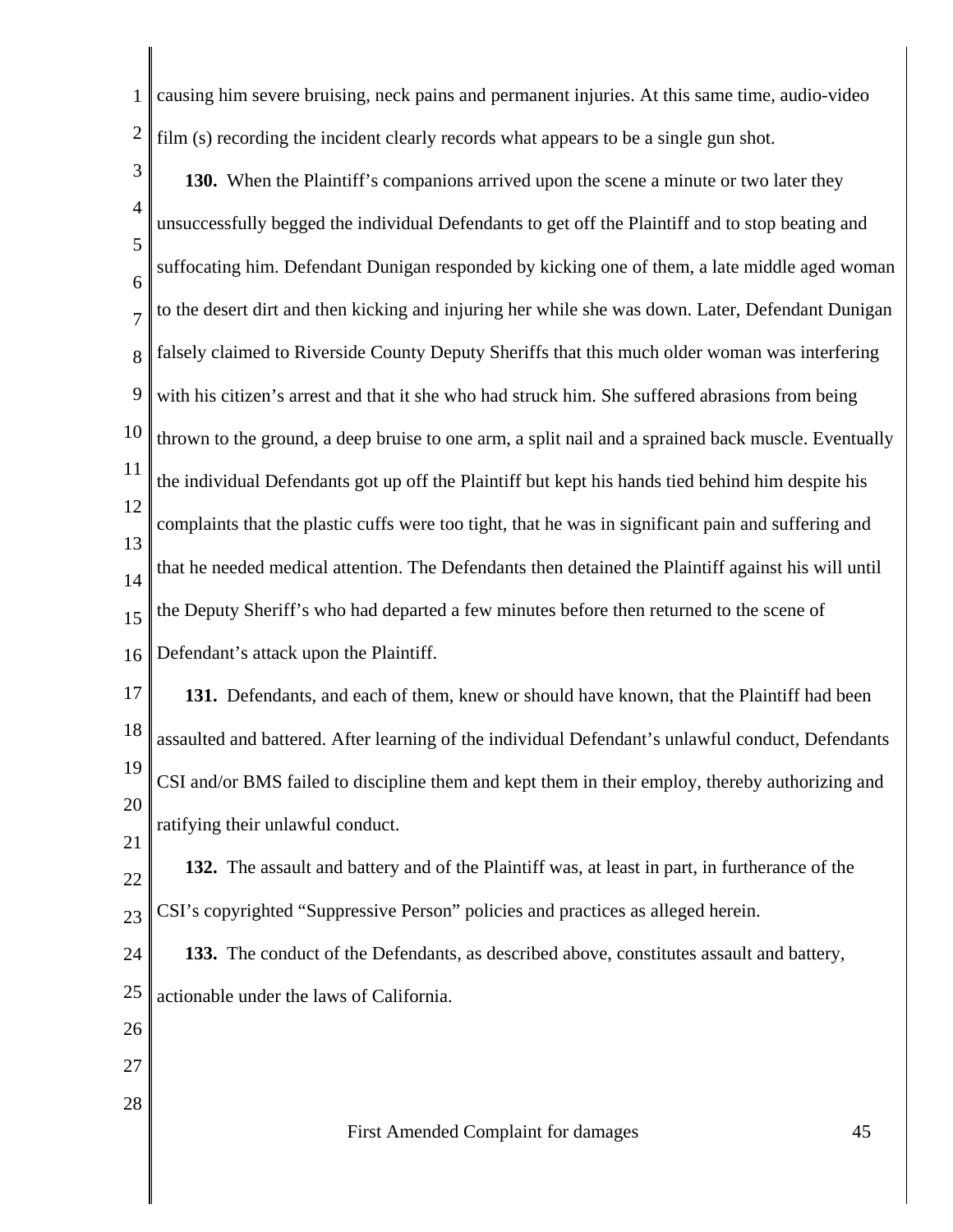causing him severe bruising, neck pains and permanent injuries. At this same time, audio-video film (s) recording the incident clearly records what appears to be a single gun shot.

**130.** When the Plaintiff's companions arrived upon the scene a minute or two later they unsuccessfully begged the individual Defendants to get off the Plaintiff and to stop beating and suffocating him. Defendant Dunigan responded by kicking one of them, a late middle aged woman to the desert dirt and then kicking and injuring her while she was down. Later, Defendant Dunigan falsely claimed to Riverside County Deputy Sheriffs that this much older woman was interfering with his citizen's arrest and that it she who had struck him. She suffered abrasions from being thrown to the ground, a deep bruise to one arm, a split nail and a sprained back muscle. Eventually the individual Defendants got up off the Plaintiff but kept his hands tied behind him despite his complaints that the plastic cuffs were too tight, that he was in significant pain and suffering and that he needed medical attention. The Defendants then detained the Plaintiff against his will until the Deputy Sheriff's who had departed a few minutes before then returned to the scene of Defendant's attack upon the Plaintiff.

**131.** Defendants, and each of them, knew or should have known, that the Plaintiff had been assaulted and battered. After learning of the individual Defendant's unlawful conduct, Defendants CSI and/or BMS failed to discipline them and kept them in their employ, thereby authorizing and ratifying their unlawful conduct.

**132.** The assault and battery and of the Plaintiff was, at least in part, in furtherance of the CSI's copyrighted "Suppressive Person" policies and practices as alleged herein.

**133.** The conduct of the Defendants, as described above, constitutes assault and battery, actionable under the laws of California.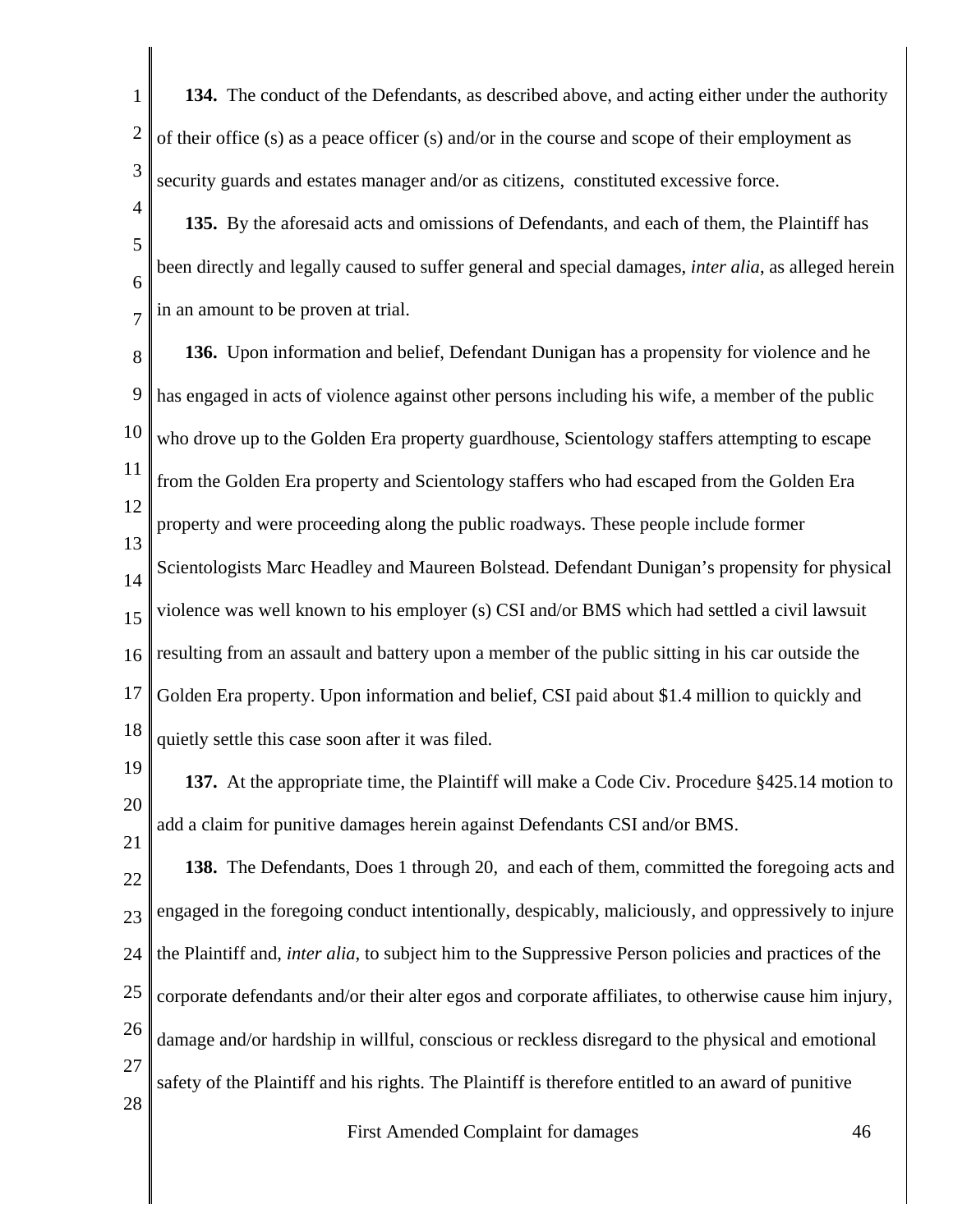**134.** The conduct of the Defendants, as described above, and acting either under the authority of their office (s) as a peace officer (s) and/or in the course and scope of their employment as security guards and estates manager and/or as citizens, constituted excessive force.

**135.** By the aforesaid acts and omissions of Defendants, and each of them, the Plaintiff has been directly and legally caused to suffer general and special damages, *inter alia*, as alleged herein in an amount to be proven at trial.

**136.** Upon information and belief, Defendant Dunigan has a propensity for violence and he has engaged in acts of violence against other persons including his wife, a member of the public who drove up to the Golden Era property guardhouse, Scientology staffers attempting to escape from the Golden Era property and Scientology staffers who had escaped from the Golden Era property and were proceeding along the public roadways. These people include former Scientologists Marc Headley and Maureen Bolstead. Defendant Dunigan's propensity for physical violence was well known to his employer (s) CSI and/or BMS which had settled a civil lawsuit resulting from an assault and battery upon a member of the public sitting in his car outside the Golden Era property. Upon information and belief, CSI paid about $1.4 million to quickly and quietly settle this case soon after it was filed.

**137.** At the appropriate time, the Plaintiff will make a Code Civ. Procedure §425.14 motion to add a claim for punitive damages herein against Defendants CSI and/or BMS.

**138.** The Defendants, Does 1 through 20, and each of them, committed the foregoing acts and engaged in the foregoing conduct intentionally, despicably, maliciously, and oppressively to injure the Plaintiff and, *inter alia*, to subject him to the Suppressive Person policies and practices of the corporate defendants and/or their alter egos and corporate affiliates, to otherwise cause him injury, damage and/or hardship in willful, conscious or reckless disregard to the physical and emotional safety of the Plaintiff and his rights. The Plaintiff is therefore entitled to an award of punitive

First Amended Complaint for damages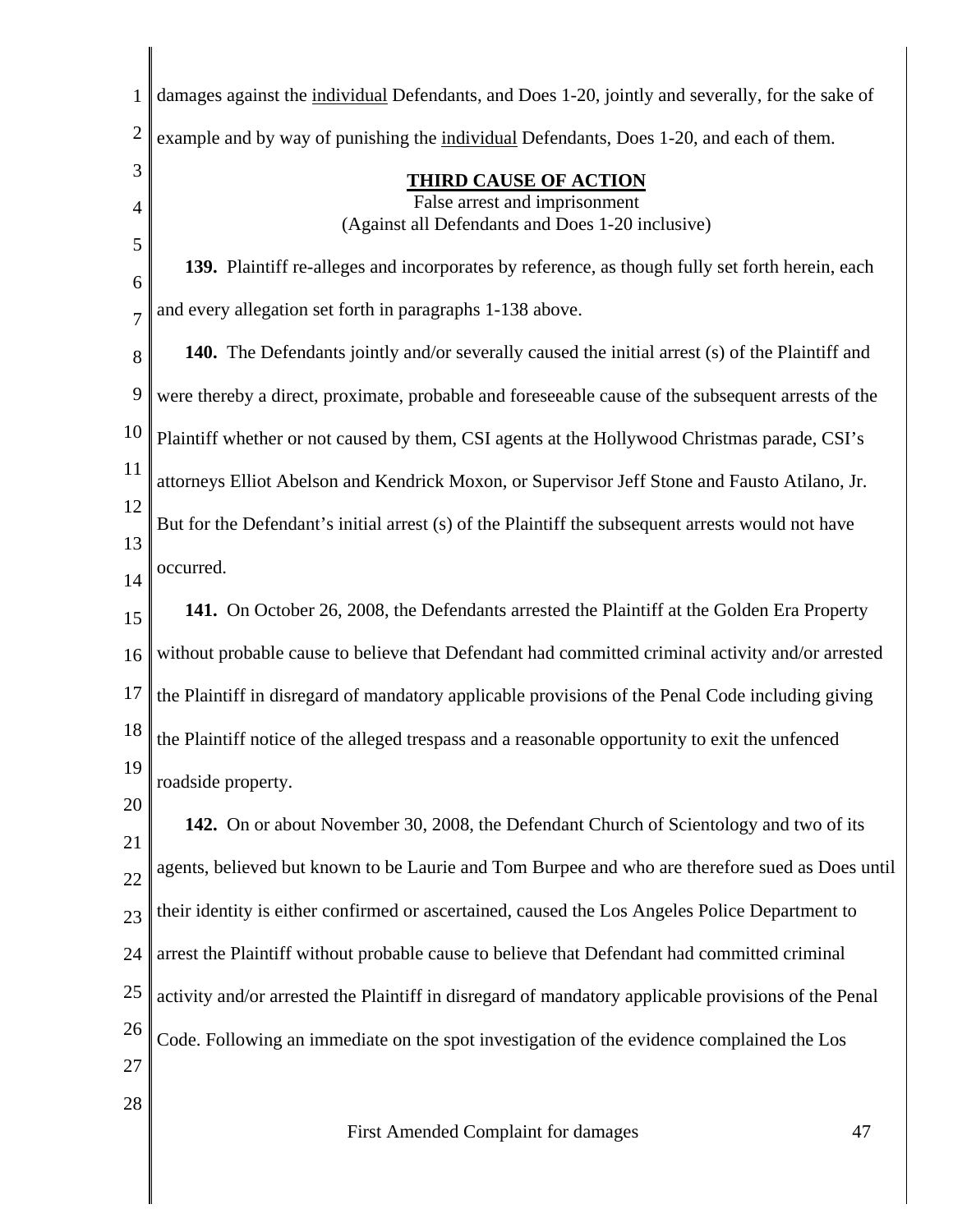damages against the <u>individual</u> Defendants, and Does 1-20, jointly and severally, for the sake of example and by way of punishing the <u>individual</u> Defendants, Does 1-20, and each of them.

## THIRD CAUSE OF ACTION

False arrest and imprisonment
(Against all Defendants and Does 1-20 inclusive)

**139.** Plaintiff re-alleges and incorporates by reference, as though fully set forth herein, each and every allegation set forth in paragraphs 1-138 above.

**140.** The Defendants jointly and/or severally caused the initial arrest (s) of the Plaintiff and were thereby a direct, proximate, probable and foreseeable cause of the subsequent arrests of the Plaintiff whether or not caused by them, CSI agents at the Hollywood Christmas parade, CSI's attorneys Elliot Abelson and Kendrick Moxon, or Supervisor Jeff Stone and Fausto Atilano, Jr. But for the Defendant's initial arrest (s) of the Plaintiff the subsequent arrests would not have occurred.

**141.** On October 26, 2008, the Defendants arrested the Plaintiff at the Golden Era Property without probable cause to believe that Defendant had committed criminal activity and/or arrested the Plaintiff in disregard of mandatory applicable provisions of the Penal Code including giving the Plaintiff notice of the alleged trespass and a reasonable opportunity to exit the unfenced roadside property.

**142.** On or about November 30, 2008, the Defendant Church of Scientology and two of its agents, believed but known to be Laurie and Tom Burpee and who are therefore sued as Does until their identity is either confirmed or ascertained, caused the Los Angeles Police Department to arrest the Plaintiff without probable cause to believe that Defendant had committed criminal activity and/or arrested the Plaintiff in disregard of mandatory applicable provisions of the Penal Code. Following an immediate on the spot investigation of the evidence complained the Los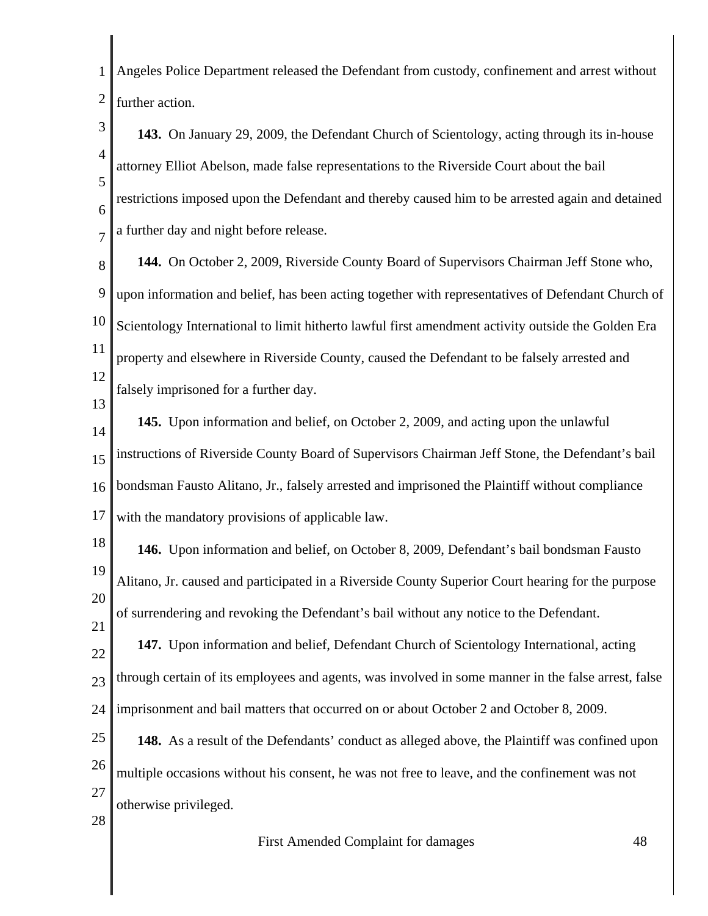Angeles Police Department released the Defendant from custody, confinement and arrest without further action.

**143.** On January 29, 2009, the Defendant Church of Scientology, acting through its in-house attorney Elliot Abelson, made false representations to the Riverside Court about the bail restrictions imposed upon the Defendant and thereby caused him to be arrested again and detained a further day and night before release.

**144.** On October 2, 2009, Riverside County Board of Supervisors Chairman Jeff Stone who, upon information and belief, has been acting together with representatives of Defendant Church of Scientology International to limit hitherto lawful first amendment activity outside the Golden Era property and elsewhere in Riverside County, caused the Defendant to be falsely arrested and falsely imprisoned for a further day.

**145.** Upon information and belief, on October 2, 2009, and acting upon the unlawful instructions of Riverside County Board of Supervisors Chairman Jeff Stone, the Defendant's bail bondsman Fausto Alitano, Jr., falsely arrested and imprisoned the Plaintiff without compliance with the mandatory provisions of applicable law.

**146.** Upon information and belief, on October 8, 2009, Defendant's bail bondsman Fausto Alitano, Jr. caused and participated in a Riverside County Superior Court hearing for the purpose of surrendering and revoking the Defendant's bail without any notice to the Defendant.

**147.** Upon information and belief, Defendant Church of Scientology International, acting through certain of its employees and agents, was involved in some manner in the false arrest, false imprisonment and bail matters that occurred on or about October 2 and October 8, 2009.

**148.** As a result of the Defendants' conduct as alleged above, the Plaintiff was confined upon multiple occasions without his consent, he was not free to leave, and the confinement was not otherwise privileged.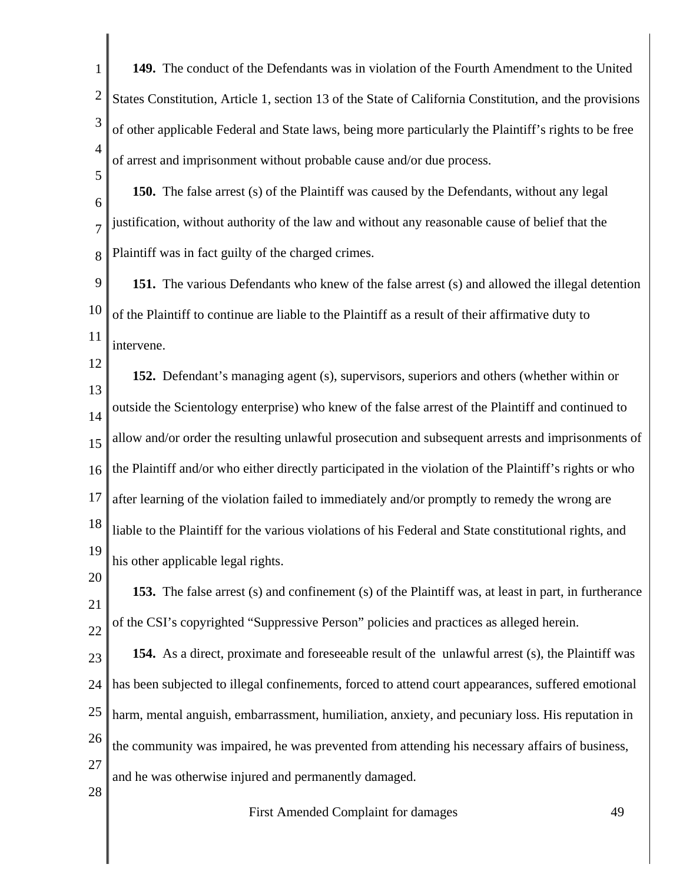**149.** The conduct of the Defendants was in violation of the Fourth Amendment to the United States Constitution, Article 1, section 13 of the State of California Constitution, and the provisions of other applicable Federal and State laws, being more particularly the Plaintiff's rights to be free of arrest and imprisonment without probable cause and/or due process.

**150.** The false arrest (s) of the Plaintiff was caused by the Defendants, without any legal justification, without authority of the law and without any reasonable cause of belief that the Plaintiff was in fact guilty of the charged crimes.

**151.** The various Defendants who knew of the false arrest (s) and allowed the illegal detention of the Plaintiff to continue are liable to the Plaintiff as a result of their affirmative duty to intervene.

**152.** Defendant's managing agent (s), supervisors, superiors and others (whether within or outside the Scientology enterprise) who knew of the false arrest of the Plaintiff and continued to allow and/or order the resulting unlawful prosecution and subsequent arrests and imprisonments of the Plaintiff and/or who either directly participated in the violation of the Plaintiff's rights or who after learning of the violation failed to immediately and/or promptly to remedy the wrong are liable to the Plaintiff for the various violations of his Federal and State constitutional rights, and his other applicable legal rights.

**153.** The false arrest (s) and confinement (s) of the Plaintiff was, at least in part, in furtherance of the CSI's copyrighted "Suppressive Person" policies and practices as alleged herein.

**154.** As a direct, proximate and foreseeable result of the unlawful arrest (s), the Plaintiff was has been subjected to illegal confinements, forced to attend court appearances, suffered emotional harm, mental anguish, embarrassment, humiliation, anxiety, and pecuniary loss. His reputation in the community was impaired, he was prevented from attending his necessary affairs of business, and he was otherwise injured and permanently damaged.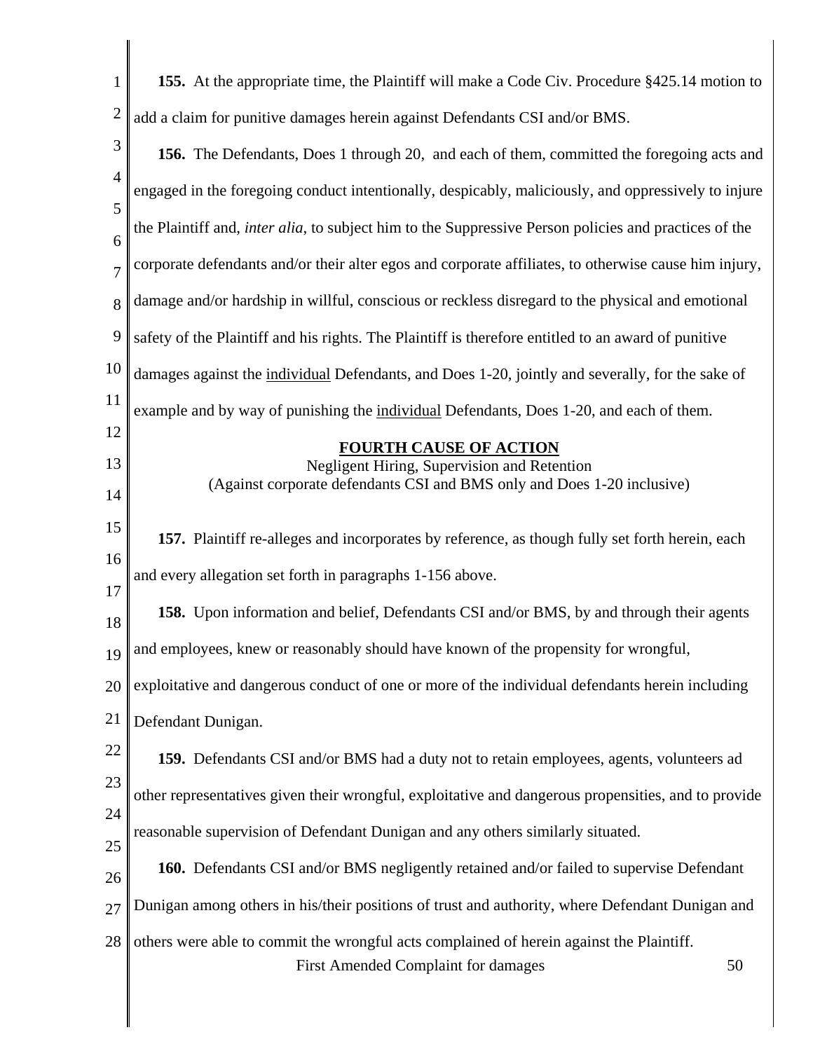**155.** At the appropriate time, the Plaintiff will make a Code Civ. Procedure §425.14 motion to add a claim for punitive damages herein against Defendants CSI and/or BMS.

**156.** The Defendants, Does 1 through 20, and each of them, committed the foregoing acts and engaged in the foregoing conduct intentionally, despicably, maliciously, and oppressively to injure the Plaintiff and, *inter alia*, to subject him to the Suppressive Person policies and practices of the corporate defendants and/or their alter egos and corporate affiliates, to otherwise cause him injury, damage and/or hardship in willful, conscious or reckless disregard to the physical and emotional safety of the Plaintiff and his rights. The Plaintiff is therefore entitled to an award of punitive damages against the individual Defendants, and Does 1-20, jointly and severally, for the sake of example and by way of punishing the individual Defendants, Does 1-20, and each of them.

## FOURTH CAUSE OF ACTION

Negligent Hiring, Supervision and Retention
(Against corporate defendants CSI and BMS only and Does 1-20 inclusive)

**157.** Plaintiff re-alleges and incorporates by reference, as though fully set forth herein, each and every allegation set forth in paragraphs 1-156 above.

**158.** Upon information and belief, Defendants CSI and/or BMS, by and through their agents and employees, knew or reasonably should have known of the propensity for wrongful, exploitative and dangerous conduct of one or more of the individual defendants herein including Defendant Dunigan.

**159.** Defendants CSI and/or BMS had a duty not to retain employees, agents, volunteers ad other representatives given their wrongful, exploitative and dangerous propensities, and to provide reasonable supervision of Defendant Dunigan and any others similarly situated.

**160.** Defendants CSI and/or BMS negligently retained and/or failed to supervise Defendant Dunigan among others in his/their positions of trust and authority, where Defendant Dunigan and others were able to commit the wrongful acts complained of herein against the Plaintiff.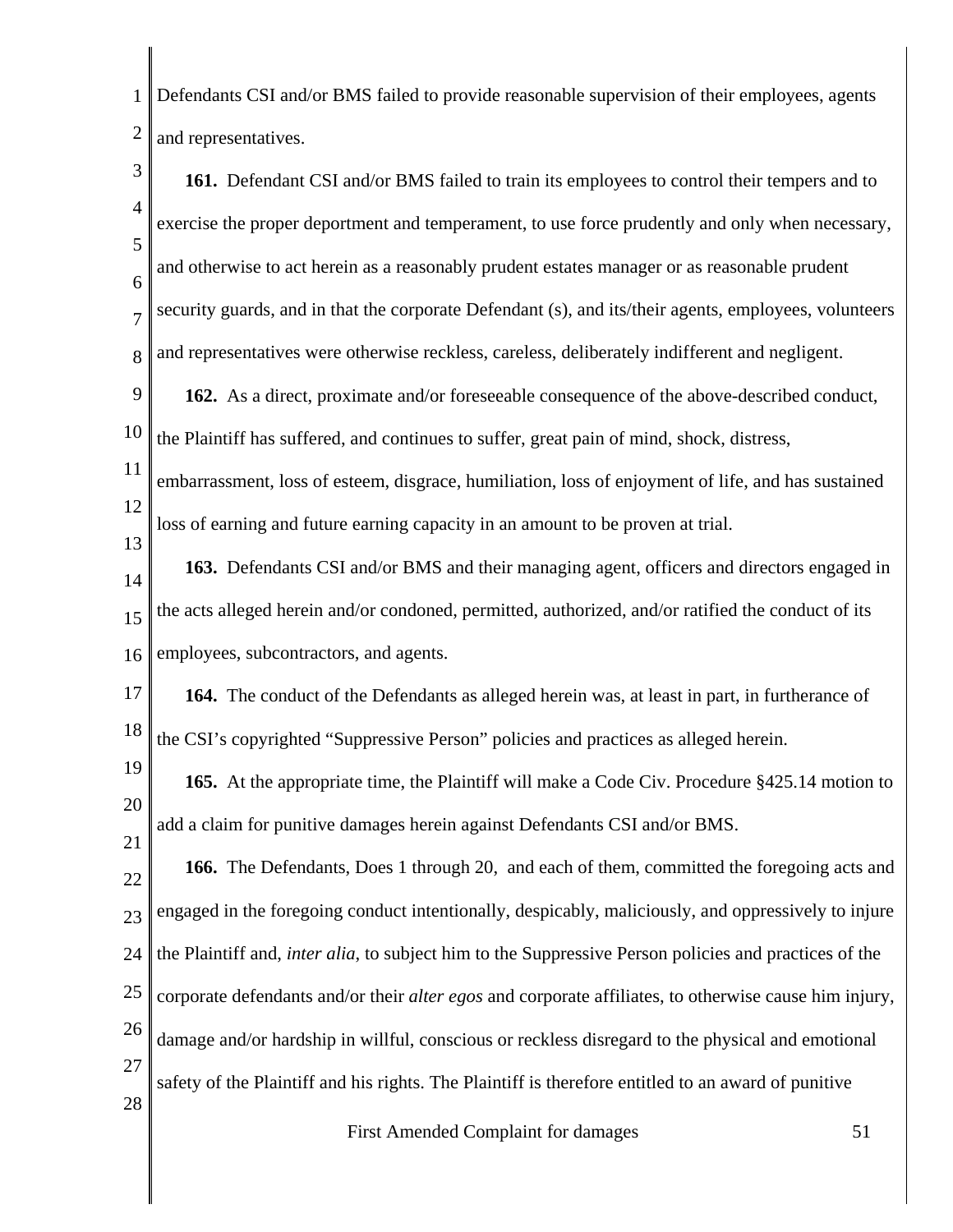Defendants CSI and/or BMS failed to provide reasonable supervision of their employees, agents and representatives.

**161.** Defendant CSI and/or BMS failed to train its employees to control their tempers and to exercise the proper deportment and temperament, to use force prudently and only when necessary, and otherwise to act herein as a reasonably prudent estates manager or as reasonable prudent security guards, and in that the corporate Defendant (s), and its/their agents, employees, volunteers and representatives were otherwise reckless, careless, deliberately indifferent and negligent.

**162.** As a direct, proximate and/or foreseeable consequence of the above-described conduct, the Plaintiff has suffered, and continues to suffer, great pain of mind, shock, distress, embarrassment, loss of esteem, disgrace, humiliation, loss of enjoyment of life, and has sustained loss of earning and future earning capacity in an amount to be proven at trial.

**163.** Defendants CSI and/or BMS and their managing agent, officers and directors engaged in the acts alleged herein and/or condoned, permitted, authorized, and/or ratified the conduct of its employees, subcontractors, and agents.

**164.** The conduct of the Defendants as alleged herein was, at least in part, in furtherance of the CSI's copyrighted "Suppressive Person" policies and practices as alleged herein.

**165.** At the appropriate time, the Plaintiff will make a Code Civ. Procedure §425.14 motion to add a claim for punitive damages herein against Defendants CSI and/or BMS.

**166.** The Defendants, Does 1 through 20, and each of them, committed the foregoing acts and engaged in the foregoing conduct intentionally, despicably, maliciously, and oppressively to injure the Plaintiff and, *inter alia*, to subject him to the Suppressive Person policies and practices of the corporate defendants and/or their *alter egos* and corporate affiliates, to otherwise cause him injury, damage and/or hardship in willful, conscious or reckless disregard to the physical and emotional safety of the Plaintiff and his rights. The Plaintiff is therefore entitled to an award of punitive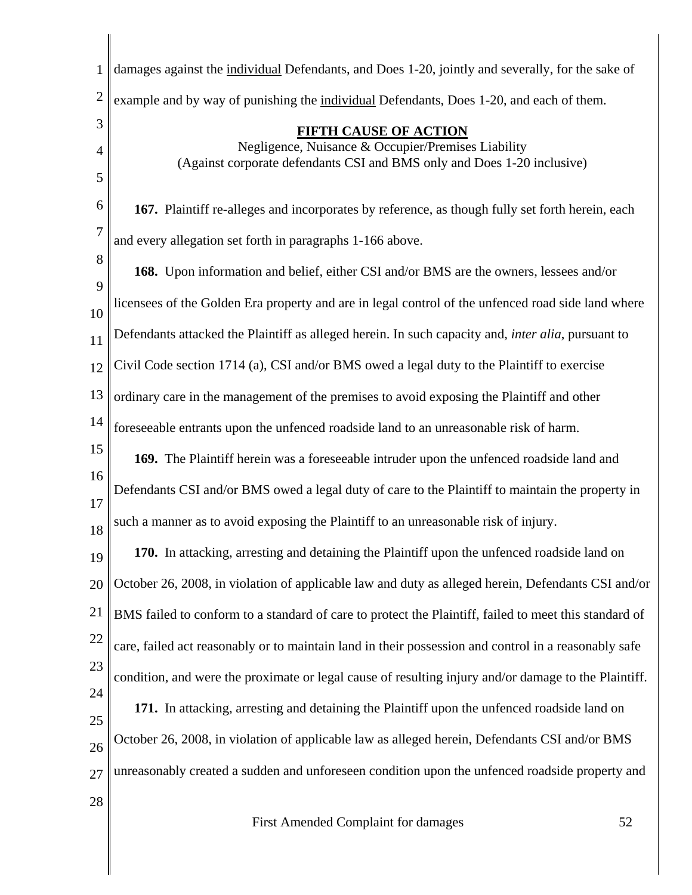damages against the individual Defendants, and Does 1-20, jointly and severally, for the sake of example and by way of punishing the individual Defendants, Does 1-20, and each of them.

**FIFTH CAUSE OF ACTION**

Negligence, Nuisance & Occupier/Premises Liability
(Against corporate defendants CSI and BMS only and Does 1-20 inclusive)

**167.** Plaintiff re-alleges and incorporates by reference, as though fully set forth herein, each and every allegation set forth in paragraphs 1-166 above.

**168.** Upon information and belief, either CSI and/or BMS are the owners, lessees and/or licensees of the Golden Era property and are in legal control of the unfenced road side land where Defendants attacked the Plaintiff as alleged herein. In such capacity and, *inter alia*, pursuant to Civil Code section 1714 (a), CSI and/or BMS owed a legal duty to the Plaintiff to exercise ordinary care in the management of the premises to avoid exposing the Plaintiff and other foreseeable entrants upon the unfenced roadside land to an unreasonable risk of harm.

**169.** The Plaintiff herein was a foreseeable intruder upon the unfenced roadside land and Defendants CSI and/or BMS owed a legal duty of care to the Plaintiff to maintain the property in such a manner as to avoid exposing the Plaintiff to an unreasonable risk of injury.

**170.** In attacking, arresting and detaining the Plaintiff upon the unfenced roadside land on October 26, 2008, in violation of applicable law and duty as alleged herein, Defendants CSI and/or BMS failed to conform to a standard of care to protect the Plaintiff, failed to meet this standard of care, failed act reasonably or to maintain land in their possession and control in a reasonably safe condition, and were the proximate or legal cause of resulting injury and/or damage to the Plaintiff.

**171.** In attacking, arresting and detaining the Plaintiff upon the unfenced roadside land on October 26, 2008, in violation of applicable law as alleged herein, Defendants CSI and/or BMS unreasonably created a sudden and unforeseen condition upon the unfenced roadside property and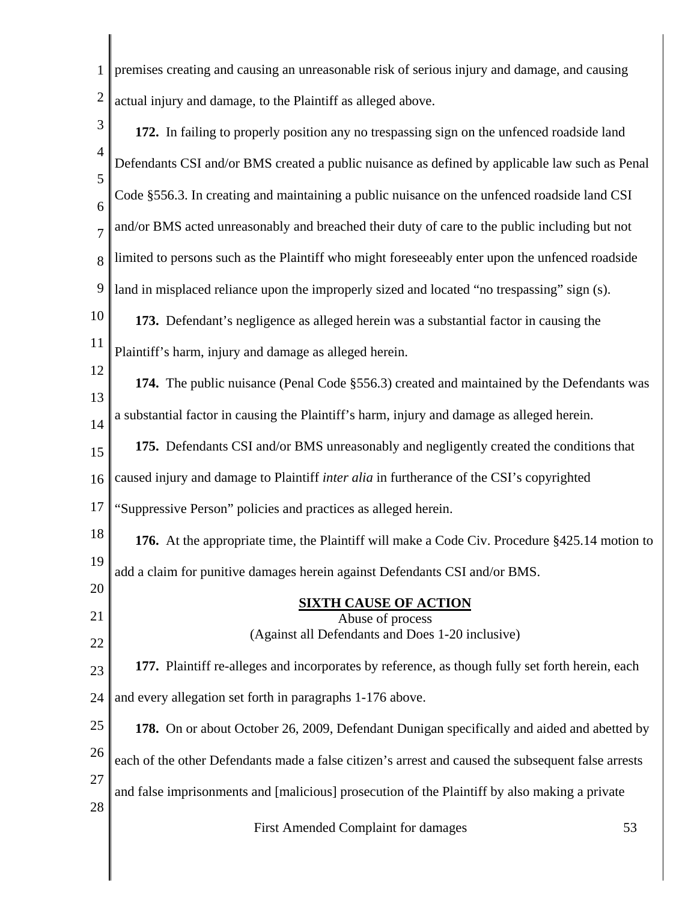premises creating and causing an unreasonable risk of serious injury and damage, and causing actual injury and damage, to the Plaintiff as alleged above.

**172.** In failing to properly position any no trespassing sign on the unfenced roadside land Defendants CSI and/or BMS created a public nuisance as defined by applicable law such as Penal Code §556.3. In creating and maintaining a public nuisance on the unfenced roadside land CSI and/or BMS acted unreasonably and breached their duty of care to the public including but not limited to persons such as the Plaintiff who might foreseeably enter upon the unfenced roadside land in misplaced reliance upon the improperly sized and located "no trespassing" sign (s).

**173.** Defendant's negligence as alleged herein was a substantial factor in causing the Plaintiff's harm, injury and damage as alleged herein.

**174.** The public nuisance (Penal Code §556.3) created and maintained by the Defendants was a substantial factor in causing the Plaintiff's harm, injury and damage as alleged herein.

**175.** Defendants CSI and/or BMS unreasonably and negligently created the conditions that caused injury and damage to Plaintiff *inter alia* in furtherance of the CSI's copyrighted "Suppressive Person" policies and practices as alleged herein.

**176.** At the appropriate time, the Plaintiff will make a Code Civ. Procedure §425.14 motion to add a claim for punitive damages herein against Defendants CSI and/or BMS.

## SIXTH CAUSE OF ACTION

Abuse of process

(Against all Defendants and Does 1-20 inclusive)

**177.** Plaintiff re-alleges and incorporates by reference, as though fully set forth herein, each and every allegation set forth in paragraphs 1-176 above.

**178.** On or about October 26, 2009, Defendant Dunigan specifically and aided and abetted by each of the other Defendants made a false citizen's arrest and caused the subsequent false arrests and false imprisonments and [malicious] prosecution of the Plaintiff by also making a private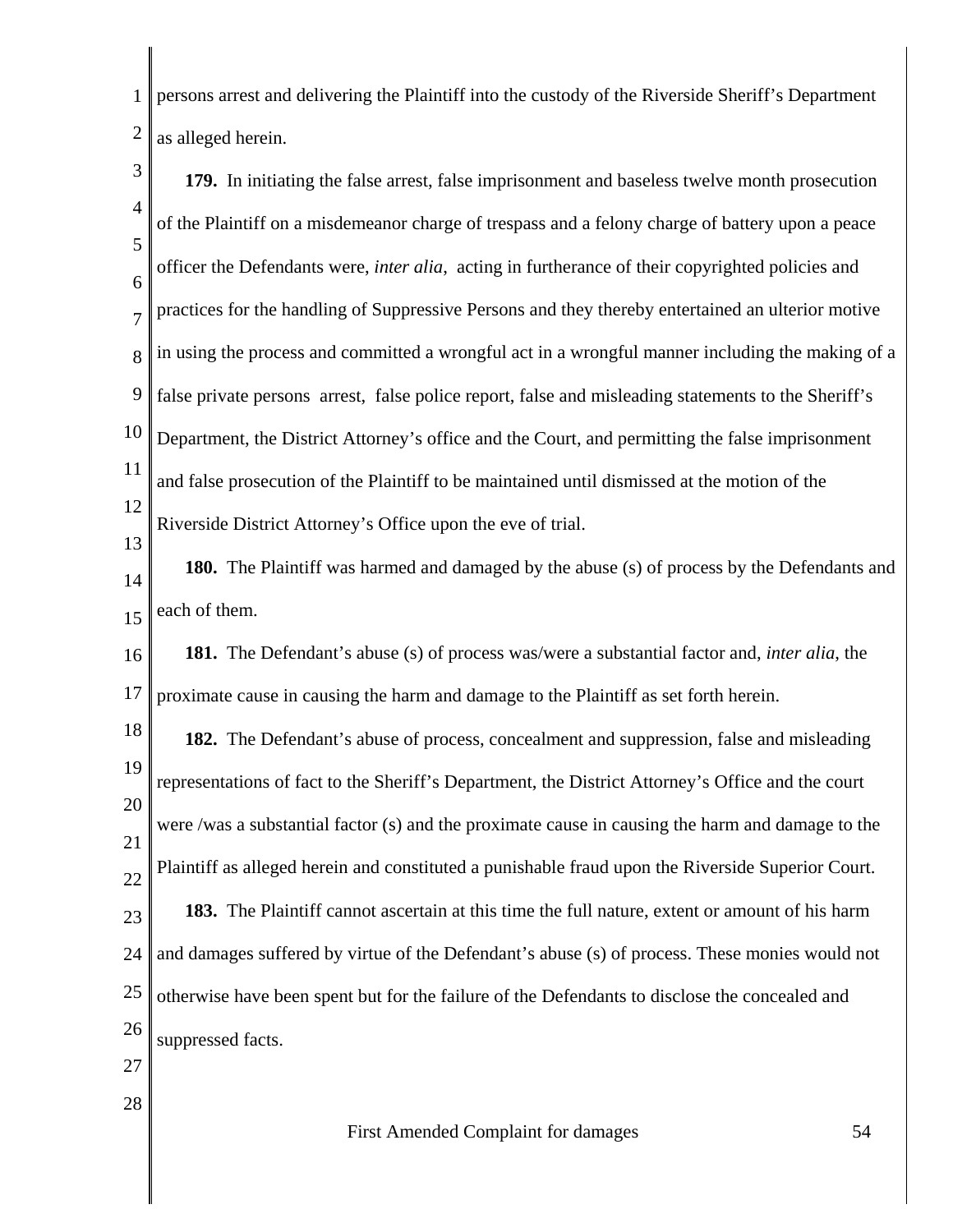persons arrest and delivering the Plaintiff into the custody of the Riverside Sheriff's Department as alleged herein.

**179.** In initiating the false arrest, false imprisonment and baseless twelve month prosecution of the Plaintiff on a misdemeanor charge of trespass and a felony charge of battery upon a peace officer the Defendants were, *inter alia*, acting in furtherance of their copyrighted policies and practices for the handling of Suppressive Persons and they thereby entertained an ulterior motive in using the process and committed a wrongful act in a wrongful manner including the making of a false private persons arrest, false police report, false and misleading statements to the Sheriff's Department, the District Attorney's office and the Court, and permitting the false imprisonment and false prosecution of the Plaintiff to be maintained until dismissed at the motion of the Riverside District Attorney's Office upon the eve of trial.

**180.** The Plaintiff was harmed and damaged by the abuse (s) of process by the Defendants and each of them.

**181.** The Defendant's abuse (s) of process was/were a substantial factor and, *inter alia*, the proximate cause in causing the harm and damage to the Plaintiff as set forth herein.

**182.** The Defendant's abuse of process, concealment and suppression, false and misleading representations of fact to the Sheriff's Department, the District Attorney's Office and the court were /was a substantial factor (s) and the proximate cause in causing the harm and damage to the Plaintiff as alleged herein and constituted a punishable fraud upon the Riverside Superior Court.

**183.** The Plaintiff cannot ascertain at this time the full nature, extent or amount of his harm and damages suffered by virtue of the Defendant's abuse (s) of process. These monies would not otherwise have been spent but for the failure of the Defendants to disclose the concealed and suppressed facts.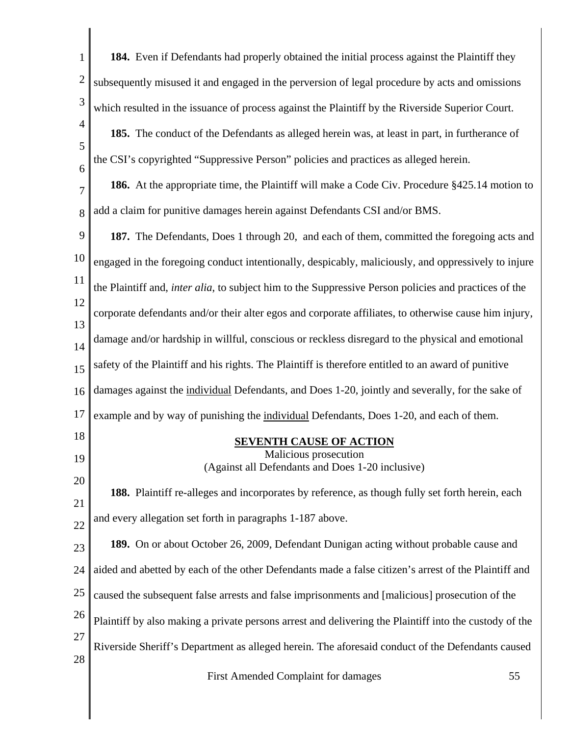**184.** Even if Defendants had properly obtained the initial process against the Plaintiff they subsequently misused it and engaged in the perversion of legal procedure by acts and omissions which resulted in the issuance of process against the Plaintiff by the Riverside Superior Court.

**185.** The conduct of the Defendants as alleged herein was, at least in part, in furtherance of the CSI's copyrighted "Suppressive Person" policies and practices as alleged herein.

**186.** At the appropriate time, the Plaintiff will make a Code Civ. Procedure §425.14 motion to add a claim for punitive damages herein against Defendants CSI and/or BMS.

**187.** The Defendants, Does 1 through 20, and each of them, committed the foregoing acts and engaged in the foregoing conduct intentionally, despicably, maliciously, and oppressively to injure the Plaintiff and, *inter alia*, to subject him to the Suppressive Person policies and practices of the corporate defendants and/or their alter egos and corporate affiliates, to otherwise cause him injury, damage and/or hardship in willful, conscious or reckless disregard to the physical and emotional safety of the Plaintiff and his rights. The Plaintiff is therefore entitled to an award of punitive damages against the <u>individual</u> Defendants, and Does 1-20, jointly and severally, for the sake of example and by way of punishing the <u>individual</u> Defendants, Does 1-20, and each of them.

## SEVENTH CAUSE OF ACTION

Malicious prosecution

(Against all Defendants and Does 1-20 inclusive)

**188.** Plaintiff re-alleges and incorporates by reference, as though fully set forth herein, each and every allegation set forth in paragraphs 1-187 above.

**189.** On or about October 26, 2009, Defendant Dunigan acting without probable cause and aided and abetted by each of the other Defendants made a false citizen's arrest of the Plaintiff and caused the subsequent false arrests and false imprisonments and [malicious] prosecution of the Plaintiff by also making a private persons arrest and delivering the Plaintiff into the custody of the Riverside Sheriff's Department as alleged herein. The aforesaid conduct of the Defendants caused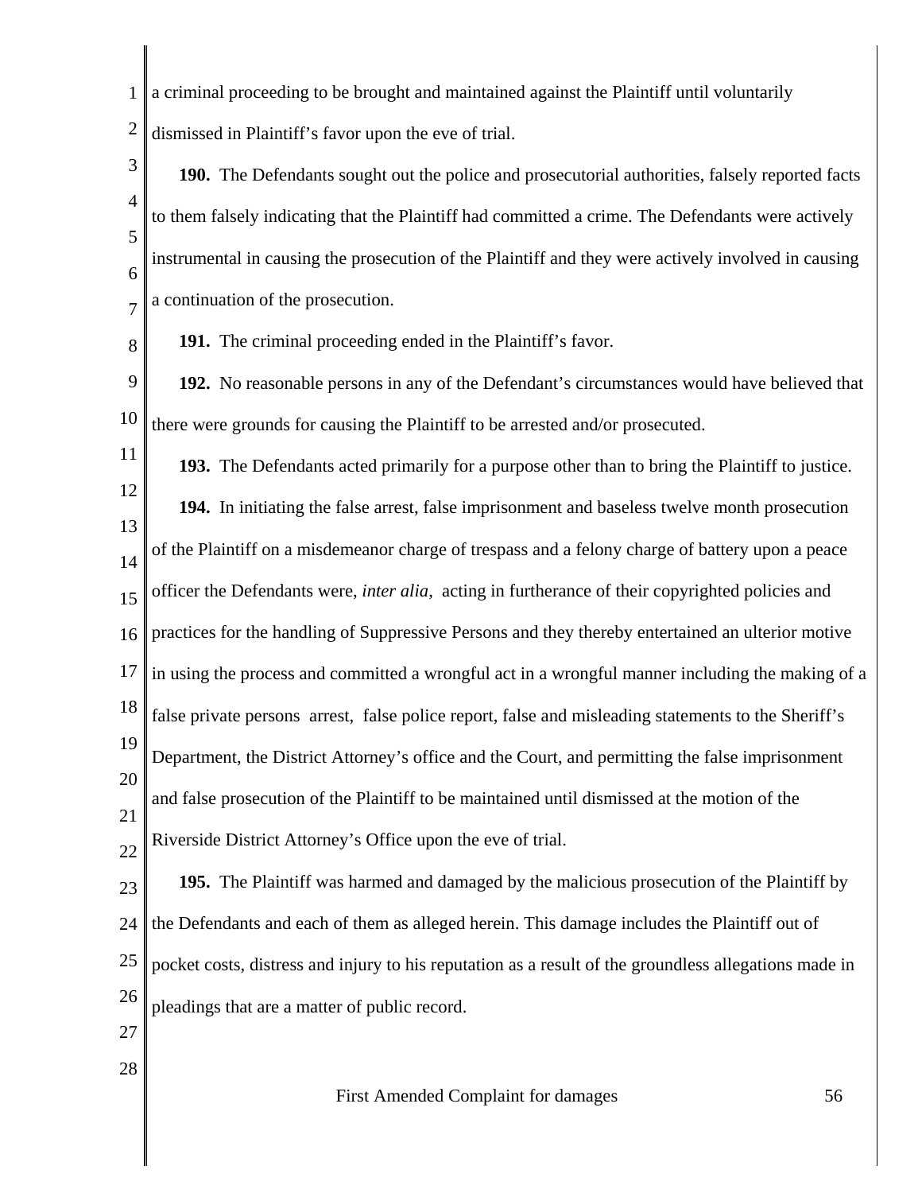a criminal proceeding to be brought and maintained against the Plaintiff until voluntarily dismissed in Plaintiff's favor upon the eve of trial.

**190.** The Defendants sought out the police and prosecutorial authorities, falsely reported facts to them falsely indicating that the Plaintiff had committed a crime. The Defendants were actively instrumental in causing the prosecution of the Plaintiff and they were actively involved in causing a continuation of the prosecution.

**191.** The criminal proceeding ended in the Plaintiff's favor.

**192.** No reasonable persons in any of the Defendant's circumstances would have believed that there were grounds for causing the Plaintiff to be arrested and/or prosecuted.

**193.** The Defendants acted primarily for a purpose other than to bring the Plaintiff to justice.

**194.** In initiating the false arrest, false imprisonment and baseless twelve month prosecution of the Plaintiff on a misdemeanor charge of trespass and a felony charge of battery upon a peace officer the Defendants were, *inter alia*, acting in furtherance of their copyrighted policies and practices for the handling of Suppressive Persons and they thereby entertained an ulterior motive in using the process and committed a wrongful act in a wrongful manner including the making of a false private persons arrest, false police report, false and misleading statements to the Sheriff's Department, the District Attorney's office and the Court, and permitting the false imprisonment and false prosecution of the Plaintiff to be maintained until dismissed at the motion of the Riverside District Attorney's Office upon the eve of trial.

**195.** The Plaintiff was harmed and damaged by the malicious prosecution of the Plaintiff by the Defendants and each of them as alleged herein. This damage includes the Plaintiff out of pocket costs, distress and injury to his reputation as a result of the groundless allegations made in pleadings that are a matter of public record.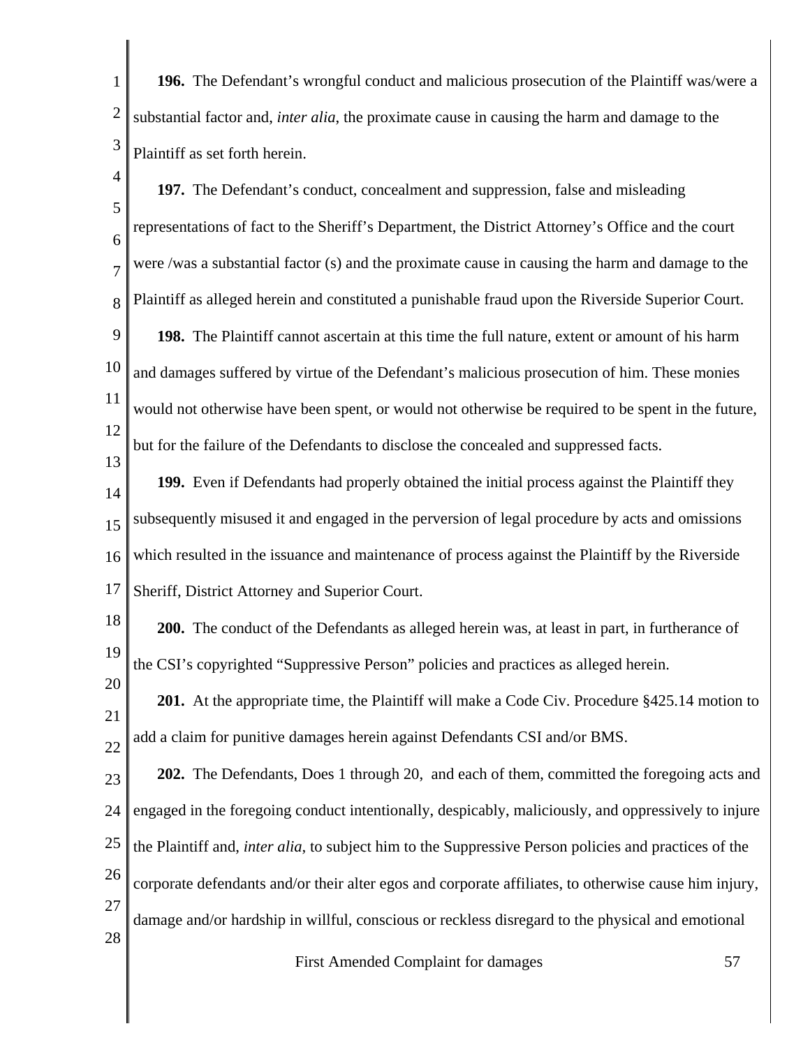**196.** The Defendant's wrongful conduct and malicious prosecution of the Plaintiff was/were a substantial factor and, *inter alia*, the proximate cause in causing the harm and damage to the Plaintiff as set forth herein.

**197.** The Defendant's conduct, concealment and suppression, false and misleading representations of fact to the Sheriff's Department, the District Attorney's Office and the court were /was a substantial factor (s) and the proximate cause in causing the harm and damage to the Plaintiff as alleged herein and constituted a punishable fraud upon the Riverside Superior Court.

**198.** The Plaintiff cannot ascertain at this time the full nature, extent or amount of his harm and damages suffered by virtue of the Defendant's malicious prosecution of him. These monies would not otherwise have been spent, or would not otherwise be required to be spent in the future, but for the failure of the Defendants to disclose the concealed and suppressed facts.

**199.** Even if Defendants had properly obtained the initial process against the Plaintiff they subsequently misused it and engaged in the perversion of legal procedure by acts and omissions which resulted in the issuance and maintenance of process against the Plaintiff by the Riverside Sheriff, District Attorney and Superior Court.

**200.** The conduct of the Defendants as alleged herein was, at least in part, in furtherance of the CSI's copyrighted "Suppressive Person" policies and practices as alleged herein.

**201.** At the appropriate time, the Plaintiff will make a Code Civ. Procedure §425.14 motion to add a claim for punitive damages herein against Defendants CSI and/or BMS.

**202.** The Defendants, Does 1 through 20, and each of them, committed the foregoing acts and engaged in the foregoing conduct intentionally, despicably, maliciously, and oppressively to injure the Plaintiff and, *inter alia*, to subject him to the Suppressive Person policies and practices of the corporate defendants and/or their alter egos and corporate affiliates, to otherwise cause him injury, damage and/or hardship in willful, conscious or reckless disregard to the physical and emotional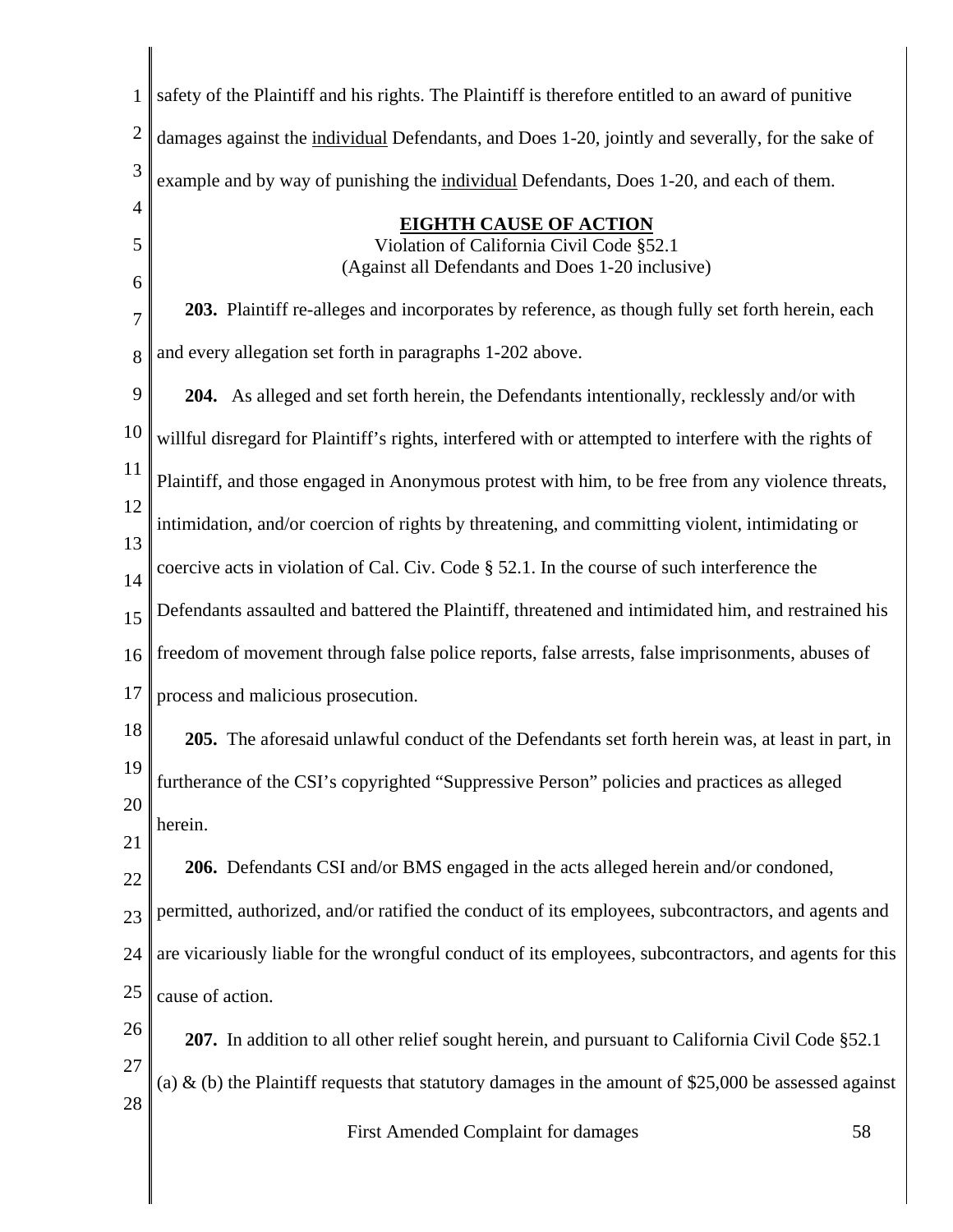safety of the Plaintiff and his rights. The Plaintiff is therefore entitled to an award of punitive damages against the individual Defendants, and Does 1-20, jointly and severally, for the sake of example and by way of punishing the individual Defendants, Does 1-20, and each of them.

## EIGHTH CAUSE OF ACTION

Violation of California Civil Code §52.1
(Against all Defendants and Does 1-20 inclusive)

**203.** Plaintiff re-alleges and incorporates by reference, as though fully set forth herein, each and every allegation set forth in paragraphs 1-202 above.

**204.** As alleged and set forth herein, the Defendants intentionally, recklessly and/or with willful disregard for Plaintiff's rights, interfered with or attempted to interfere with the rights of Plaintiff, and those engaged in Anonymous protest with him, to be free from any violence threats, intimidation, and/or coercion of rights by threatening, and committing violent, intimidating or coercive acts in violation of Cal. Civ. Code § 52.1. In the course of such interference the Defendants assaulted and battered the Plaintiff, threatened and intimidated him, and restrained his freedom of movement through false police reports, false arrests, false imprisonments, abuses of process and malicious prosecution.

**205.** The aforesaid unlawful conduct of the Defendants set forth herein was, at least in part, in furtherance of the CSI's copyrighted "Suppressive Person" policies and practices as alleged herein.

**206.** Defendants CSI and/or BMS engaged in the acts alleged herein and/or condoned, permitted, authorized, and/or ratified the conduct of its employees, subcontractors, and agents and are vicariously liable for the wrongful conduct of its employees, subcontractors, and agents for this cause of action.

**207.** In addition to all other relief sought herein, and pursuant to California Civil Code §52.1 (a) & (b) the Plaintiff requests that statutory damages in the amount of $25,000 be assessed against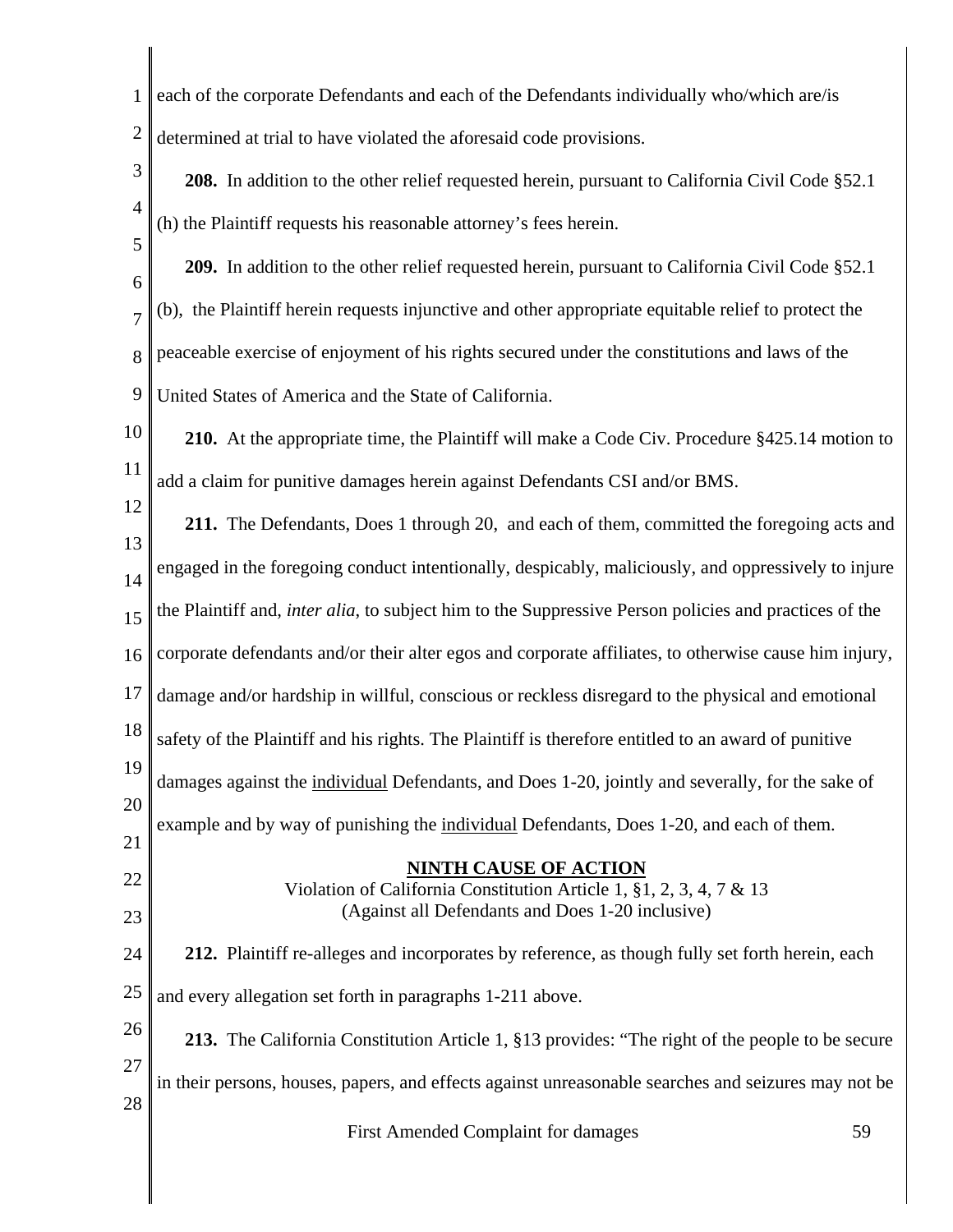each of the corporate Defendants and each of the Defendants individually who/which are/is determined at trial to have violated the aforesaid code provisions.

**208.** In addition to the other relief requested herein, pursuant to California Civil Code §52.1 (h) the Plaintiff requests his reasonable attorney's fees herein.

**209.** In addition to the other relief requested herein, pursuant to California Civil Code §52.1 (b), the Plaintiff herein requests injunctive and other appropriate equitable relief to protect the peaceable exercise of enjoyment of his rights secured under the constitutions and laws of the United States of America and the State of California.

**210.** At the appropriate time, the Plaintiff will make a Code Civ. Procedure §425.14 motion to add a claim for punitive damages herein against Defendants CSI and/or BMS.

**211.** The Defendants, Does 1 through 20, and each of them, committed the foregoing acts and engaged in the foregoing conduct intentionally, despicably, maliciously, and oppressively to injure the Plaintiff and, *inter alia*, to subject him to the Suppressive Person policies and practices of the corporate defendants and/or their alter egos and corporate affiliates, to otherwise cause him injury, damage and/or hardship in willful, conscious or reckless disregard to the physical and emotional safety of the Plaintiff and his rights. The Plaintiff is therefore entitled to an award of punitive damages against the <u>individual</u> Defendants, and Does 1-20, jointly and severally, for the sake of example and by way of punishing the <u>individual</u> Defendants, Does 1-20, and each of them.

## NINTH CAUSE OF ACTION

Violation of California Constitution Article 1, §1, 2, 3, 4, 7 & 13
(Against all Defendants and Does 1-20 inclusive)

**212.** Plaintiff re-alleges and incorporates by reference, as though fully set forth herein, each and every allegation set forth in paragraphs 1-211 above.

**213.** The California Constitution Article 1, §13 provides: "The right of the people to be secure in their persons, houses, papers, and effects against unreasonable searches and seizures may not be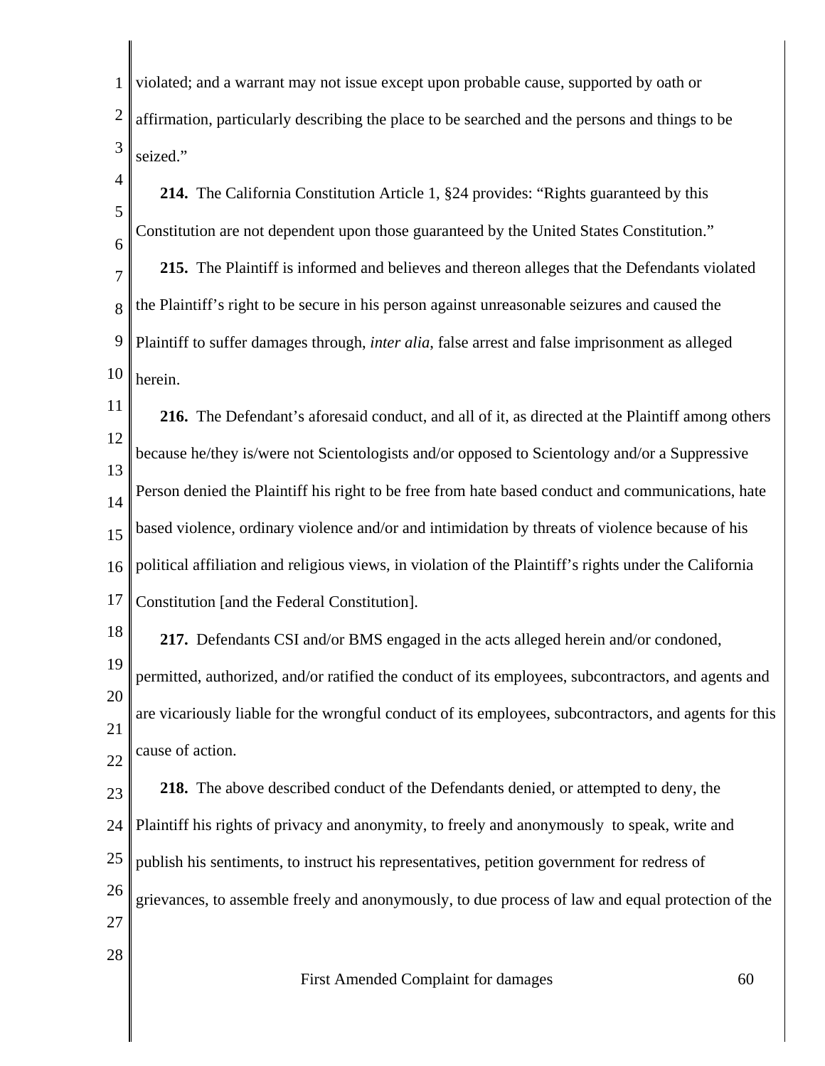violated; and a warrant may not issue except upon probable cause, supported by oath or affirmation, particularly describing the place to be searched and the persons and things to be seized."

**214.** The California Constitution Article 1, §24 provides: "Rights guaranteed by this Constitution are not dependent upon those guaranteed by the United States Constitution."

**215.** The Plaintiff is informed and believes and thereon alleges that the Defendants violated the Plaintiff's right to be secure in his person against unreasonable seizures and caused the Plaintiff to suffer damages through, *inter alia*, false arrest and false imprisonment as alleged herein.

**216.** The Defendant's aforesaid conduct, and all of it, as directed at the Plaintiff among others because he/they is/were not Scientologists and/or opposed to Scientology and/or a Suppressive Person denied the Plaintiff his right to be free from hate based conduct and communications, hate based violence, ordinary violence and/or and intimidation by threats of violence because of his political affiliation and religious views, in violation of the Plaintiff's rights under the California Constitution [and the Federal Constitution].

**217.** Defendants CSI and/or BMS engaged in the acts alleged herein and/or condoned, permitted, authorized, and/or ratified the conduct of its employees, subcontractors, and agents and are vicariously liable for the wrongful conduct of its employees, subcontractors, and agents for this cause of action.

**218.** The above described conduct of the Defendants denied, or attempted to deny, the Plaintiff his rights of privacy and anonymity, to freely and anonymously to speak, write and publish his sentiments, to instruct his representatives, petition government for redress of grievances, to assemble freely and anonymously, to due process of law and equal protection of the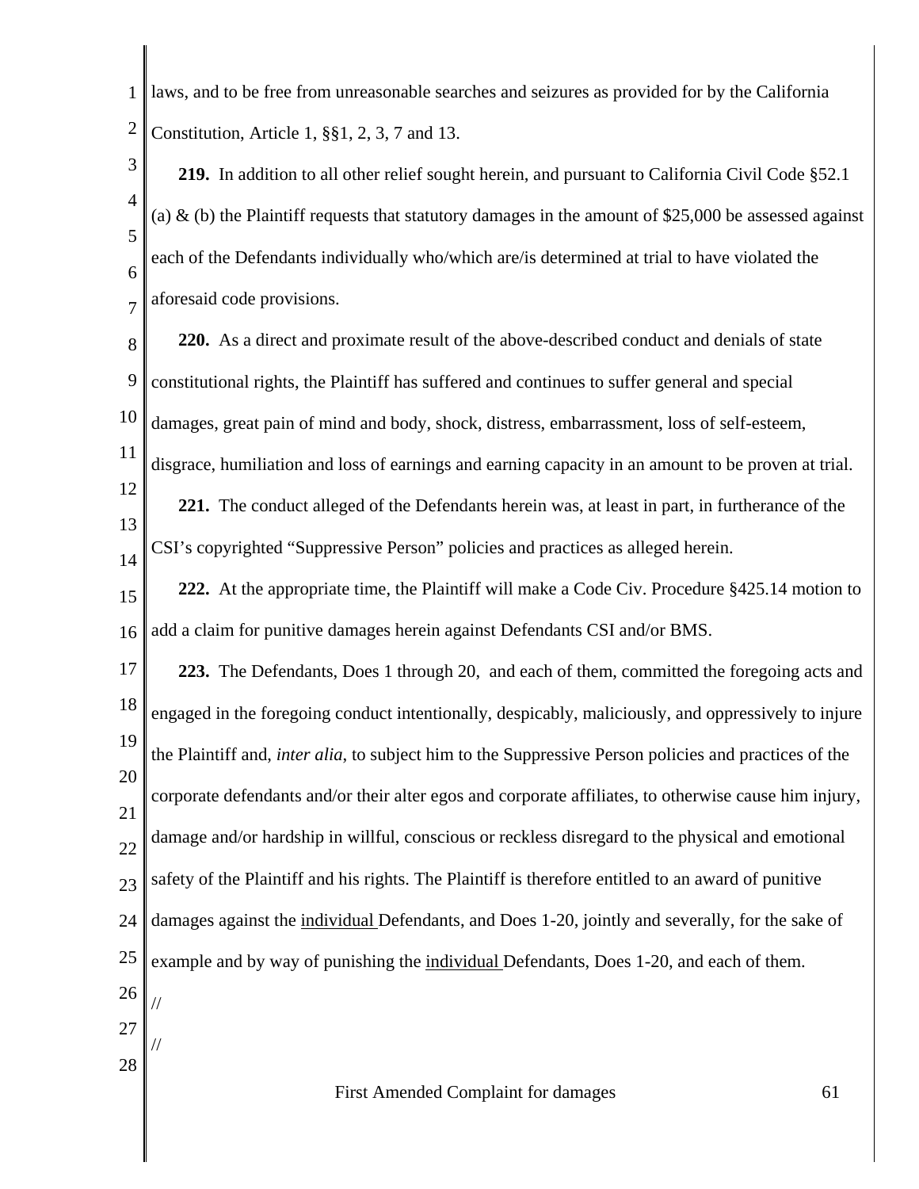laws, and to be free from unreasonable searches and seizures as provided for by the California Constitution, Article 1, §§1, 2, 3, 7 and 13.

**219.** In addition to all other relief sought herein, and pursuant to California Civil Code §52.1 (a) & (b) the Plaintiff requests that statutory damages in the amount of $25,000 be assessed against each of the Defendants individually who/which are/is determined at trial to have violated the aforesaid code provisions.

**220.** As a direct and proximate result of the above-described conduct and denials of state constitutional rights, the Plaintiff has suffered and continues to suffer general and special damages, great pain of mind and body, shock, distress, embarrassment, loss of self-esteem, disgrace, humiliation and loss of earnings and earning capacity in an amount to be proven at trial.

**221.** The conduct alleged of the Defendants herein was, at least in part, in furtherance of the CSI's copyrighted "Suppressive Person" policies and practices as alleged herein.

**222.** At the appropriate time, the Plaintiff will make a Code Civ. Procedure §425.14 motion to add a claim for punitive damages herein against Defendants CSI and/or BMS.

**223.** The Defendants, Does 1 through 20, and each of them, committed the foregoing acts and engaged in the foregoing conduct intentionally, despicably, maliciously, and oppressively to injure the Plaintiff and, *inter alia*, to subject him to the Suppressive Person policies and practices of the corporate defendants and/or their alter egos and corporate affiliates, to otherwise cause him injury, damage and/or hardship in willful, conscious or reckless disregard to the physical and emotional safety of the Plaintiff and his rights. The Plaintiff is therefore entitled to an award of punitive damages against the <u>individual</u> Defendants, and Does 1-20, jointly and severally, for the sake of example and by way of punishing the <u>individual</u> Defendants, Does 1-20, and each of them.

//

//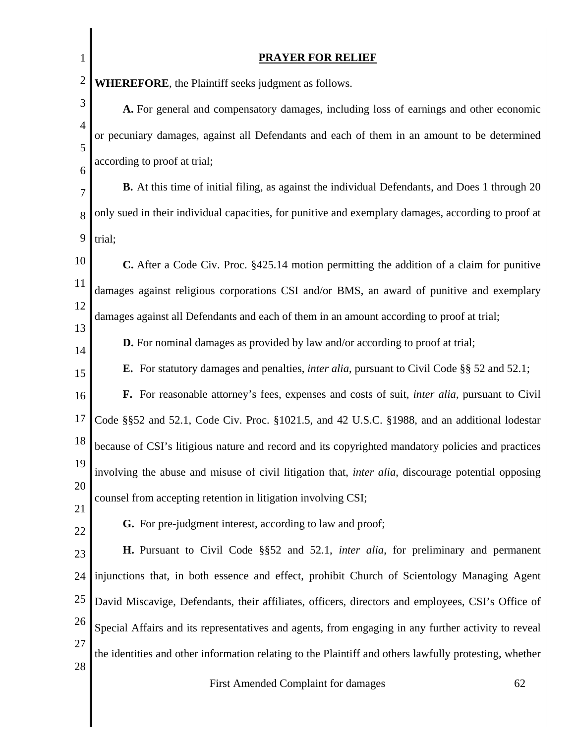## PRAYER FOR RELIEF

**WHEREFORE**, the Plaintiff seeks judgment as follows.

**A.** For general and compensatory damages, including loss of earnings and other economic or pecuniary damages, against all Defendants and each of them in an amount to be determined according to proof at trial;

**B.** At this time of initial filing, as against the individual Defendants, and Does 1 through 20 only sued in their individual capacities, for punitive and exemplary damages, according to proof at trial;

**C.** After a Code Civ. Proc. §425.14 motion permitting the addition of a claim for punitive damages against religious corporations CSI and/or BMS, an award of punitive and exemplary damages against all Defendants and each of them in an amount according to proof at trial;

**D.** For nominal damages as provided by law and/or according to proof at trial;

**E.** For statutory damages and penalties, *inter alia*, pursuant to Civil Code §§ 52 and 52.1;

**F.** For reasonable attorney's fees, expenses and costs of suit, *inter alia*, pursuant to Civil Code §§52 and 52.1, Code Civ. Proc. §1021.5, and 42 U.S.C. §1988, and an additional lodestar because of CSI's litigious nature and record and its copyrighted mandatory policies and practices involving the abuse and misuse of civil litigation that, *inter alia*, discourage potential opposing counsel from accepting retention in litigation involving CSI;

**G.** For pre-judgment interest, according to law and proof;

**H.** Pursuant to Civil Code §§52 and 52.1, *inter alia*, for preliminary and permanent injunctions that, in both essence and effect, prohibit Church of Scientology Managing Agent David Miscavige, Defendants, their affiliates, officers, directors and employees, CSI's Office of Special Affairs and its representatives and agents, from engaging in any further activity to reveal the identities and other information relating to the Plaintiff and others lawfully protesting, whether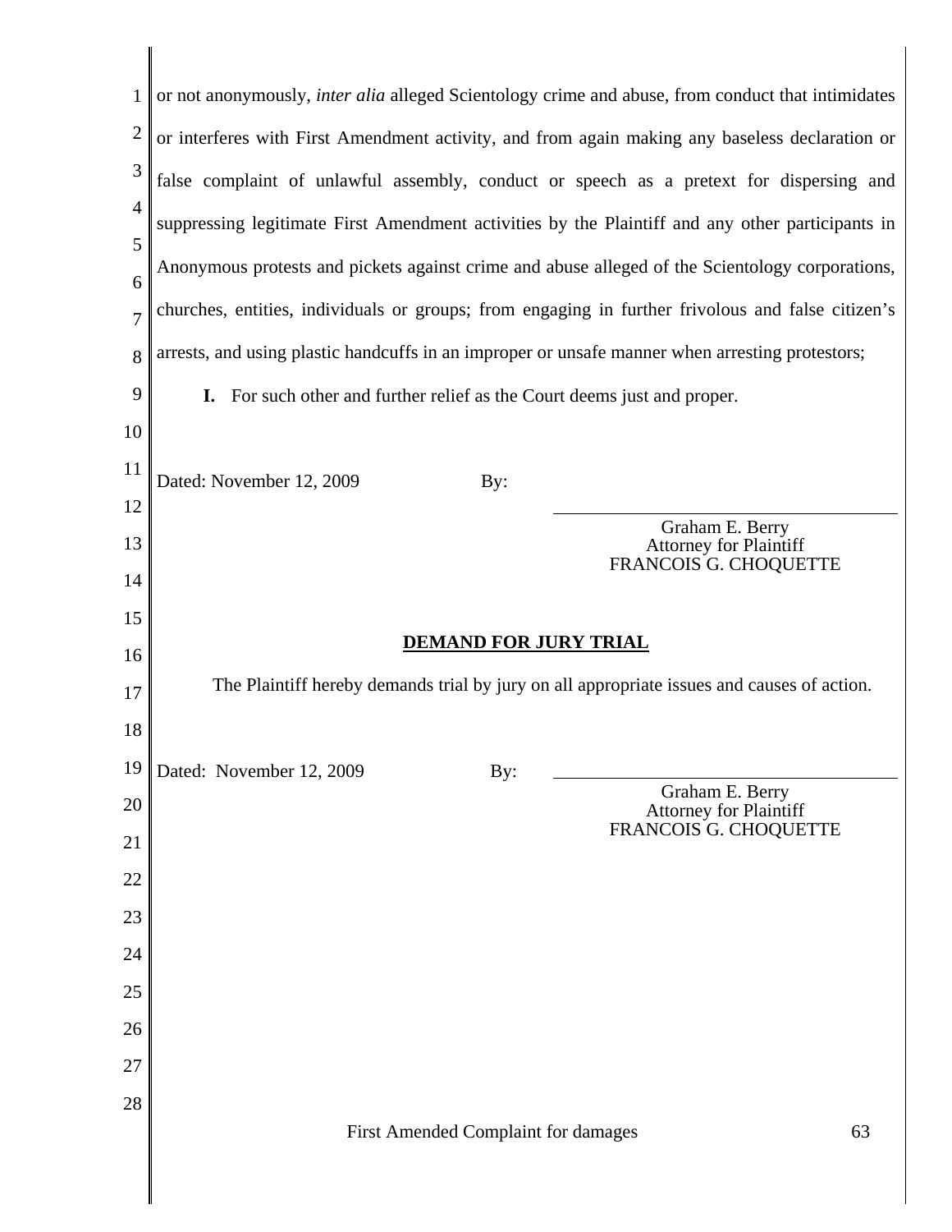or not anonymously, *inter alia* alleged Scientology crime and abuse, from conduct that intimidates or interferes with First Amendment activity, and from again making any baseless declaration or false complaint of unlawful assembly, conduct or speech as a pretext for dispersing and suppressing legitimate First Amendment activities by the Plaintiff and any other participants in Anonymous protests and pickets against crime and abuse alleged of the Scientology corporations, churches, entities, individuals or groups; from engaging in further frivolous and false citizen's arrests, and using plastic handcuffs in an improper or unsafe manner when arresting protestors;

**I.** For such other and further relief as the Court deems just and proper.

Dated: November 12, 2009 By: \_\_\_\_\_\_\_\_\_\_\_\_\_\_\_\_\_\_\_\_\_\_\_\_\_\_\_\_\_\_

Graham E. Berry
Attorney for Plaintiff
FRANCOIS G. CHOQUETTE

**DEMAND FOR JURY TRIAL**

The Plaintiff hereby demands trial by jury on all appropriate issues and causes of action.

Dated: November 12, 2009 By: \_\_\_\_\_\_\_\_\_\_\_\_\_\_\_\_\_\_\_\_\_\_\_\_\_\_\_\_\_\_

Graham E. Berry
Attorney for Plaintiff
FRANCOIS G. CHOQUETTE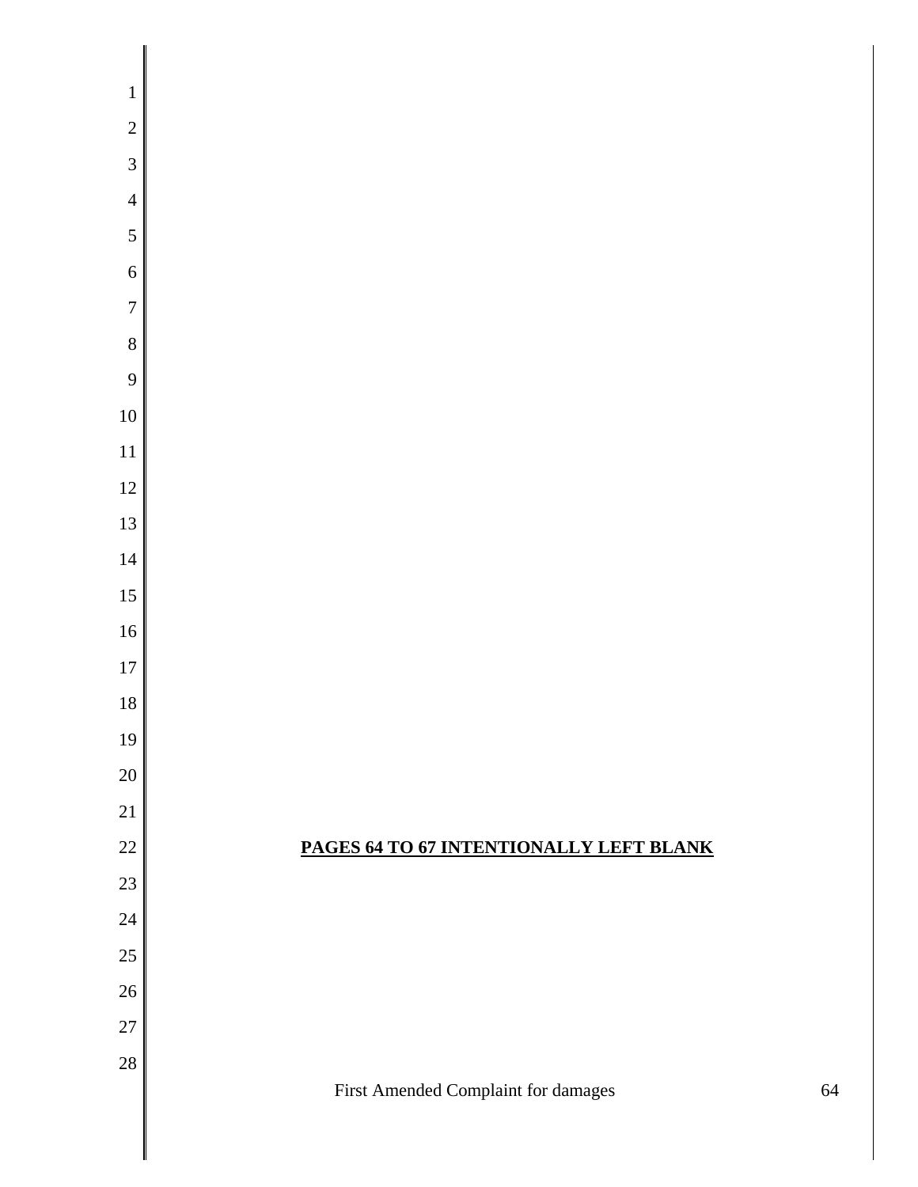**PAGES 64 TO 67 INTENTIONALLY LEFT BLANK**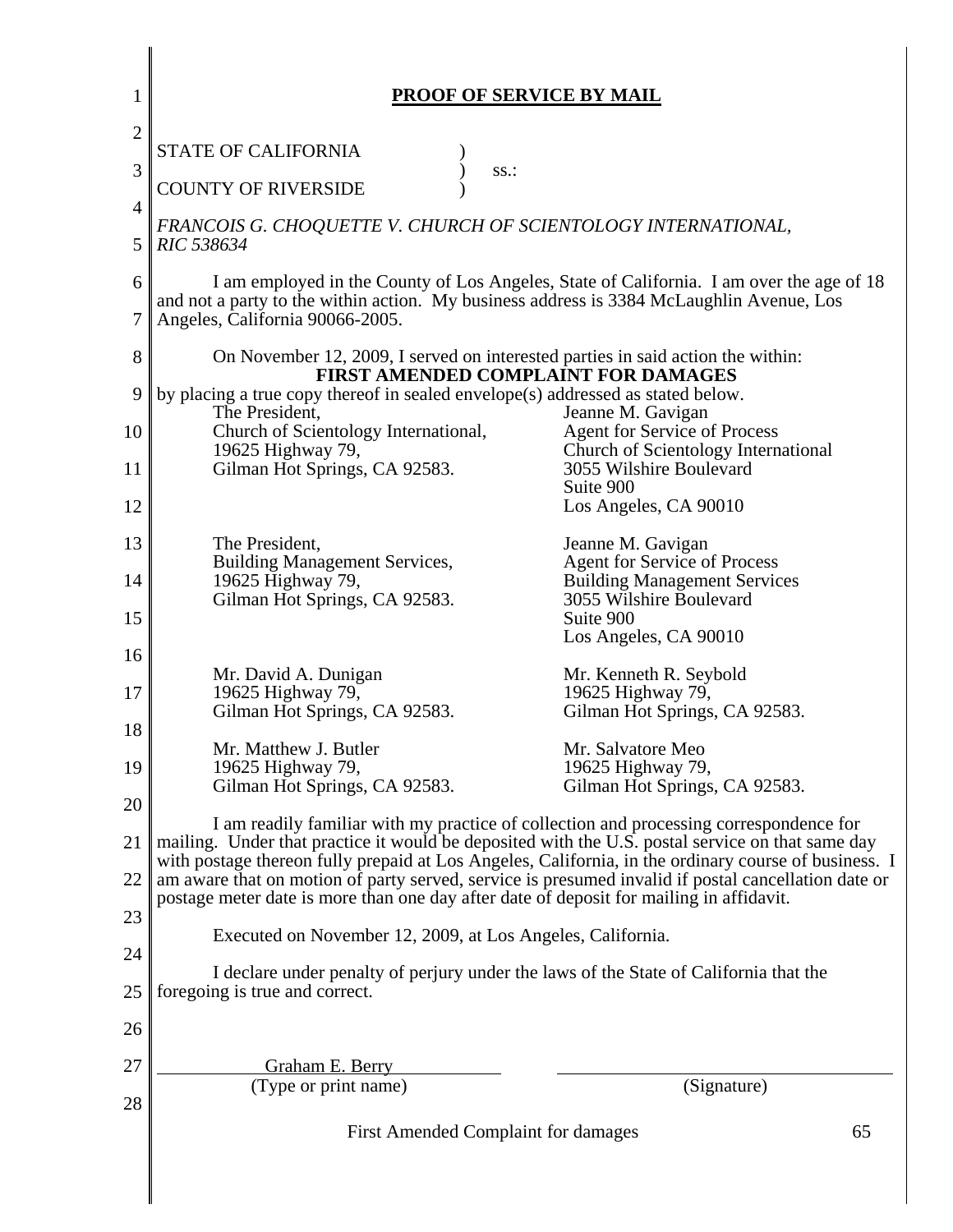# PROOF OF SERVICE BY MAIL

STATE OF CALIFORNIA )
) ss.:
COUNTY OF RIVERSIDE )

*FRANCOIS G. CHOQUETTE V. CHURCH OF SCIENTOLOGY INTERNATIONAL, RIC 538634*

I am employed in the County of Los Angeles, State of California. I am over the age of 18 and not a party to the within action. My business address is 3384 McLaughlin Avenue, Los Angeles, California 90066-2005.

On November 12, 2009, I served on interested parties in said action the within:

**FIRST AMENDED COMPLAINT FOR DAMAGES**

by placing a true copy thereof in sealed envelope(s) addressed as stated below.

The President,
Church of Scientology International,
19625 Highway 79,
Gilman Hot Springs, CA 92583.

Jeanne M. Gavigan
Agent for Service of Process
Church of Scientology International
3055 Wilshire Boulevard
Suite 900
Los Angeles, CA 90010

The President,
Building Management Services,
19625 Highway 79,
Gilman Hot Springs, CA 92583.

Jeanne M. Gavigan
Agent for Service of Process
Building Management Services
3055 Wilshire Boulevard
Suite 900
Los Angeles, CA 90010

Mr. David A. Dunigan
19625 Highway 79,
Gilman Hot Springs, CA 92583.

Mr. Kenneth R. Seybold
19625 Highway 79,
Gilman Hot Springs, CA 92583.

Mr. Matthew J. Butler
19625 Highway 79,
Gilman Hot Springs, CA 92583.

Mr. Salvatore Meo
19625 Highway 79,
Gilman Hot Springs, CA 92583.

I am readily familiar with my practice of collection and processing correspondence for mailing. Under that practice it would be deposited with the U.S. postal service on that same day with postage thereon fully prepaid at Los Angeles, California, in the ordinary course of business. I am aware that on motion of party served, service is presumed invalid if postal cancellation date or postage meter date is more than one day after date of deposit for mailing in affidavit.

Executed on November 12, 2009, at Los Angeles, California.

I declare under penalty of perjury under the laws of the State of California that the foregoing is true and correct.

Graham E. Berry
(Type or print name)

(Signature)